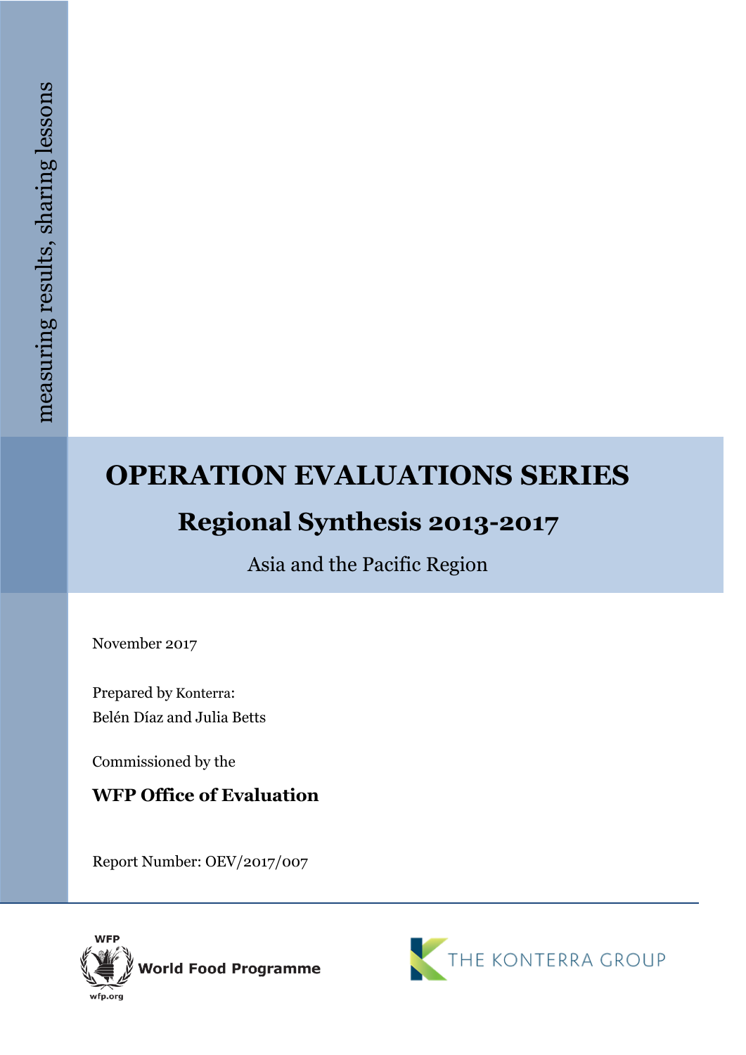measuring results, sharing lessons

# OPERATION EVALUATIONS SERIES

## Regional Synthesis 2013-2017

Asia and the Pacific Region

November 2017

Prepared by Konterra:
Belén Díaz and Julia Betts

Commissioned by the

**WFP Office of Evaluation**

Report Number: OEV/2017/007

WFP World Food Programme wfp.org

THE KONTERRA GROUP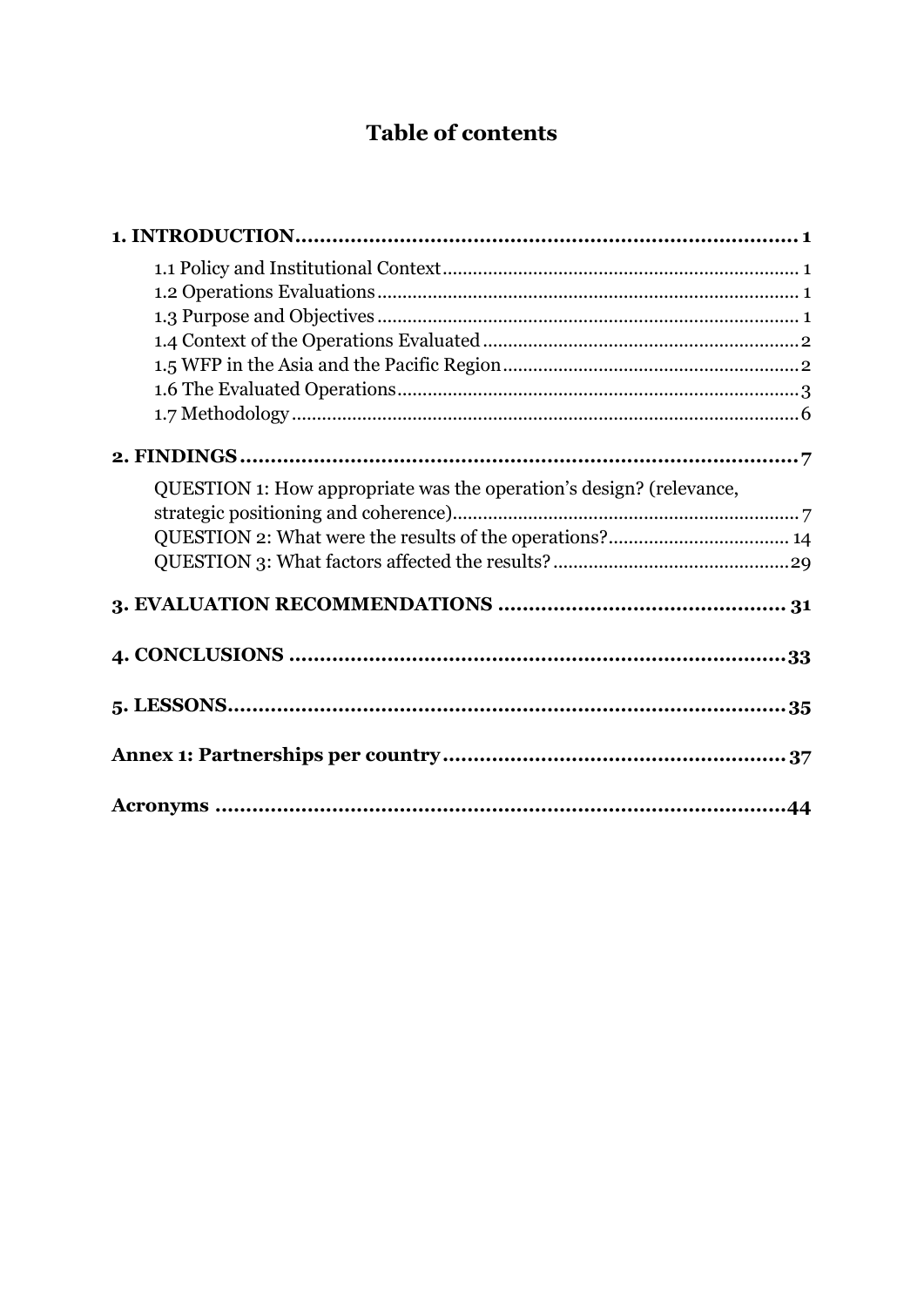# Table of contents

**1. INTRODUCTION.................................................................................. 1**

1.1 Policy and Institutional Context...................................................................... 1
1.2 Operations Evaluations................................................................................... 1
1.3 Purpose and Objectives................................................................................... 1
1.4 Context of the Operations Evaluated.............................................................. 2
1.5 WFP in the Asia and the Pacific Region.......................................................... 2
1.6 The Evaluated Operations............................................................................... 3
1.7 Methodology.................................................................................................... 6

**2. FINDINGS.......................................................................................... 7**

QUESTION 1: How appropriate was the operation's design? (relevance, strategic positioning and coherence).................................................................... 7
QUESTION 2: What were the results of the operations?................................... 14
QUESTION 3: What factors affected the results?.............................................. 29

**3. EVALUATION RECOMMENDATIONS .............................................. 31**

**4. CONCLUSIONS ................................................................................ 33**

**5. LESSONS.......................................................................................... 35**

**Annex 1: Partnerships per country...................................................... 37**

**Acronyms ............................................................................................ 44**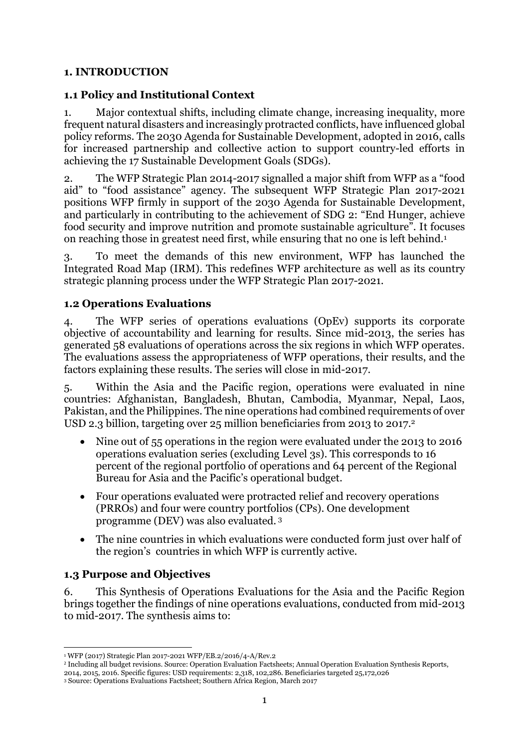## 1. INTRODUCTION

### 1.1 Policy and Institutional Context

1. Major contextual shifts, including climate change, increasing inequality, more frequent natural disasters and increasingly protracted conflicts, have influenced global policy reforms. The 2030 Agenda for Sustainable Development, adopted in 2016, calls for increased partnership and collective action to support country-led efforts in achieving the 17 Sustainable Development Goals (SDGs).

2. The WFP Strategic Plan 2014-2017 signalled a major shift from WFP as a "food aid" to "food assistance" agency. The subsequent WFP Strategic Plan 2017-2021 positions WFP firmly in support of the 2030 Agenda for Sustainable Development, and particularly in contributing to the achievement of SDG 2: "End Hunger, achieve food security and improve nutrition and promote sustainable agriculture". It focuses on reaching those in greatest need first, while ensuring that no one is left behind.[1]

3. To meet the demands of this new environment, WFP has launched the Integrated Road Map (IRM). This redefines WFP architecture as well as its country strategic planning process under the WFP Strategic Plan 2017-2021.

### 1.2 Operations Evaluations

4. The WFP series of operations evaluations (OpEv) supports its corporate objective of accountability and learning for results. Since mid-2013, the series has generated 58 evaluations of operations across the six regions in which WFP operates. The evaluations assess the appropriateness of WFP operations, their results, and the factors explaining these results. The series will close in mid-2017.

5. Within the Asia and the Pacific region, operations were evaluated in nine countries: Afghanistan, Bangladesh, Bhutan, Cambodia, Myanmar, Nepal, Laos, Pakistan, and the Philippines. The nine operations had combined requirements of over USD 2.3 billion, targeting over 25 million beneficiaries from 2013 to 2017.[2]

- Nine out of 55 operations in the region were evaluated under the 2013 to 2016 operations evaluation series (excluding Level 3s). This corresponds to 16 percent of the regional portfolio of operations and 64 percent of the Regional Bureau for Asia and the Pacific's operational budget.
- Four operations evaluated were protracted relief and recovery operations (PRROs) and four were country portfolios (CPs). One development programme (DEV) was also evaluated. [3]
- The nine countries in which evaluations were conducted form just over half of the region's countries in which WFP is currently active.

### 1.3 Purpose and Objectives

6. This Synthesis of Operations Evaluations for the Asia and the Pacific Region brings together the findings of nine operations evaluations, conducted from mid-2013 to mid-2017. The synthesis aims to:

---

[1] WFP (2017) Strategic Plan 2017-2021 WFP/EB.2/2016/4-A/Rev.2

[2] Including all budget revisions. Source: Operation Evaluation Factsheets; Annual Operation Evaluation Synthesis Reports, 2014, 2015, 2016. Specific figures: USD requirements: 2,318, 102,286. Beneficiaries targeted 25,172,026

[3] Source: Operations Evaluations Factsheet; Southern Africa Region, March 2017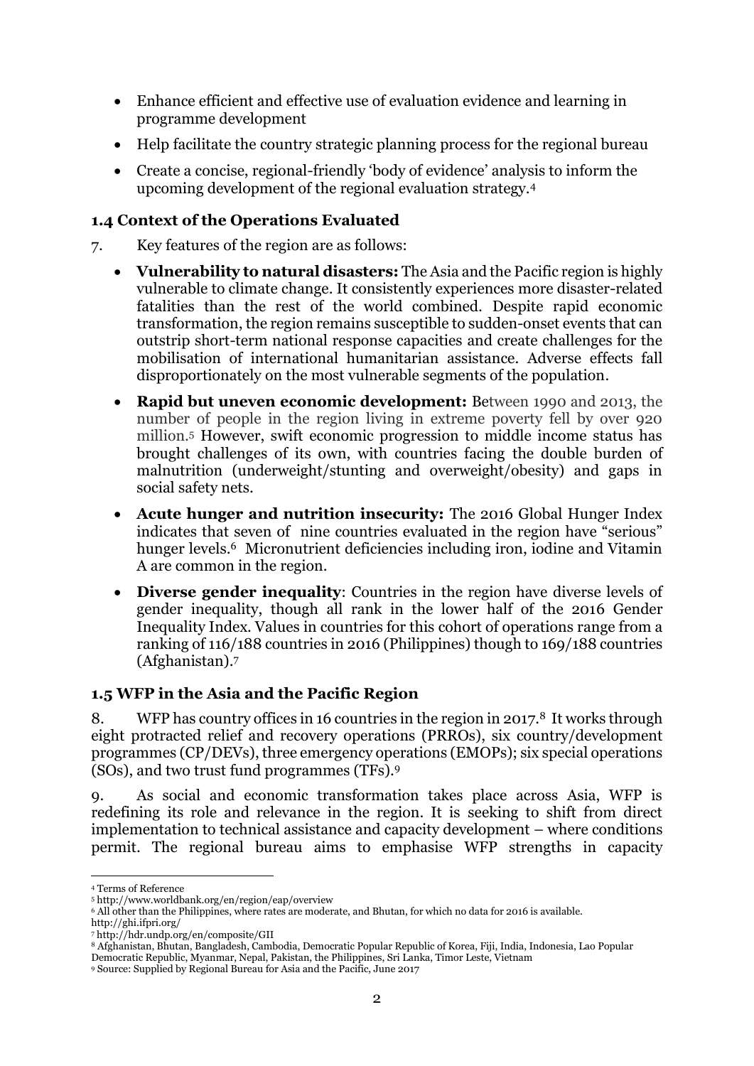- Enhance efficient and effective use of evaluation evidence and learning in programme development
- Help facilitate the country strategic planning process for the regional bureau
- Create a concise, regional-friendly 'body of evidence' analysis to inform the upcoming development of the regional evaluation strategy.[4]

### 1.4 Context of the Operations Evaluated

7. Key features of the region are as follows:

- **Vulnerability to natural disasters:** The Asia and the Pacific region is highly vulnerable to climate change. It consistently experiences more disaster-related fatalities than the rest of the world combined. Despite rapid economic transformation, the region remains susceptible to sudden-onset events that can outstrip short-term national response capacities and create challenges for the mobilisation of international humanitarian assistance. Adverse effects fall disproportionately on the most vulnerable segments of the population.
- **Rapid but uneven economic development:** Between 1990 and 2013, the number of people in the region living in extreme poverty fell by over 920 million.[5] However, swift economic progression to middle income status has brought challenges of its own, with countries facing the double burden of malnutrition (underweight/stunting and overweight/obesity) and gaps in social safety nets.
- **Acute hunger and nutrition insecurity:** The 2016 Global Hunger Index indicates that seven of nine countries evaluated in the region have "serious" hunger levels.[6] Micronutrient deficiencies including iron, iodine and Vitamin A are common in the region.
- **Diverse gender inequality**: Countries in the region have diverse levels of gender inequality, though all rank in the lower half of the 2016 Gender Inequality Index. Values in countries for this cohort of operations range from a ranking of 116/188 countries in 2016 (Philippines) though to 169/188 countries (Afghanistan).[7]

### 1.5 WFP in the Asia and the Pacific Region

8. WFP has country offices in 16 countries in the region in 2017.[8] It works through eight protracted relief and recovery operations (PRROs), six country/development programmes (CP/DEVs), three emergency operations (EMOPs); six special operations (SOs), and two trust fund programmes (TFs).[9]

9. As social and economic transformation takes place across Asia, WFP is redefining its role and relevance in the region. It is seeking to shift from direct implementation to technical assistance and capacity development – where conditions permit. The regional bureau aims to emphasise WFP strengths in capacity

---

[4] Terms of Reference

[5] http://www.worldbank.org/en/region/eap/overview

[6] All other than the Philippines, where rates are moderate, and Bhutan, for which no data for 2016 is available. http://ghi.ifpri.org/

[7] http://hdr.undp.org/en/composite/GII

[8] Afghanistan, Bhutan, Bangladesh, Cambodia, Democratic Popular Republic of Korea, Fiji, India, Indonesia, Lao Popular Democratic Republic, Myanmar, Nepal, Pakistan, the Philippines, Sri Lanka, Timor Leste, Vietnam

[9] Source: Supplied by Regional Bureau for Asia and the Pacific, June 2017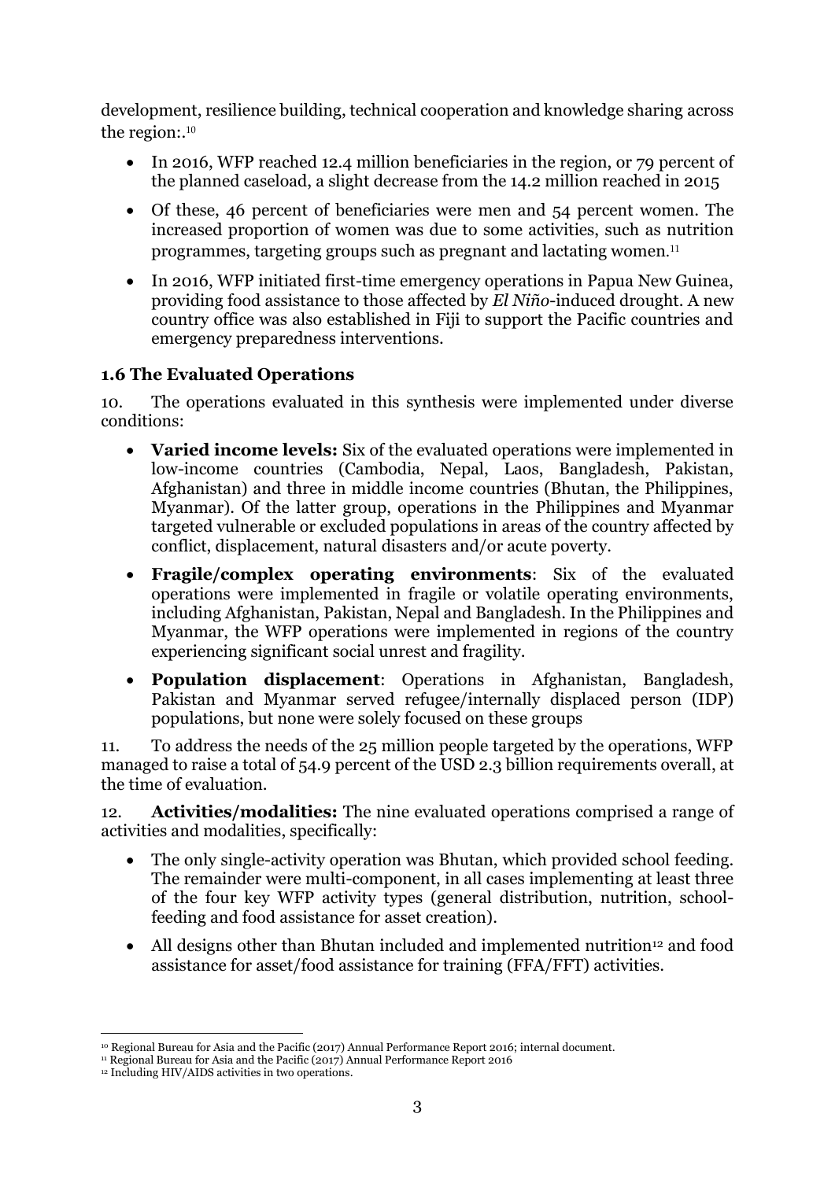development, resilience building, technical cooperation and knowledge sharing across the region:.[10]

- In 2016, WFP reached 12.4 million beneficiaries in the region, or 79 percent of the planned caseload, a slight decrease from the 14.2 million reached in 2015
- Of these, 46 percent of beneficiaries were men and 54 percent women. The increased proportion of women was due to some activities, such as nutrition programmes, targeting groups such as pregnant and lactating women.[11]
- In 2016, WFP initiated first-time emergency operations in Papua New Guinea, providing food assistance to those affected by *El Niño*-induced drought. A new country office was also established in Fiji to support the Pacific countries and emergency preparedness interventions.

### 1.6 The Evaluated Operations

10. The operations evaluated in this synthesis were implemented under diverse conditions:

- **Varied income levels:** Six of the evaluated operations were implemented in low-income countries (Cambodia, Nepal, Laos, Bangladesh, Pakistan, Afghanistan) and three in middle income countries (Bhutan, the Philippines, Myanmar). Of the latter group, operations in the Philippines and Myanmar targeted vulnerable or excluded populations in areas of the country affected by conflict, displacement, natural disasters and/or acute poverty.
- **Fragile/complex operating environments**: Six of the evaluated operations were implemented in fragile or volatile operating environments, including Afghanistan, Pakistan, Nepal and Bangladesh. In the Philippines and Myanmar, the WFP operations were implemented in regions of the country experiencing significant social unrest and fragility.
- **Population displacement**: Operations in Afghanistan, Bangladesh, Pakistan and Myanmar served refugee/internally displaced person (IDP) populations, but none were solely focused on these groups

11. To address the needs of the 25 million people targeted by the operations, WFP managed to raise a total of 54.9 percent of the USD 2.3 billion requirements overall, at the time of evaluation.

12. **Activities/modalities:** The nine evaluated operations comprised a range of activities and modalities, specifically:

- The only single-activity operation was Bhutan, which provided school feeding. The remainder were multi-component, in all cases implementing at least three of the four key WFP activity types (general distribution, nutrition, school-feeding and food assistance for asset creation).
- All designs other than Bhutan included and implemented nutrition[12] and food assistance for asset/food assistance for training (FFA/FFT) activities.

---

[10] Regional Bureau for Asia and the Pacific (2017) Annual Performance Report 2016; internal document.

[11] Regional Bureau for Asia and the Pacific (2017) Annual Performance Report 2016

[12] Including HIV/AIDS activities in two operations.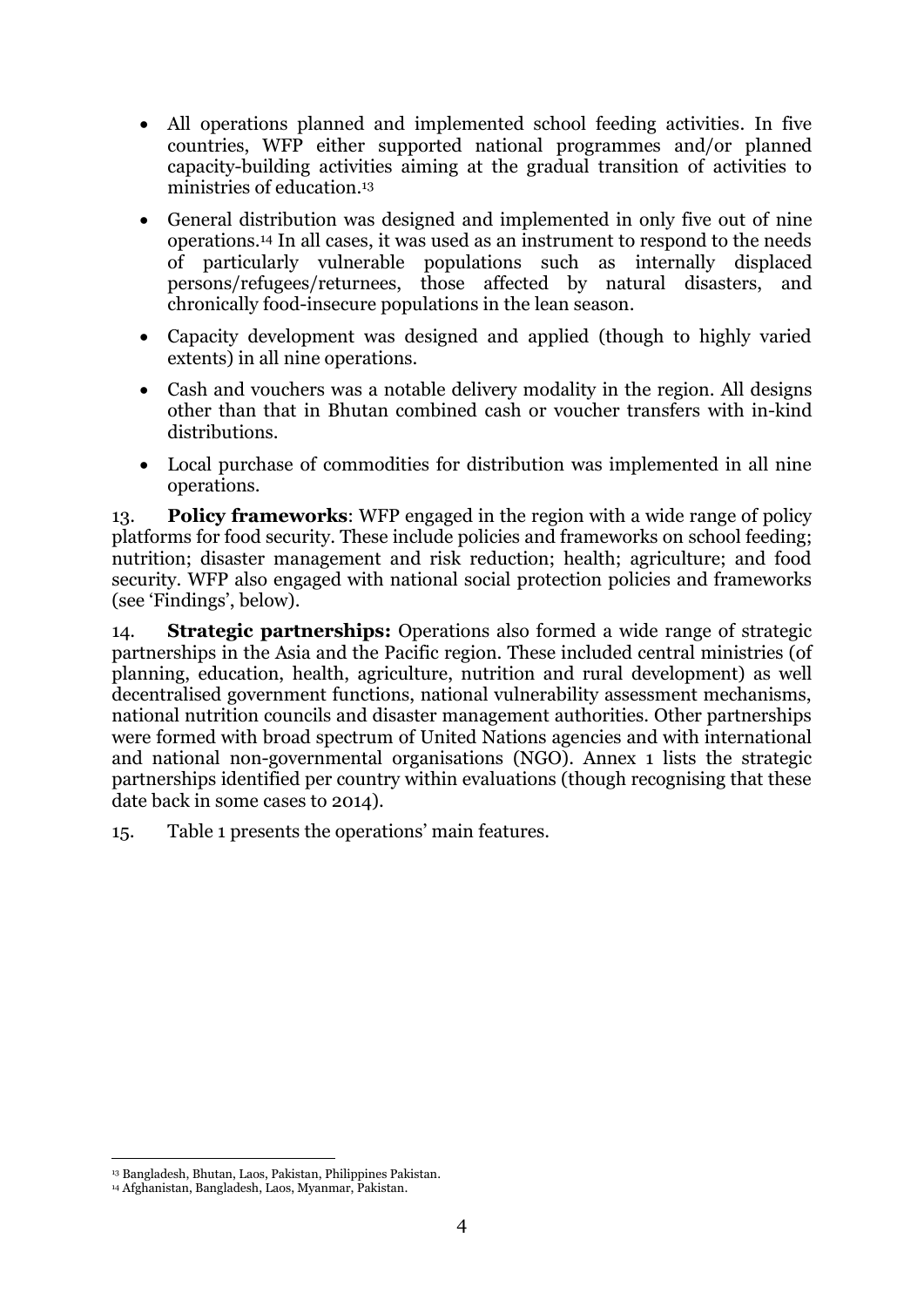- All operations planned and implemented school feeding activities. In five countries, WFP either supported national programmes and/or planned capacity-building activities aiming at the gradual transition of activities to ministries of education.[13]
- General distribution was designed and implemented in only five out of nine operations.[14] In all cases, it was used as an instrument to respond to the needs of particularly vulnerable populations such as internally displaced persons/refugees/returnees, those affected by natural disasters, and chronically food-insecure populations in the lean season.
- Capacity development was designed and applied (though to highly varied extents) in all nine operations.
- Cash and vouchers was a notable delivery modality in the region. All designs other than that in Bhutan combined cash or voucher transfers with in-kind distributions.
- Local purchase of commodities for distribution was implemented in all nine operations.

13. **Policy frameworks**: WFP engaged in the region with a wide range of policy platforms for food security. These include policies and frameworks on school feeding; nutrition; disaster management and risk reduction; health; agriculture; and food security. WFP also engaged with national social protection policies and frameworks (see 'Findings', below).

14. **Strategic partnerships:** Operations also formed a wide range of strategic partnerships in the Asia and the Pacific region. These included central ministries (of planning, education, health, agriculture, nutrition and rural development) as well decentralised government functions, national vulnerability assessment mechanisms, national nutrition councils and disaster management authorities. Other partnerships were formed with broad spectrum of United Nations agencies and with international and national non-governmental organisations (NGO). Annex 1 lists the strategic partnerships identified per country within evaluations (though recognising that these date back in some cases to 2014).

15. Table 1 presents the operations' main features.

[13] Bangladesh, Bhutan, Laos, Pakistan, Philippines Pakistan.

[14] Afghanistan, Bangladesh, Laos, Myanmar, Pakistan.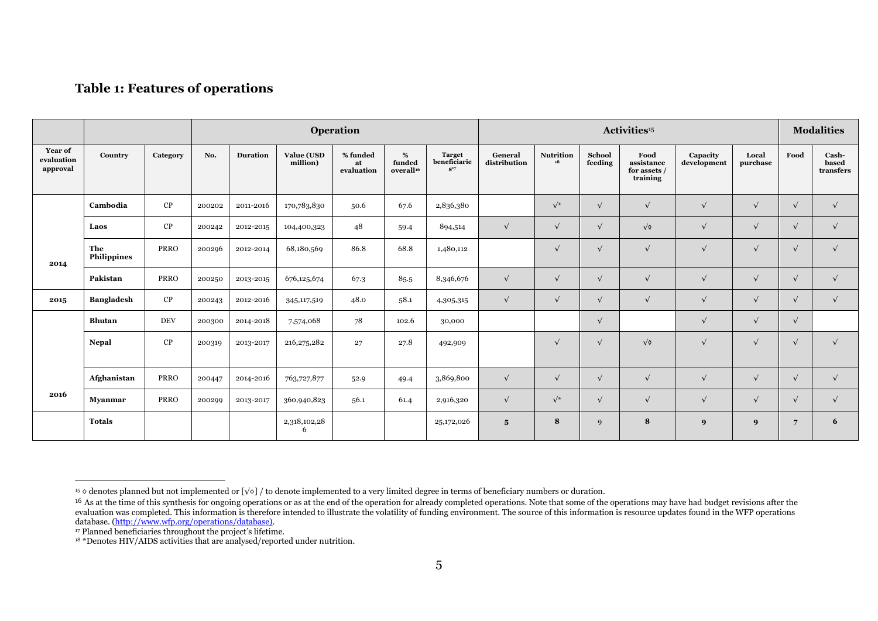## Table 1: Features of operations

| | | | Operation | | | | | | | Activities[15] | | | | | | Modalities | |
|---|---|---|---|---|---|---|---|---|---|---|---|---|---|---|---|---|---|
| Year of evaluation approval | Country | Category | No. | Duration | Value (USD million) | % funded at evaluation | % funded overall[16] | Target beneficiaries[17] | General distribution | Nutrition[18] | School feeding | Food assistance for assets / training | Capacity development | Local purchase | Food | Cash-based transfers |
| 2014 | Cambodia | CP | 200202 | 2011-2016 | 170,783,830 | 50.6 | 67.6 | 2,836,380 | | √* | √ | √ | √ | √ | √ | √ |
| | Laos | CP | 200242 | 2012-2015 | 104,400,323 | 48 | 59.4 | 894,514 | √ | √ | √ | √◊ | √ | √ | √ | √ |
| | The Philippines | PRRO | 200296 | 2012-2014 | 68,180,569 | 86.8 | 68.8 | 1,480,112 | | √ | √ | √ | √ | √ | √ | √ |
| | Pakistan | PRRO | 200250 | 2013-2015 | 676,125,674 | 67.3 | 85.5 | 8,346,676 | √ | √ | √ | √ | √ | √ | √ | √ |
| 2015 | Bangladesh | CP | 200243 | 2012-2016 | 345,117,519 | 48.0 | 58.1 | 4,305,315 | √ | √ | √ | √ | √ | √ | √ | √ |
| 2016 | Bhutan | DEV | 200300 | 2014-2018 | 7,574,068 | 78 | 102.6 | 30,000 | | | √ | | √ | √ | √ | |
| | Nepal | CP | 200319 | 2013-2017 | 216,275,282 | 27 | 27.8 | 492,909 | | √ | √ | √◊ | √ | √ | √ | √ |
| | Afghanistan | PRRO | 200447 | 2014-2016 | 763,727,877 | 52.9 | 49.4 | 3,869,800 | √ | √ | √ | √ | √ | √ | √ | √ |
| | Myanmar | PRRO | 200299 | 2013-2017 | 360,940,823 | 56.1 | 61.4 | 2,916,320 | √ | √* | √ | √ | √ | √ | √ | √ |
| | Totals | | | | 2,318,102,286 | | | 25,172,026 | 5 | 8 | 9 | 8 | 9 | 9 | 7 | 6 |

[15] ◊ denotes planned but not implemented or [√◊] / to denote implemented to a very limited degree in terms of beneficiary numbers or duration.

[16] As at the time of this synthesis for ongoing operations or as at the end of the operation for already completed operations. Note that some of the operations may have had budget revisions after the evaluation was completed. This information is therefore intended to illustrate the volatility of funding environment. The source of this information is resource updates found in the WFP operations database. (http://www.wfp.org/operations/database).

[17] Planned beneficiaries throughout the project's lifetime.

[18] *Denotes HIV/AIDS activities that are analysed/reported under nutrition.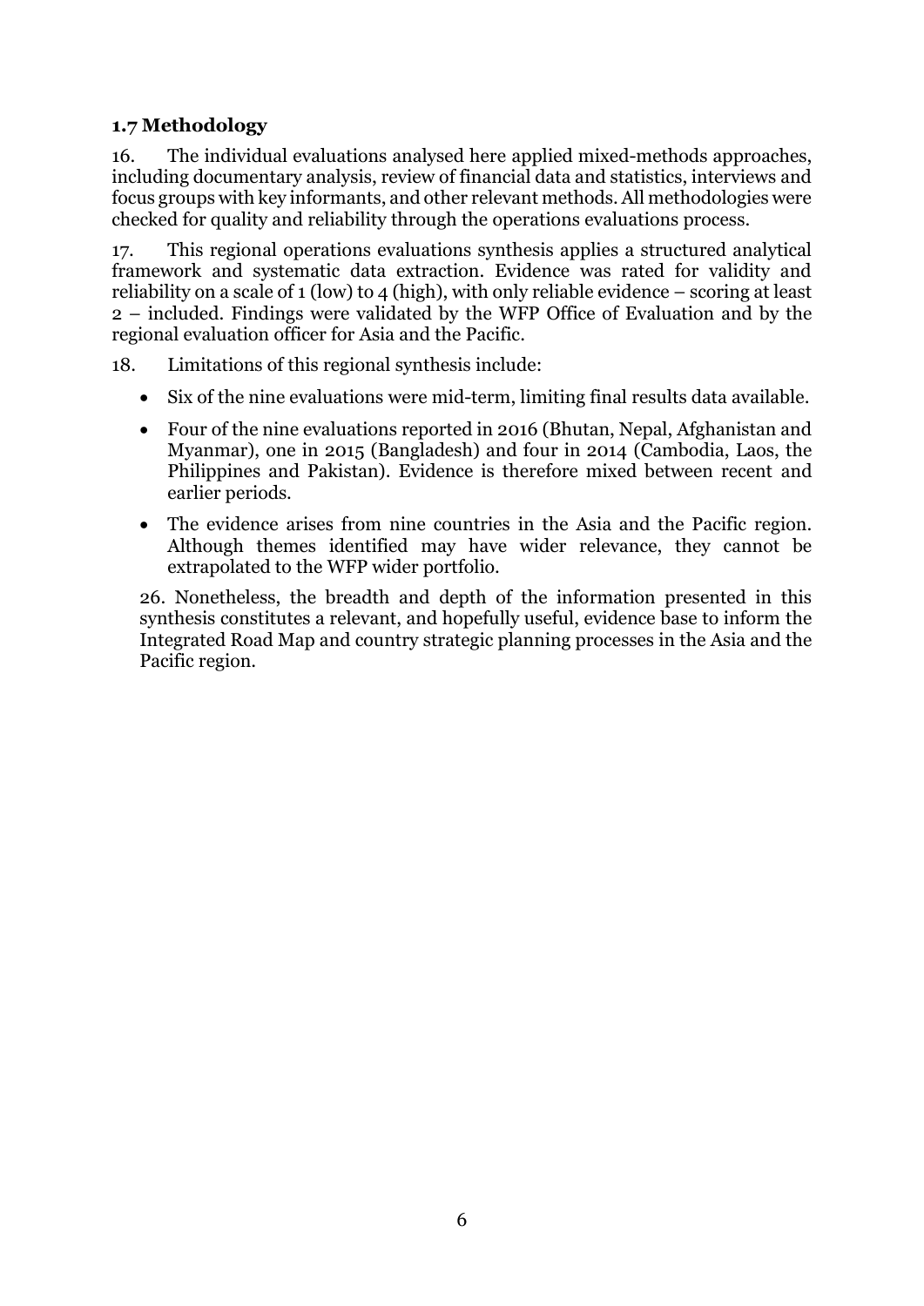### 1.7 Methodology

16. The individual evaluations analysed here applied mixed-methods approaches, including documentary analysis, review of financial data and statistics, interviews and focus groups with key informants, and other relevant methods. All methodologies were checked for quality and reliability through the operations evaluations process.

17. This regional operations evaluations synthesis applies a structured analytical framework and systematic data extraction. Evidence was rated for validity and reliability on a scale of 1 (low) to 4 (high), with only reliable evidence – scoring at least 2 – included. Findings were validated by the WFP Office of Evaluation and by the regional evaluation officer for Asia and the Pacific.

18. Limitations of this regional synthesis include:

- Six of the nine evaluations were mid-term, limiting final results data available.
- Four of the nine evaluations reported in 2016 (Bhutan, Nepal, Afghanistan and Myanmar), one in 2015 (Bangladesh) and four in 2014 (Cambodia, Laos, the Philippines and Pakistan). Evidence is therefore mixed between recent and earlier periods.
- The evidence arises from nine countries in the Asia and the Pacific region. Although themes identified may have wider relevance, they cannot be extrapolated to the WFP wider portfolio.

26. Nonetheless, the breadth and depth of the information presented in this synthesis constitutes a relevant, and hopefully useful, evidence base to inform the Integrated Road Map and country strategic planning processes in the Asia and the Pacific region.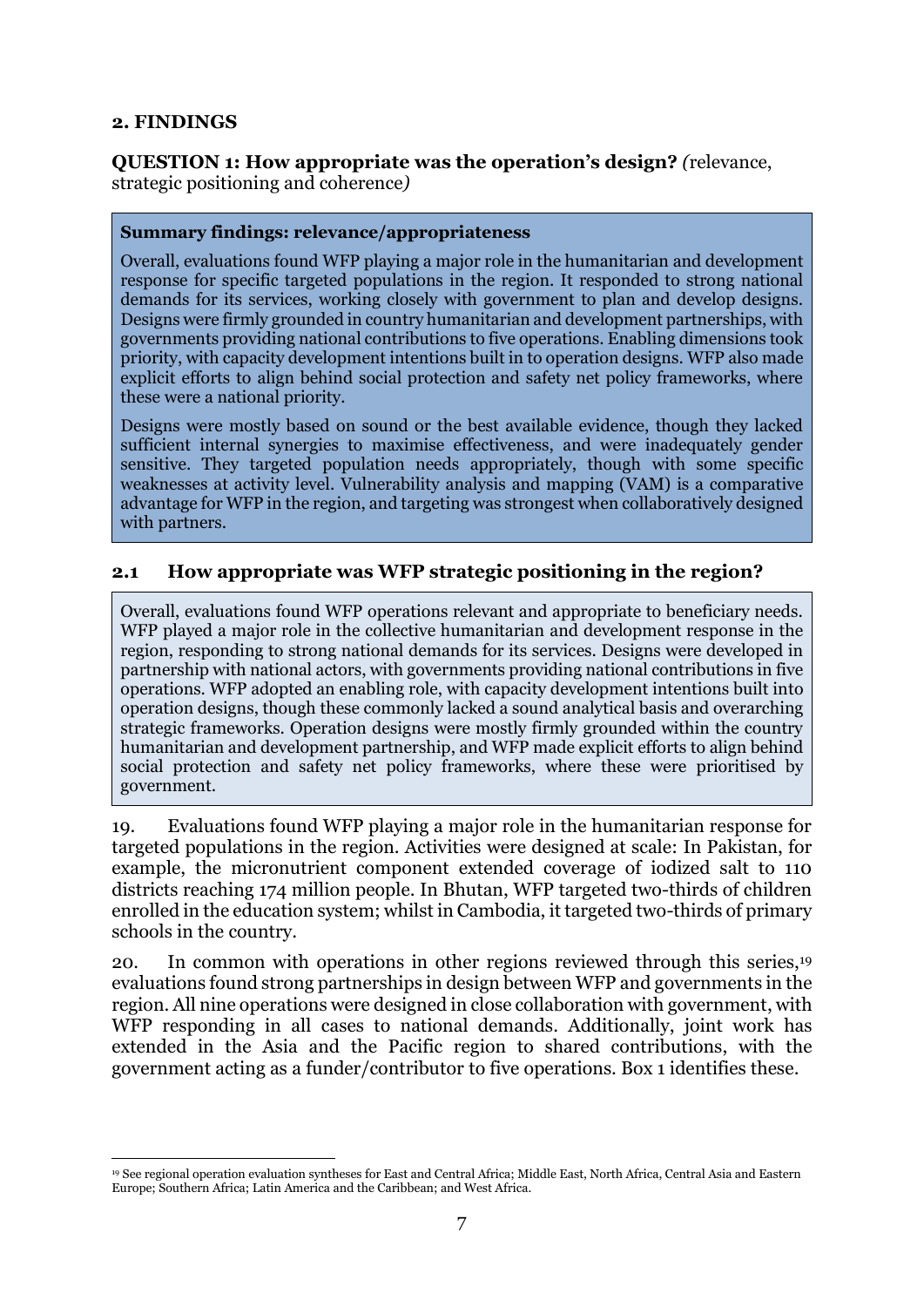## 2. FINDINGS

**QUESTION 1: How appropriate was the operation's design?** *(*relevance, strategic positioning and coherence*)*

> **Summary findings: relevance/appropriateness**
>
> Overall, evaluations found WFP playing a major role in the humanitarian and development response for specific targeted populations in the region. It responded to strong national demands for its services, working closely with government to plan and develop designs. Designs were firmly grounded in country humanitarian and development partnerships, with governments providing national contributions to five operations. Enabling dimensions took priority, with capacity development intentions built in to operation designs. WFP also made explicit efforts to align behind social protection and safety net policy frameworks, where these were a national priority.
>
> Designs were mostly based on sound or the best available evidence, though they lacked sufficient internal synergies to maximise effectiveness, and were inadequately gender sensitive. They targeted population needs appropriately, though with some specific weaknesses at activity level. Vulnerability analysis and mapping (VAM) is a comparative advantage for WFP in the region, and targeting was strongest when collaboratively designed with partners.

### 2.1 How appropriate was WFP strategic positioning in the region?

> Overall, evaluations found WFP operations relevant and appropriate to beneficiary needs. WFP played a major role in the collective humanitarian and development response in the region, responding to strong national demands for its services. Designs were developed in partnership with national actors, with governments providing national contributions in five operations. WFP adopted an enabling role, with capacity development intentions built into operation designs, though these commonly lacked a sound analytical basis and overarching strategic frameworks. Operation designs were mostly firmly grounded within the country humanitarian and development partnership, and WFP made explicit efforts to align behind social protection and safety net policy frameworks, where these were prioritised by government.

19. Evaluations found WFP playing a major role in the humanitarian response for targeted populations in the region. Activities were designed at scale: In Pakistan, for example, the micronutrient component extended coverage of iodized salt to 110 districts reaching 174 million people. In Bhutan, WFP targeted two-thirds of children enrolled in the education system; whilst in Cambodia, it targeted two-thirds of primary schools in the country.

20. In common with operations in other regions reviewed through this series,[19] evaluations found strong partnerships in design between WFP and governments in the region. All nine operations were designed in close collaboration with government, with WFP responding in all cases to national demands. Additionally, joint work has extended in the Asia and the Pacific region to shared contributions, with the government acting as a funder/contributor to five operations. Box 1 identifies these.

[19] See regional operation evaluation syntheses for East and Central Africa; Middle East, North Africa, Central Asia and Eastern Europe; Southern Africa; Latin America and the Caribbean; and West Africa.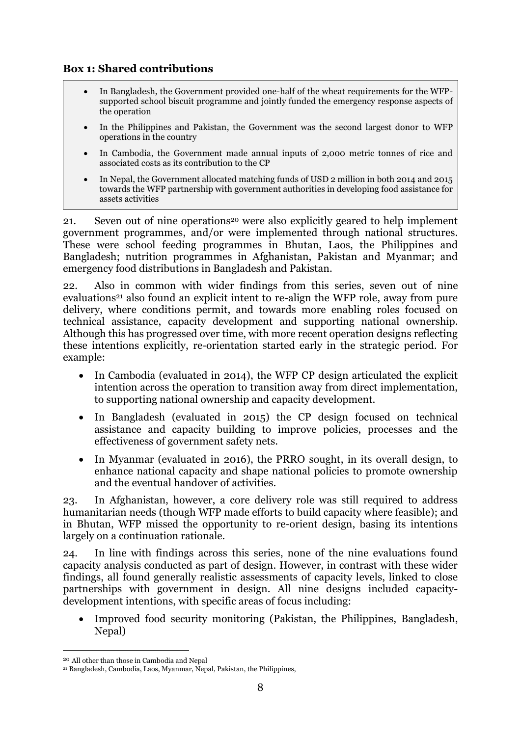**Box 1: Shared contributions**

- In Bangladesh, the Government provided one-half of the wheat requirements for the WFP-supported school biscuit programme and jointly funded the emergency response aspects of the operation
- In the Philippines and Pakistan, the Government was the second largest donor to WFP operations in the country
- In Cambodia, the Government made annual inputs of 2,000 metric tonnes of rice and associated costs as its contribution to the CP
- In Nepal, the Government allocated matching funds of USD 2 million in both 2014 and 2015 towards the WFP partnership with government authorities in developing food assistance for assets activities

21. Seven out of nine operations[20] were also explicitly geared to help implement government programmes, and/or were implemented through national structures. These were school feeding programmes in Bhutan, Laos, the Philippines and Bangladesh; nutrition programmes in Afghanistan, Pakistan and Myanmar; and emergency food distributions in Bangladesh and Pakistan.

22. Also in common with wider findings from this series, seven out of nine evaluations[21] also found an explicit intent to re-align the WFP role, away from pure delivery, where conditions permit, and towards more enabling roles focused on technical assistance, capacity development and supporting national ownership. Although this has progressed over time, with more recent operation designs reflecting these intentions explicitly, re-orientation started early in the strategic period. For example:

- In Cambodia (evaluated in 2014), the WFP CP design articulated the explicit intention across the operation to transition away from direct implementation, to supporting national ownership and capacity development.
- In Bangladesh (evaluated in 2015) the CP design focused on technical assistance and capacity building to improve policies, processes and the effectiveness of government safety nets.
- In Myanmar (evaluated in 2016), the PRRO sought, in its overall design, to enhance national capacity and shape national policies to promote ownership and the eventual handover of activities.

23. In Afghanistan, however, a core delivery role was still required to address humanitarian needs (though WFP made efforts to build capacity where feasible); and in Bhutan, WFP missed the opportunity to re-orient design, basing its intentions largely on a continuation rationale.

24. In line with findings across this series, none of the nine evaluations found capacity analysis conducted as part of design. However, in contrast with these wider findings, all found generally realistic assessments of capacity levels, linked to close partnerships with government in design. All nine designs included capacity-development intentions, with specific areas of focus including:

- Improved food security monitoring (Pakistan, the Philippines, Bangladesh, Nepal)

[20] All other than those in Cambodia and Nepal

[21] Bangladesh, Cambodia, Laos, Myanmar, Nepal, Pakistan, the Philippines,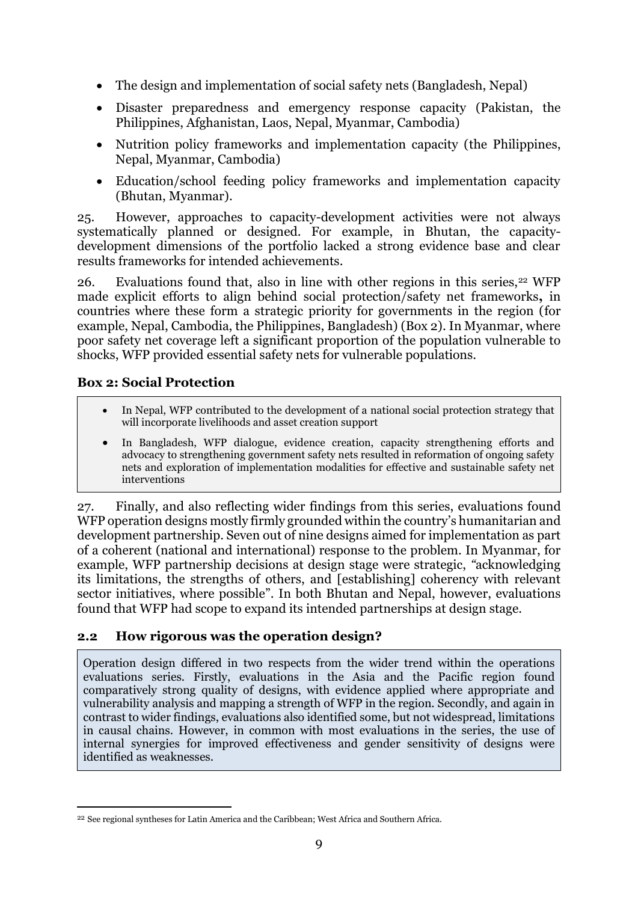- The design and implementation of social safety nets (Bangladesh, Nepal)
- Disaster preparedness and emergency response capacity (Pakistan, the Philippines, Afghanistan, Laos, Nepal, Myanmar, Cambodia)
- Nutrition policy frameworks and implementation capacity (the Philippines, Nepal, Myanmar, Cambodia)
- Education/school feeding policy frameworks and implementation capacity (Bhutan, Myanmar).

25. However, approaches to capacity-development activities were not always systematically planned or designed. For example, in Bhutan, the capacity-development dimensions of the portfolio lacked a strong evidence base and clear results frameworks for intended achievements.

26. Evaluations found that, also in line with other regions in this series,[22] WFP made explicit efforts to align behind social protection/safety net frameworks**,** in countries where these form a strategic priority for governments in the region (for example, Nepal, Cambodia, the Philippines, Bangladesh) (Box 2). In Myanmar, where poor safety net coverage left a significant proportion of the population vulnerable to shocks, WFP provided essential safety nets for vulnerable populations.

**Box 2: Social Protection**

- In Nepal, WFP contributed to the development of a national social protection strategy that will incorporate livelihoods and asset creation support
- In Bangladesh, WFP dialogue, evidence creation, capacity strengthening efforts and advocacy to strengthening government safety nets resulted in reformation of ongoing safety nets and exploration of implementation modalities for effective and sustainable safety net interventions

27. Finally, and also reflecting wider findings from this series, evaluations found WFP operation designs mostly firmly grounded within the country's humanitarian and development partnership. Seven out of nine designs aimed for implementation as part of a coherent (national and international) response to the problem. In Myanmar, for example, WFP partnership decisions at design stage were strategic, "acknowledging its limitations, the strengths of others, and [establishing] coherency with relevant sector initiatives, where possible". In both Bhutan and Nepal, however, evaluations found that WFP had scope to expand its intended partnerships at design stage.

## 2.2 How rigorous was the operation design?

Operation design differed in two respects from the wider trend within the operations evaluations series. Firstly, evaluations in the Asia and the Pacific region found comparatively strong quality of designs, with evidence applied where appropriate and vulnerability analysis and mapping a strength of WFP in the region. Secondly, and again in contrast to wider findings, evaluations also identified some, but not widespread, limitations in causal chains. However, in common with most evaluations in the series, the use of internal synergies for improved effectiveness and gender sensitivity of designs were identified as weaknesses.

[22] See regional syntheses for Latin America and the Caribbean; West Africa and Southern Africa.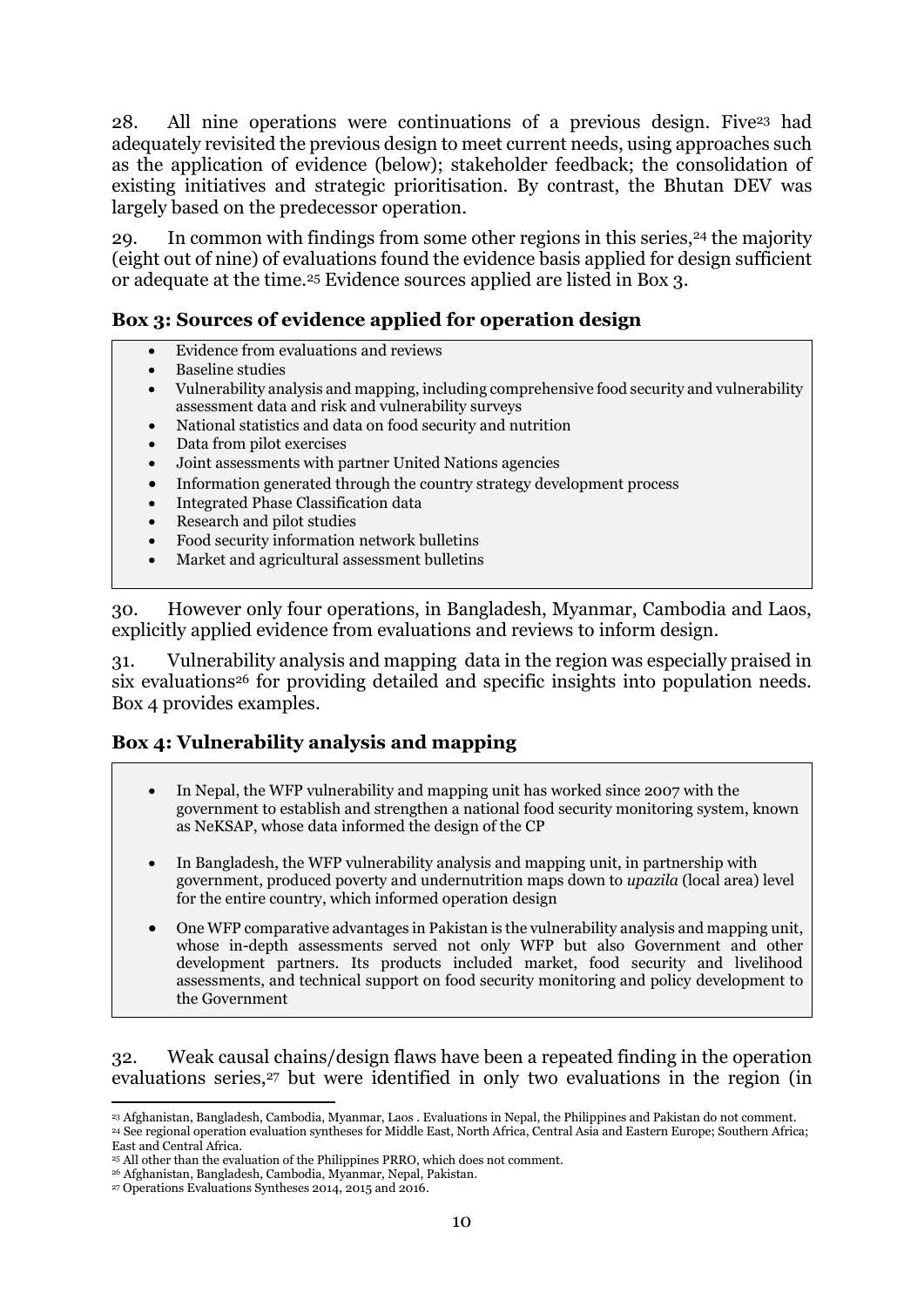28. All nine operations were continuations of a previous design. Five[23] had adequately revisited the previous design to meet current needs, using approaches such as the application of evidence (below); stakeholder feedback; the consolidation of existing initiatives and strategic prioritisation. By contrast, the Bhutan DEV was largely based on the predecessor operation.

29. In common with findings from some other regions in this series,[24] the majority (eight out of nine) of evaluations found the evidence basis applied for design sufficient or adequate at the time.[25] Evidence sources applied are listed in Box 3.

### Box 3: Sources of evidence applied for operation design

- Evidence from evaluations and reviews
- Baseline studies
- Vulnerability analysis and mapping, including comprehensive food security and vulnerability assessment data and risk and vulnerability surveys
- National statistics and data on food security and nutrition
- Data from pilot exercises
- Joint assessments with partner United Nations agencies
- Information generated through the country strategy development process
- Integrated Phase Classification data
- Research and pilot studies
- Food security information network bulletins
- Market and agricultural assessment bulletins

30. However only four operations, in Bangladesh, Myanmar, Cambodia and Laos, explicitly applied evidence from evaluations and reviews to inform design.

31. Vulnerability analysis and mapping data in the region was especially praised in six evaluations[26] for providing detailed and specific insights into population needs. Box 4 provides examples.

### Box 4: Vulnerability analysis and mapping

- In Nepal, the WFP vulnerability and mapping unit has worked since 2007 with the government to establish and strengthen a national food security monitoring system, known as NeKSAP, whose data informed the design of the CP
- In Bangladesh, the WFP vulnerability analysis and mapping unit, in partnership with government, produced poverty and undernutrition maps down to *upazila* (local area) level for the entire country, which informed operation design
- One WFP comparative advantages in Pakistan is the vulnerability analysis and mapping unit, whose in-depth assessments served not only WFP but also Government and other development partners. Its products included market, food security and livelihood assessments, and technical support on food security monitoring and policy development to the Government

32. Weak causal chains/design flaws have been a repeated finding in the operation evaluations series,[27] but were identified in only two evaluations in the region (in

---

[23] Afghanistan, Bangladesh, Cambodia, Myanmar, Laos . Evaluations in Nepal, the Philippines and Pakistan do not comment.

[24] See regional operation evaluation syntheses for Middle East, North Africa, Central Asia and Eastern Europe; Southern Africa; East and Central Africa.

[25] All other than the evaluation of the Philippines PRRO, which does not comment.

[26] Afghanistan, Bangladesh, Cambodia, Myanmar, Nepal, Pakistan.

[27] Operations Evaluations Syntheses 2014, 2015 and 2016.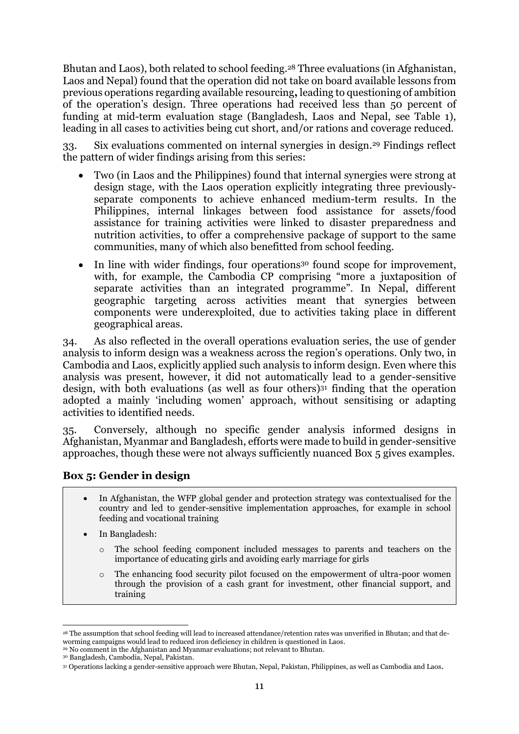Bhutan and Laos), both related to school feeding.[28] Three evaluations (in Afghanistan, Laos and Nepal) found that the operation did not take on board available lessons from previous operations regarding available resourcing**,** leading to questioning of ambition of the operation's design. Three operations had received less than 50 percent of funding at mid-term evaluation stage (Bangladesh, Laos and Nepal, see Table 1), leading in all cases to activities being cut short, and/or rations and coverage reduced.

33. Six evaluations commented on internal synergies in design.[29] Findings reflect the pattern of wider findings arising from this series:

- Two (in Laos and the Philippines) found that internal synergies were strong at design stage, with the Laos operation explicitly integrating three previously-separate components to achieve enhanced medium-term results. In the Philippines, internal linkages between food assistance for assets/food assistance for training activities were linked to disaster preparedness and nutrition activities, to offer a comprehensive package of support to the same communities, many of which also benefitted from school feeding.
- In line with wider findings, four operations[30] found scope for improvement, with, for example, the Cambodia CP comprising "more a juxtaposition of separate activities than an integrated programme". In Nepal, different geographic targeting across activities meant that synergies between components were underexploited, due to activities taking place in different geographical areas.

34. As also reflected in the overall operations evaluation series, the use of gender analysis to inform design was a weakness across the region's operations. Only two, in Cambodia and Laos, explicitly applied such analysis to inform design. Even where this analysis was present, however, it did not automatically lead to a gender-sensitive design, with both evaluations (as well as four others)[31] finding that the operation adopted a mainly 'including women' approach, without sensitising or adapting activities to identified needs.

35. Conversely, although no specific gender analysis informed designs in Afghanistan, Myanmar and Bangladesh, efforts were made to build in gender-sensitive approaches, though these were not always sufficiently nuanced Box 5 gives examples.

**Box 5: Gender in design**

- In Afghanistan, the WFP global gender and protection strategy was contextualised for the country and led to gender-sensitive implementation approaches, for example in school feeding and vocational training
- In Bangladesh:
  - The school feeding component included messages to parents and teachers on the importance of educating girls and avoiding early marriage for girls
  - The enhancing food security pilot focused on the empowerment of ultra-poor women through the provision of a cash grant for investment, other financial support, and training

[28] The assumption that school feeding will lead to increased attendance/retention rates was unverified in Bhutan; and that de-worming campaigns would lead to reduced iron deficiency in children is questioned in Laos.

[29] No comment in the Afghanistan and Myanmar evaluations; not relevant to Bhutan.

[30] Bangladesh, Cambodia, Nepal, Pakistan.

[31] Operations lacking a gender-sensitive approach were Bhutan, Nepal, Pakistan, Philippines, as well as Cambodia and Laos**.**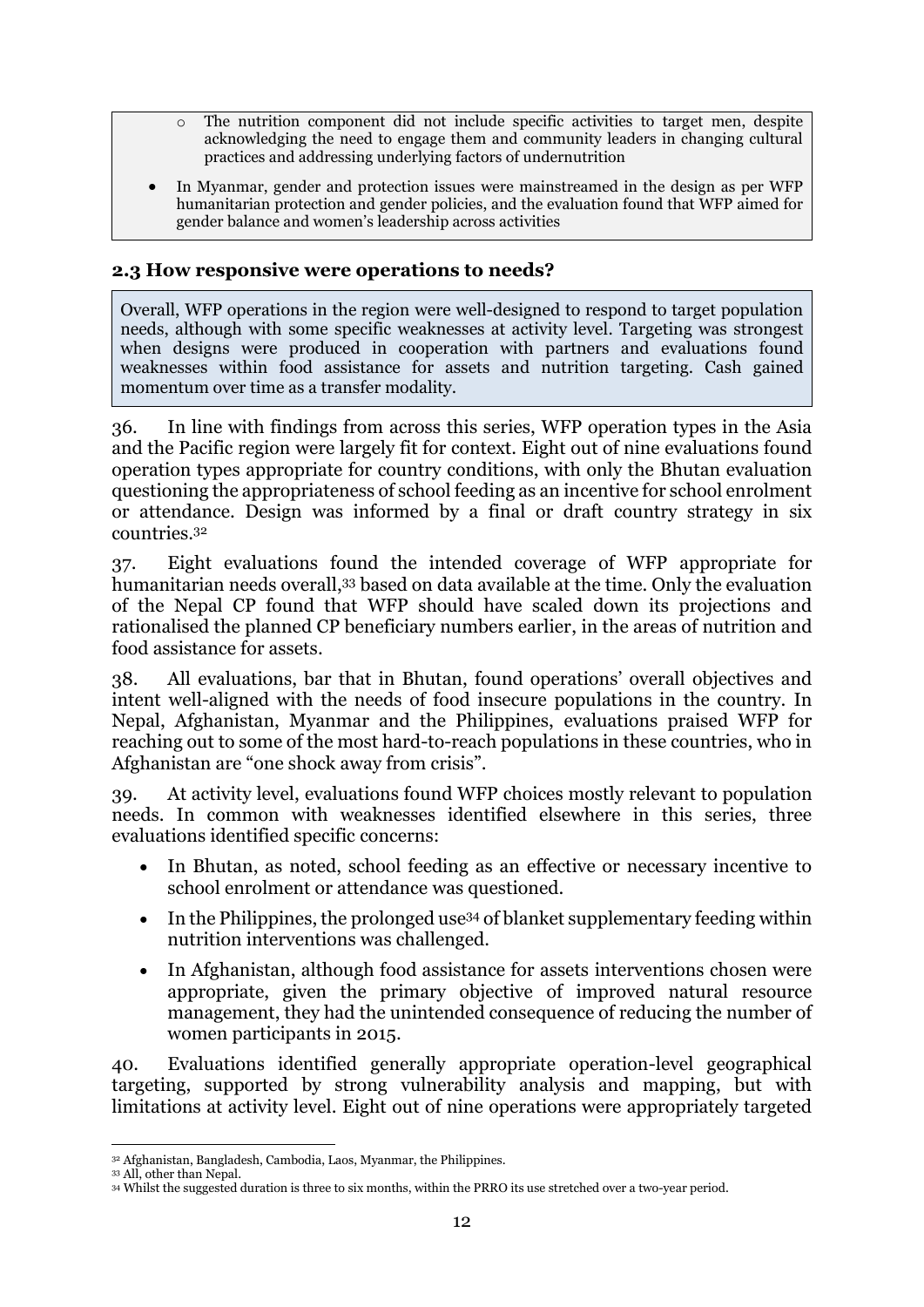- The nutrition component did not include specific activities to target men, despite acknowledging the need to engage them and community leaders in changing cultural practices and addressing underlying factors of undernutrition

- In Myanmar, gender and protection issues were mainstreamed in the design as per WFP humanitarian protection and gender policies, and the evaluation found that WFP aimed for gender balance and women's leadership across activities

### 2.3 How responsive were operations to needs?

Overall, WFP operations in the region were well-designed to respond to target population needs, although with some specific weaknesses at activity level. Targeting was strongest when designs were produced in cooperation with partners and evaluations found weaknesses within food assistance for assets and nutrition targeting. Cash gained momentum over time as a transfer modality.

36. In line with findings from across this series, WFP operation types in the Asia and the Pacific region were largely fit for context. Eight out of nine evaluations found operation types appropriate for country conditions, with only the Bhutan evaluation questioning the appropriateness of school feeding as an incentive for school enrolment or attendance. Design was informed by a final or draft country strategy in six countries.[32]

37. Eight evaluations found the intended coverage of WFP appropriate for humanitarian needs overall,[33] based on data available at the time. Only the evaluation of the Nepal CP found that WFP should have scaled down its projections and rationalised the planned CP beneficiary numbers earlier, in the areas of nutrition and food assistance for assets.

38. All evaluations, bar that in Bhutan, found operations' overall objectives and intent well-aligned with the needs of food insecure populations in the country. In Nepal, Afghanistan, Myanmar and the Philippines, evaluations praised WFP for reaching out to some of the most hard-to-reach populations in these countries, who in Afghanistan are "one shock away from crisis".

39. At activity level, evaluations found WFP choices mostly relevant to population needs. In common with weaknesses identified elsewhere in this series, three evaluations identified specific concerns:

- In Bhutan, as noted, school feeding as an effective or necessary incentive to school enrolment or attendance was questioned.
- In the Philippines, the prolonged use[34] of blanket supplementary feeding within nutrition interventions was challenged.
- In Afghanistan, although food assistance for assets interventions chosen were appropriate, given the primary objective of improved natural resource management, they had the unintended consequence of reducing the number of women participants in 2015.

40. Evaluations identified generally appropriate operation-level geographical targeting, supported by strong vulnerability analysis and mapping, but with limitations at activity level. Eight out of nine operations were appropriately targeted

---

[32] Afghanistan, Bangladesh, Cambodia, Laos, Myanmar, the Philippines.

[33] All, other than Nepal.

[34] Whilst the suggested duration is three to six months, within the PRRO its use stretched over a two-year period.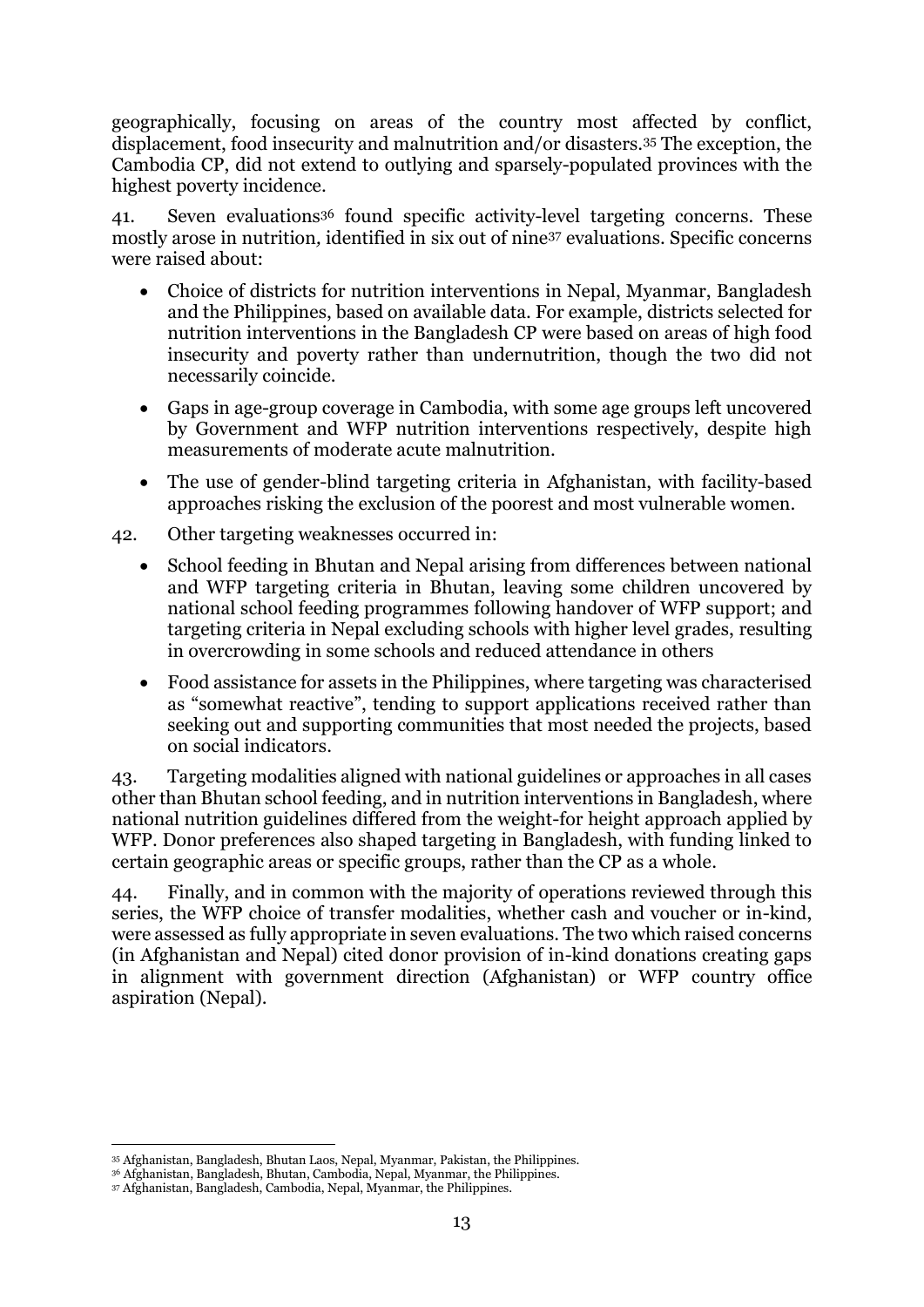geographically, focusing on areas of the country most affected by conflict, displacement, food insecurity and malnutrition and/or disasters.[35] The exception, the Cambodia CP, did not extend to outlying and sparsely-populated provinces with the highest poverty incidence.

41. Seven evaluations[36] found specific activity-level targeting concerns. These mostly arose in nutrition, identified in six out of nine[37] evaluations. Specific concerns were raised about:

- Choice of districts for nutrition interventions in Nepal, Myanmar, Bangladesh and the Philippines, based on available data. For example, districts selected for nutrition interventions in the Bangladesh CP were based on areas of high food insecurity and poverty rather than undernutrition, though the two did not necessarily coincide.
- Gaps in age-group coverage in Cambodia, with some age groups left uncovered by Government and WFP nutrition interventions respectively, despite high measurements of moderate acute malnutrition.
- The use of gender-blind targeting criteria in Afghanistan, with facility-based approaches risking the exclusion of the poorest and most vulnerable women.

42. Other targeting weaknesses occurred in:

- School feeding in Bhutan and Nepal arising from differences between national and WFP targeting criteria in Bhutan, leaving some children uncovered by national school feeding programmes following handover of WFP support; and targeting criteria in Nepal excluding schools with higher level grades, resulting in overcrowding in some schools and reduced attendance in others
- Food assistance for assets in the Philippines, where targeting was characterised as "somewhat reactive", tending to support applications received rather than seeking out and supporting communities that most needed the projects, based on social indicators.

43. Targeting modalities aligned with national guidelines or approaches in all cases other than Bhutan school feeding, and in nutrition interventions in Bangladesh, where national nutrition guidelines differed from the weight-for height approach applied by WFP. Donor preferences also shaped targeting in Bangladesh, with funding linked to certain geographic areas or specific groups, rather than the CP as a whole.

44. Finally, and in common with the majority of operations reviewed through this series, the WFP choice of transfer modalities, whether cash and voucher or in-kind, were assessed as fully appropriate in seven evaluations. The two which raised concerns (in Afghanistan and Nepal) cited donor provision of in-kind donations creating gaps in alignment with government direction (Afghanistan) or WFP country office aspiration (Nepal).

[35] Afghanistan, Bangladesh, Bhutan Laos, Nepal, Myanmar, Pakistan, the Philippines.

[36] Afghanistan, Bangladesh, Bhutan, Cambodia, Nepal, Myanmar, the Philippines.

[37] Afghanistan, Bangladesh, Cambodia, Nepal, Myanmar, the Philippines.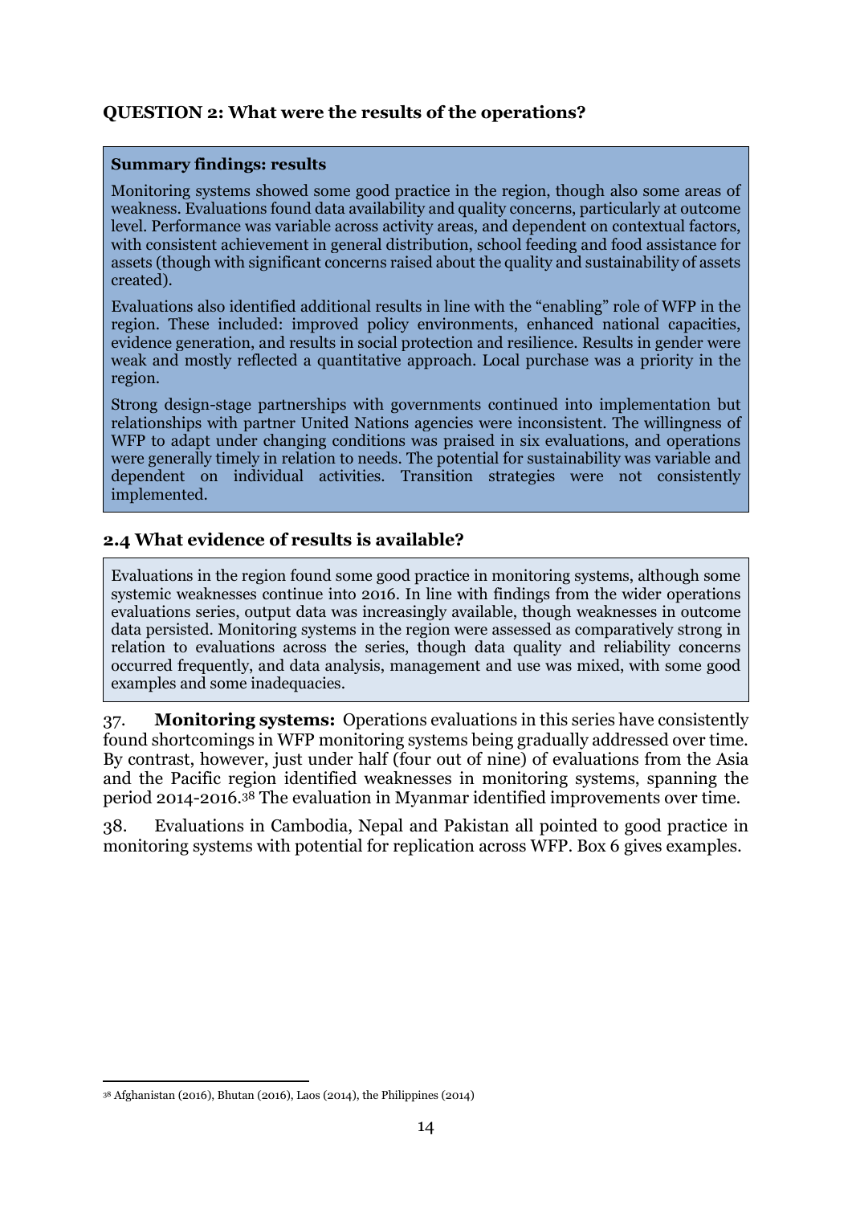## QUESTION 2: What were the results of the operations?

**Summary findings: results**

Monitoring systems showed some good practice in the region, though also some areas of weakness. Evaluations found data availability and quality concerns, particularly at outcome level. Performance was variable across activity areas, and dependent on contextual factors, with consistent achievement in general distribution, school feeding and food assistance for assets (though with significant concerns raised about the quality and sustainability of assets created).

Evaluations also identified additional results in line with the "enabling" role of WFP in the region. These included: improved policy environments, enhanced national capacities, evidence generation, and results in social protection and resilience. Results in gender were weak and mostly reflected a quantitative approach. Local purchase was a priority in the region.

Strong design-stage partnerships with governments continued into implementation but relationships with partner United Nations agencies were inconsistent. The willingness of WFP to adapt under changing conditions was praised in six evaluations, and operations were generally timely in relation to needs. The potential for sustainability was variable and dependent on individual activities. Transition strategies were not consistently implemented.

### 2.4 What evidence of results is available?

Evaluations in the region found some good practice in monitoring systems, although some systemic weaknesses continue into 2016. In line with findings from the wider operations evaluations series, output data was increasingly available, though weaknesses in outcome data persisted. Monitoring systems in the region were assessed as comparatively strong in relation to evaluations across the series, though data quality and reliability concerns occurred frequently, and data analysis, management and use was mixed, with some good examples and some inadequacies.

37. **Monitoring systems:** Operations evaluations in this series have consistently found shortcomings in WFP monitoring systems being gradually addressed over time. By contrast, however, just under half (four out of nine) of evaluations from the Asia and the Pacific region identified weaknesses in monitoring systems, spanning the period 2014-2016.[38] The evaluation in Myanmar identified improvements over time.

38. Evaluations in Cambodia, Nepal and Pakistan all pointed to good practice in monitoring systems with potential for replication across WFP. Box 6 gives examples.

[38] Afghanistan (2016), Bhutan (2016), Laos (2014), the Philippines (2014)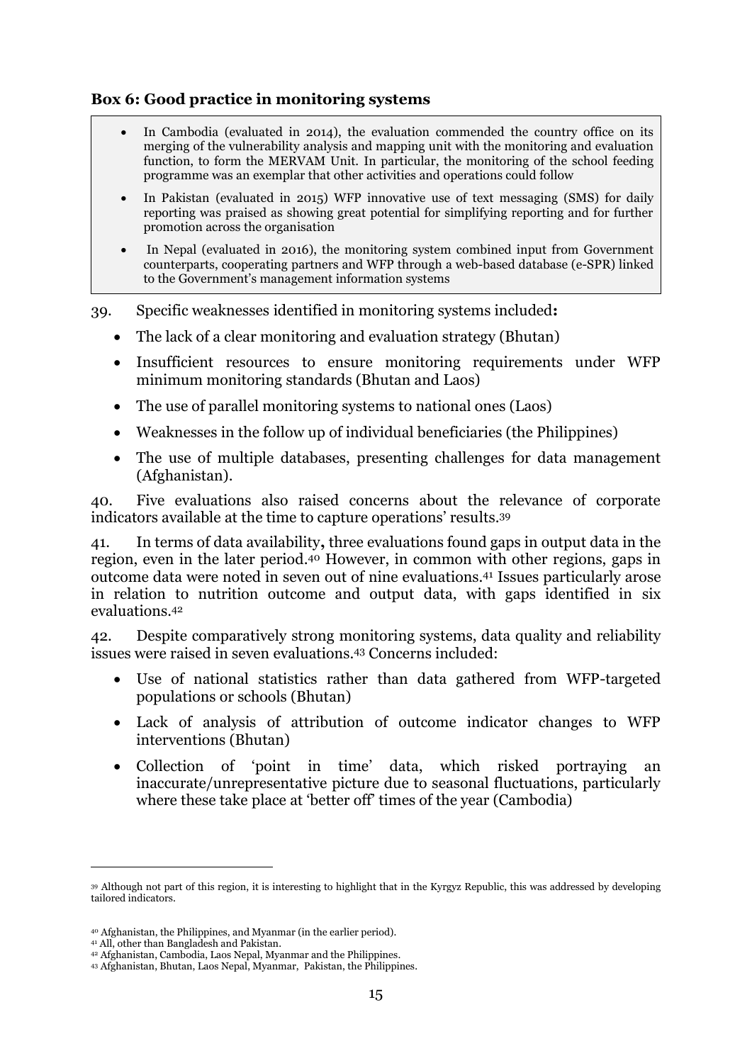**Box 6: Good practice in monitoring systems**

- In Cambodia (evaluated in 2014), the evaluation commended the country office on its merging of the vulnerability analysis and mapping unit with the monitoring and evaluation function, to form the MERVAM Unit. In particular, the monitoring of the school feeding programme was an exemplar that other activities and operations could follow
- In Pakistan (evaluated in 2015) WFP innovative use of text messaging (SMS) for daily reporting was praised as showing great potential for simplifying reporting and for further promotion across the organisation
- In Nepal (evaluated in 2016), the monitoring system combined input from Government counterparts, cooperating partners and WFP through a web-based database (e-SPR) linked to the Government's management information systems

39. Specific weaknesses identified in monitoring systems included**:**

- The lack of a clear monitoring and evaluation strategy (Bhutan)
- Insufficient resources to ensure monitoring requirements under WFP minimum monitoring standards (Bhutan and Laos)
- The use of parallel monitoring systems to national ones (Laos)
- Weaknesses in the follow up of individual beneficiaries (the Philippines)
- The use of multiple databases, presenting challenges for data management (Afghanistan).

40. Five evaluations also raised concerns about the relevance of corporate indicators available at the time to capture operations' results.[39]

41. In terms of data availability**,** three evaluations found gaps in output data in the region, even in the later period.[40] However, in common with other regions, gaps in outcome data were noted in seven out of nine evaluations.[41] Issues particularly arose in relation to nutrition outcome and output data, with gaps identified in six evaluations.[42]

42. Despite comparatively strong monitoring systems, data quality and reliability issues were raised in seven evaluations.[43] Concerns included:

- Use of national statistics rather than data gathered from WFP-targeted populations or schools (Bhutan)
- Lack of analysis of attribution of outcome indicator changes to WFP interventions (Bhutan)
- Collection of 'point in time' data, which risked portraying an inaccurate/unrepresentative picture due to seasonal fluctuations, particularly where these take place at 'better off' times of the year (Cambodia)

[39] Although not part of this region, it is interesting to highlight that in the Kyrgyz Republic, this was addressed by developing tailored indicators.

[40] Afghanistan, the Philippines, and Myanmar (in the earlier period).

[41] All, other than Bangladesh and Pakistan.

[42] Afghanistan, Cambodia, Laos Nepal, Myanmar and the Philippines.

[43] Afghanistan, Bhutan, Laos Nepal, Myanmar, Pakistan, the Philippines.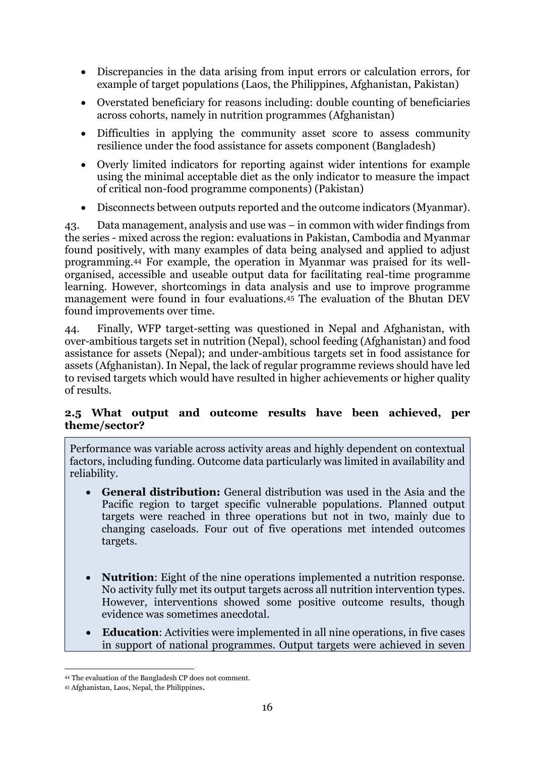- Discrepancies in the data arising from input errors or calculation errors, for example of target populations (Laos, the Philippines, Afghanistan, Pakistan)
- Overstated beneficiary for reasons including: double counting of beneficiaries across cohorts, namely in nutrition programmes (Afghanistan)
- Difficulties in applying the community asset score to assess community resilience under the food assistance for assets component (Bangladesh)
- Overly limited indicators for reporting against wider intentions for example using the minimal acceptable diet as the only indicator to measure the impact of critical non-food programme components) (Pakistan)
- Disconnects between outputs reported and the outcome indicators (Myanmar).

43. Data management, analysis and use was – in common with wider findings from the series - mixed across the region: evaluations in Pakistan, Cambodia and Myanmar found positively, with many examples of data being analysed and applied to adjust programming.[44] For example, the operation in Myanmar was praised for its well-organised, accessible and useable output data for facilitating real-time programme learning. However, shortcomings in data analysis and use to improve programme management were found in four evaluations.[45] The evaluation of the Bhutan DEV found improvements over time.

44. Finally, WFP target-setting was questioned in Nepal and Afghanistan, with over-ambitious targets set in nutrition (Nepal), school feeding (Afghanistan) and food assistance for assets (Nepal); and under-ambitious targets set in food assistance for assets (Afghanistan). In Nepal, the lack of regular programme reviews should have led to revised targets which would have resulted in higher achievements or higher quality of results.

### 2.5 What output and outcome results have been achieved, per theme/sector?

Performance was variable across activity areas and highly dependent on contextual factors, including funding. Outcome data particularly was limited in availability and reliability.

- **General distribution:** General distribution was used in the Asia and the Pacific region to target specific vulnerable populations. Planned output targets were reached in three operations but not in two, mainly due to changing caseloads. Four out of five operations met intended outcomes targets.
- **Nutrition**: Eight of the nine operations implemented a nutrition response. No activity fully met its output targets across all nutrition intervention types. However, interventions showed some positive outcome results, though evidence was sometimes anecdotal.
- **Education**: Activities were implemented in all nine operations, in five cases in support of national programmes. Output targets were achieved in seven

[44] The evaluation of the Bangladesh CP does not comment.

[45] Afghanistan, Laos, Nepal, the Philippines.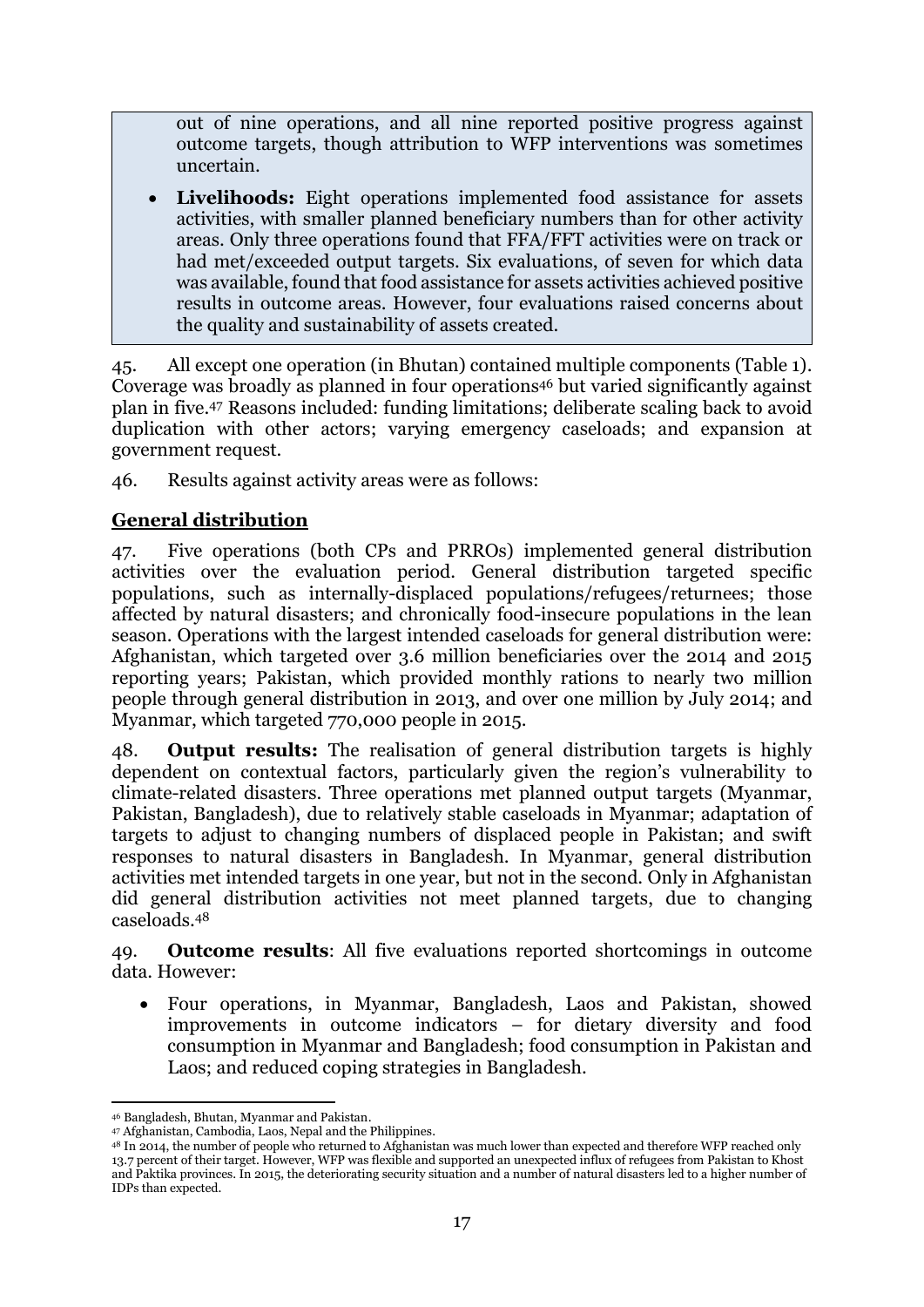out of nine operations, and all nine reported positive progress against outcome targets, though attribution to WFP interventions was sometimes uncertain.

- **Livelihoods:** Eight operations implemented food assistance for assets activities, with smaller planned beneficiary numbers than for other activity areas. Only three operations found that FFA/FFT activities were on track or had met/exceeded output targets. Six evaluations, of seven for which data was available, found that food assistance for assets activities achieved positive results in outcome areas. However, four evaluations raised concerns about the quality and sustainability of assets created.

45. All except one operation (in Bhutan) contained multiple components (Table 1). Coverage was broadly as planned in four operations[46] but varied significantly against plan in five.[47] Reasons included: funding limitations; deliberate scaling back to avoid duplication with other actors; varying emergency caseloads; and expansion at government request.

46. Results against activity areas were as follows:

## General distribution

47. Five operations (both CPs and PRROs) implemented general distribution activities over the evaluation period. General distribution targeted specific populations, such as internally-displaced populations/refugees/returnees; those affected by natural disasters; and chronically food-insecure populations in the lean season. Operations with the largest intended caseloads for general distribution were: Afghanistan, which targeted over 3.6 million beneficiaries over the 2014 and 2015 reporting years; Pakistan, which provided monthly rations to nearly two million people through general distribution in 2013, and over one million by July 2014; and Myanmar, which targeted 770,000 people in 2015.

48. **Output results:** The realisation of general distribution targets is highly dependent on contextual factors, particularly given the region's vulnerability to climate-related disasters. Three operations met planned output targets (Myanmar, Pakistan, Bangladesh), due to relatively stable caseloads in Myanmar; adaptation of targets to adjust to changing numbers of displaced people in Pakistan; and swift responses to natural disasters in Bangladesh. In Myanmar, general distribution activities met intended targets in one year, but not in the second. Only in Afghanistan did general distribution activities not meet planned targets, due to changing caseloads.[48]

49. **Outcome results**: All five evaluations reported shortcomings in outcome data. However:

- Four operations, in Myanmar, Bangladesh, Laos and Pakistan, showed improvements in outcome indicators – for dietary diversity and food consumption in Myanmar and Bangladesh; food consumption in Pakistan and Laos; and reduced coping strategies in Bangladesh.

---

[46] Bangladesh, Bhutan, Myanmar and Pakistan.

[47] Afghanistan, Cambodia, Laos, Nepal and the Philippines.

[48] In 2014, the number of people who returned to Afghanistan was much lower than expected and therefore WFP reached only 13.7 percent of their target. However, WFP was flexible and supported an unexpected influx of refugees from Pakistan to Khost and Paktika provinces. In 2015, the deteriorating security situation and a number of natural disasters led to a higher number of IDPs than expected.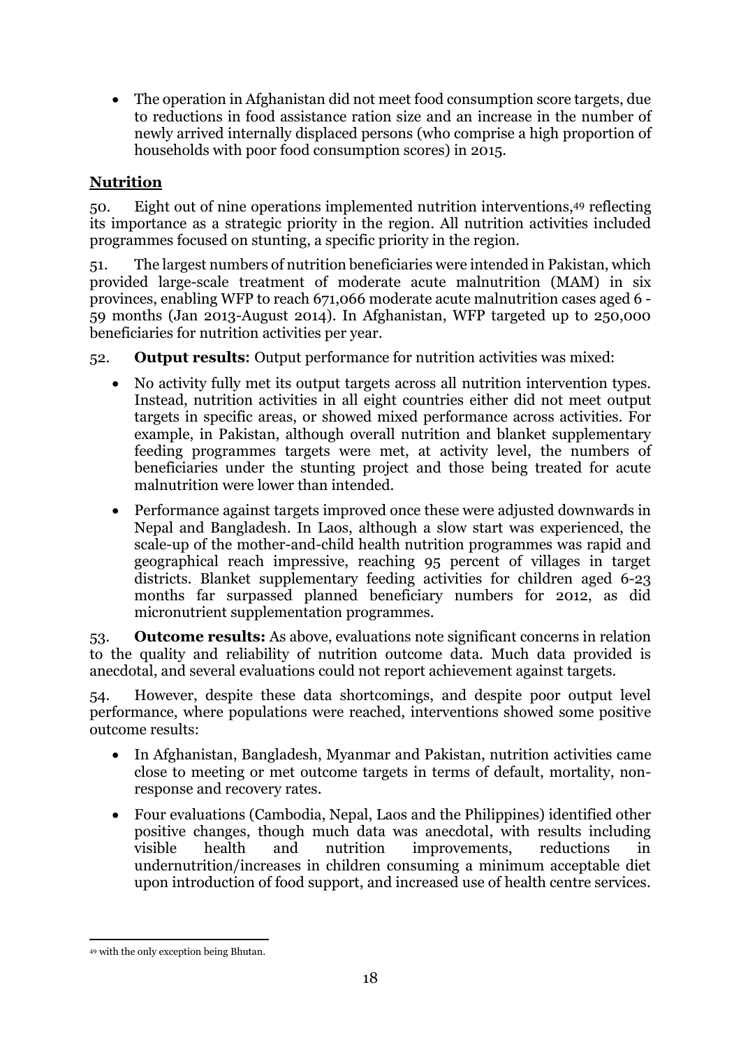- The operation in Afghanistan did not meet food consumption score targets, due to reductions in food assistance ration size and an increase in the number of newly arrived internally displaced persons (who comprise a high proportion of households with poor food consumption scores) in 2015.

## Nutrition

50. Eight out of nine operations implemented nutrition interventions,[49] reflecting its importance as a strategic priority in the region. All nutrition activities included programmes focused on stunting, a specific priority in the region.

51. The largest numbers of nutrition beneficiaries were intended in Pakistan, which provided large-scale treatment of moderate acute malnutrition (MAM) in six provinces, enabling WFP to reach 671,066 moderate acute malnutrition cases aged 6 - 59 months (Jan 2013-August 2014). In Afghanistan, WFP targeted up to 250,000 beneficiaries for nutrition activities per year.

52. **Output results**: Output performance for nutrition activities was mixed:

- No activity fully met its output targets across all nutrition intervention types. Instead, nutrition activities in all eight countries either did not meet output targets in specific areas, or showed mixed performance across activities. For example, in Pakistan, although overall nutrition and blanket supplementary feeding programmes targets were met, at activity level, the numbers of beneficiaries under the stunting project and those being treated for acute malnutrition were lower than intended.
- Performance against targets improved once these were adjusted downwards in Nepal and Bangladesh. In Laos, although a slow start was experienced, the scale-up of the mother-and-child health nutrition programmes was rapid and geographical reach impressive, reaching 95 percent of villages in target districts. Blanket supplementary feeding activities for children aged 6-23 months far surpassed planned beneficiary numbers for 2012, as did micronutrient supplementation programmes.

53. **Outcome results:** As above, evaluations note significant concerns in relation to the quality and reliability of nutrition outcome data. Much data provided is anecdotal, and several evaluations could not report achievement against targets.

54. However, despite these data shortcomings, and despite poor output level performance, where populations were reached, interventions showed some positive outcome results:

- In Afghanistan, Bangladesh, Myanmar and Pakistan, nutrition activities came close to meeting or met outcome targets in terms of default, mortality, non-response and recovery rates.
- Four evaluations (Cambodia, Nepal, Laos and the Philippines) identified other positive changes, though much data was anecdotal, with results including visible health and nutrition improvements, reductions in undernutrition/increases in children consuming a minimum acceptable diet upon introduction of food support, and increased use of health centre services.

---

[49] with the only exception being Bhutan.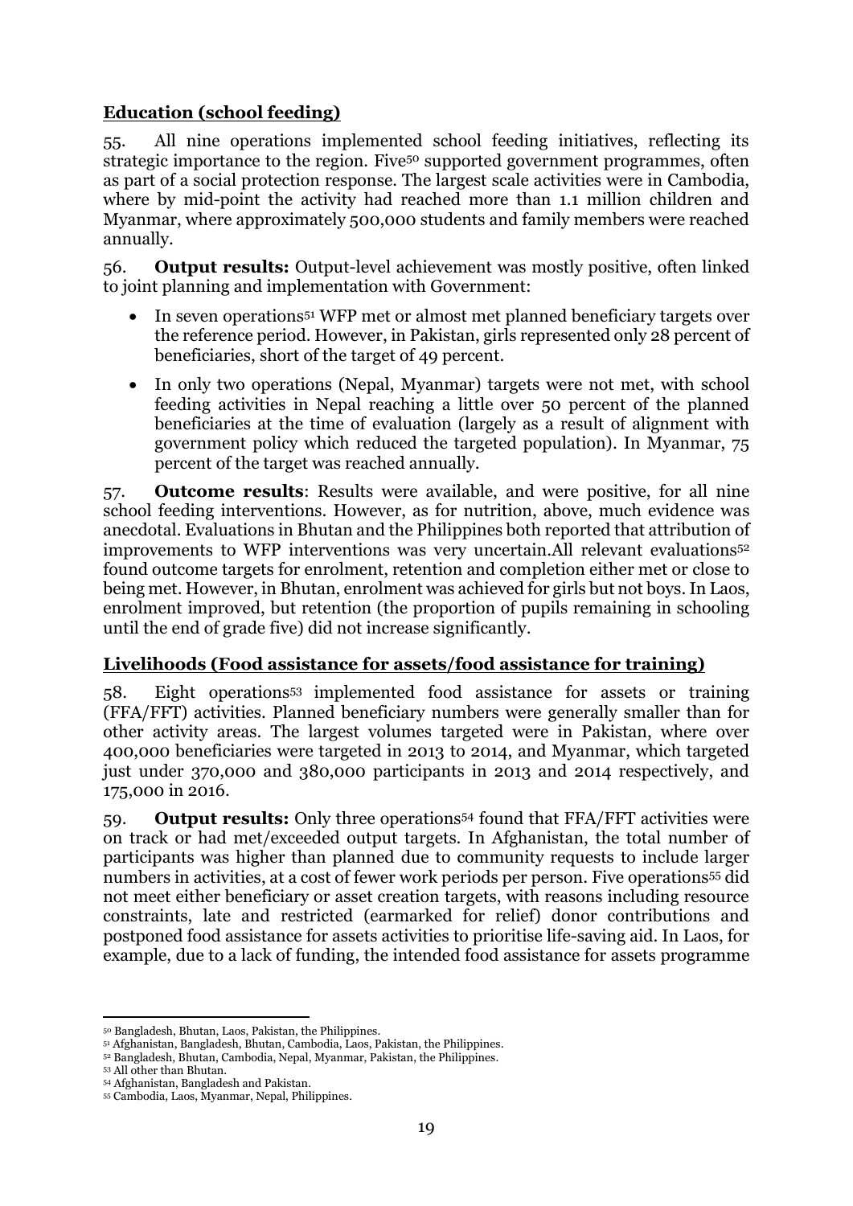## Education (school feeding)

55. All nine operations implemented school feeding initiatives, reflecting its strategic importance to the region. Five[50] supported government programmes, often as part of a social protection response. The largest scale activities were in Cambodia, where by mid-point the activity had reached more than 1.1 million children and Myanmar, where approximately 500,000 students and family members were reached annually.

56. **Output results:** Output-level achievement was mostly positive, often linked to joint planning and implementation with Government:

- In seven operations[51] WFP met or almost met planned beneficiary targets over the reference period. However, in Pakistan, girls represented only 28 percent of beneficiaries, short of the target of 49 percent.
- In only two operations (Nepal, Myanmar) targets were not met, with school feeding activities in Nepal reaching a little over 50 percent of the planned beneficiaries at the time of evaluation (largely as a result of alignment with government policy which reduced the targeted population). In Myanmar, 75 percent of the target was reached annually.

57. **Outcome results**: Results were available, and were positive, for all nine school feeding interventions. However, as for nutrition, above, much evidence was anecdotal. Evaluations in Bhutan and the Philippines both reported that attribution of improvements to WFP interventions was very uncertain.All relevant evaluations[52] found outcome targets for enrolment, retention and completion either met or close to being met. However, in Bhutan, enrolment was achieved for girls but not boys. In Laos, enrolment improved, but retention (the proportion of pupils remaining in schooling until the end of grade five) did not increase significantly.

## Livelihoods (Food assistance for assets/food assistance for training)

58. Eight operations[53] implemented food assistance for assets or training (FFA/FFT) activities. Planned beneficiary numbers were generally smaller than for other activity areas. The largest volumes targeted were in Pakistan, where over 400,000 beneficiaries were targeted in 2013 to 2014, and Myanmar, which targeted just under 370,000 and 380,000 participants in 2013 and 2014 respectively, and 175,000 in 2016.

59. **Output results:** Only three operations[54] found that FFA/FFT activities were on track or had met/exceeded output targets. In Afghanistan, the total number of participants was higher than planned due to community requests to include larger numbers in activities, at a cost of fewer work periods per person. Five operations[55] did not meet either beneficiary or asset creation targets, with reasons including resource constraints, late and restricted (earmarked for relief) donor contributions and postponed food assistance for assets activities to prioritise life-saving aid. In Laos, for example, due to a lack of funding, the intended food assistance for assets programme

---

[50] Bangladesh, Bhutan, Laos, Pakistan, the Philippines.
[51] Afghanistan, Bangladesh, Bhutan, Cambodia, Laos, Pakistan, the Philippines.
[52] Bangladesh, Bhutan, Cambodia, Nepal, Myanmar, Pakistan, the Philippines.
[53] All other than Bhutan.
[54] Afghanistan, Bangladesh and Pakistan.
[55] Cambodia, Laos, Myanmar, Nepal, Philippines.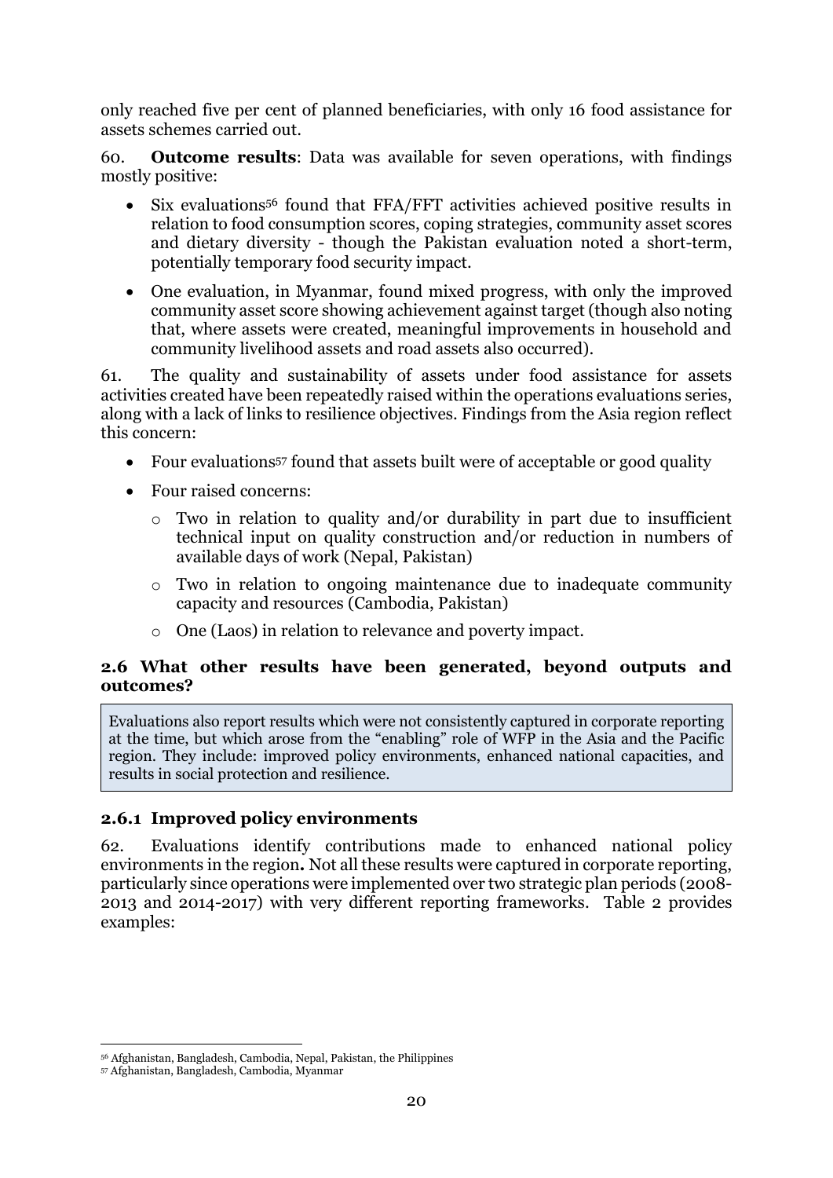only reached five per cent of planned beneficiaries, with only 16 food assistance for assets schemes carried out.

60. **Outcome results**: Data was available for seven operations, with findings mostly positive:

- Six evaluations[56] found that FFA/FFT activities achieved positive results in relation to food consumption scores, coping strategies, community asset scores and dietary diversity - though the Pakistan evaluation noted a short-term, potentially temporary food security impact.
- One evaluation, in Myanmar, found mixed progress, with only the improved community asset score showing achievement against target (though also noting that, where assets were created, meaningful improvements in household and community livelihood assets and road assets also occurred).

61. The quality and sustainability of assets under food assistance for assets activities created have been repeatedly raised within the operations evaluations series, along with a lack of links to resilience objectives. Findings from the Asia region reflect this concern:

- Four evaluations[57] found that assets built were of acceptable or good quality
- Four raised concerns:
  - Two in relation to quality and/or durability in part due to insufficient technical input on quality construction and/or reduction in numbers of available days of work (Nepal, Pakistan)
  - Two in relation to ongoing maintenance due to inadequate community capacity and resources (Cambodia, Pakistan)
  - One (Laos) in relation to relevance and poverty impact.

### 2.6 What other results have been generated, beyond outputs and outcomes?

> Evaluations also report results which were not consistently captured in corporate reporting at the time, but which arose from the "enabling" role of WFP in the Asia and the Pacific region. They include: improved policy environments, enhanced national capacities, and results in social protection and resilience.

#### 2.6.1 Improved policy environments

62. Evaluations identify contributions made to enhanced national policy environments in the region**.** Not all these results were captured in corporate reporting, particularly since operations were implemented over two strategic plan periods (2008-2013 and 2014-2017) with very different reporting frameworks. Table 2 provides examples:

---

[56] Afghanistan, Bangladesh, Cambodia, Nepal, Pakistan, the Philippines

[57] Afghanistan, Bangladesh, Cambodia, Myanmar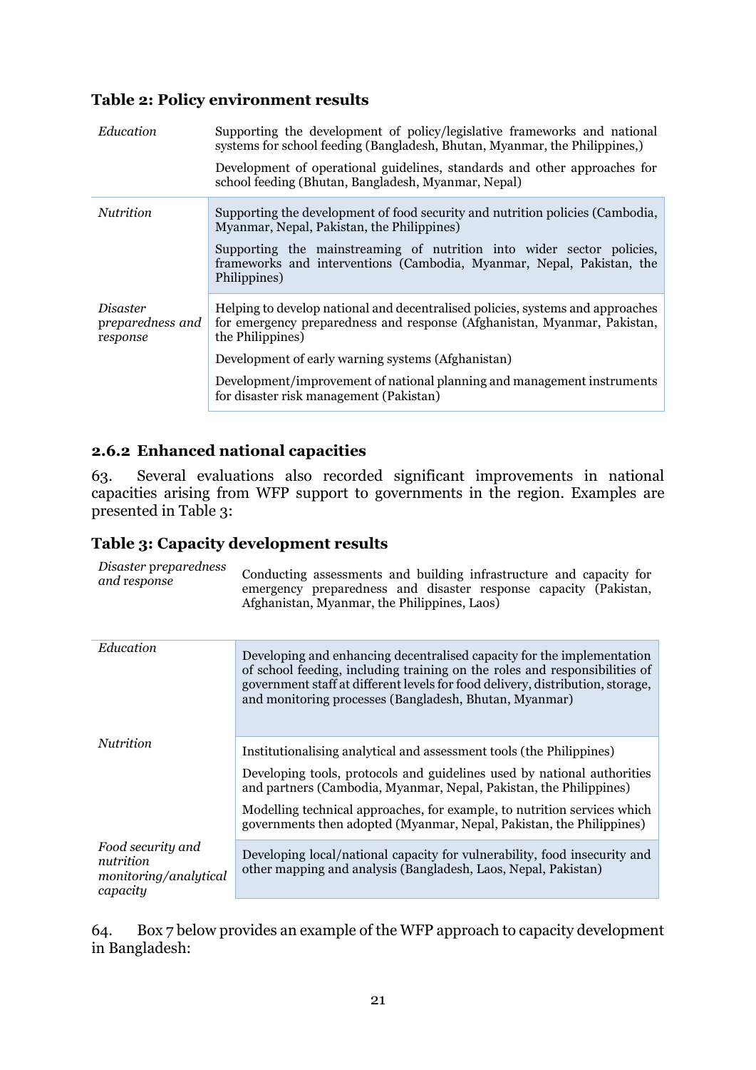**Table 2: Policy environment results**

| | |
|---|---|
| *Education* | Supporting the development of policy/legislative frameworks and national systems for school feeding (Bangladesh, Bhutan, Myanmar, the Philippines,) |
| | Development of operational guidelines, standards and other approaches for school feeding (Bhutan, Bangladesh, Myanmar, Nepal) |
| *Nutrition* | Supporting the development of food security and nutrition policies (Cambodia, Myanmar, Nepal, Pakistan, the Philippines) |
| | Supporting the mainstreaming of nutrition into wider sector policies, frameworks and interventions (Cambodia, Myanmar, Nepal, Pakistan, the Philippines) |
| *Disaster preparedness and response* | Helping to develop national and decentralised policies, systems and approaches for emergency preparedness and response (Afghanistan, Myanmar, Pakistan, the Philippines) |
| | Development of early warning systems (Afghanistan) |
| | Development/improvement of national planning and management instruments for disaster risk management (Pakistan) |

### 2.6.2 Enhanced national capacities

63. Several evaluations also recorded significant improvements in national capacities arising from WFP support to governments in the region. Examples are presented in Table 3:

**Table 3: Capacity development results**

| | |
|---|---|
| *Disaster preparedness and response* | Conducting assessments and building infrastructure and capacity for emergency preparedness and disaster response capacity (Pakistan, Afghanistan, Myanmar, the Philippines, Laos) |
| *Education* | Developing and enhancing decentralised capacity for the implementation of school feeding, including training on the roles and responsibilities of government staff at different levels for food delivery, distribution, storage, and monitoring processes (Bangladesh, Bhutan, Myanmar) |
| *Nutrition* | Institutionalising analytical and assessment tools (the Philippines) |
| | Developing tools, protocols and guidelines used by national authorities and partners (Cambodia, Myanmar, Nepal, Pakistan, the Philippines) |
| | Modelling technical approaches, for example, to nutrition services which governments then adopted (Myanmar, Nepal, Pakistan, the Philippines) |
| *Food security and nutrition monitoring/analytical capacity* | Developing local/national capacity for vulnerability, food insecurity and other mapping and analysis (Bangladesh, Laos, Nepal, Pakistan) |

64. Box 7 below provides an example of the WFP approach to capacity development in Bangladesh: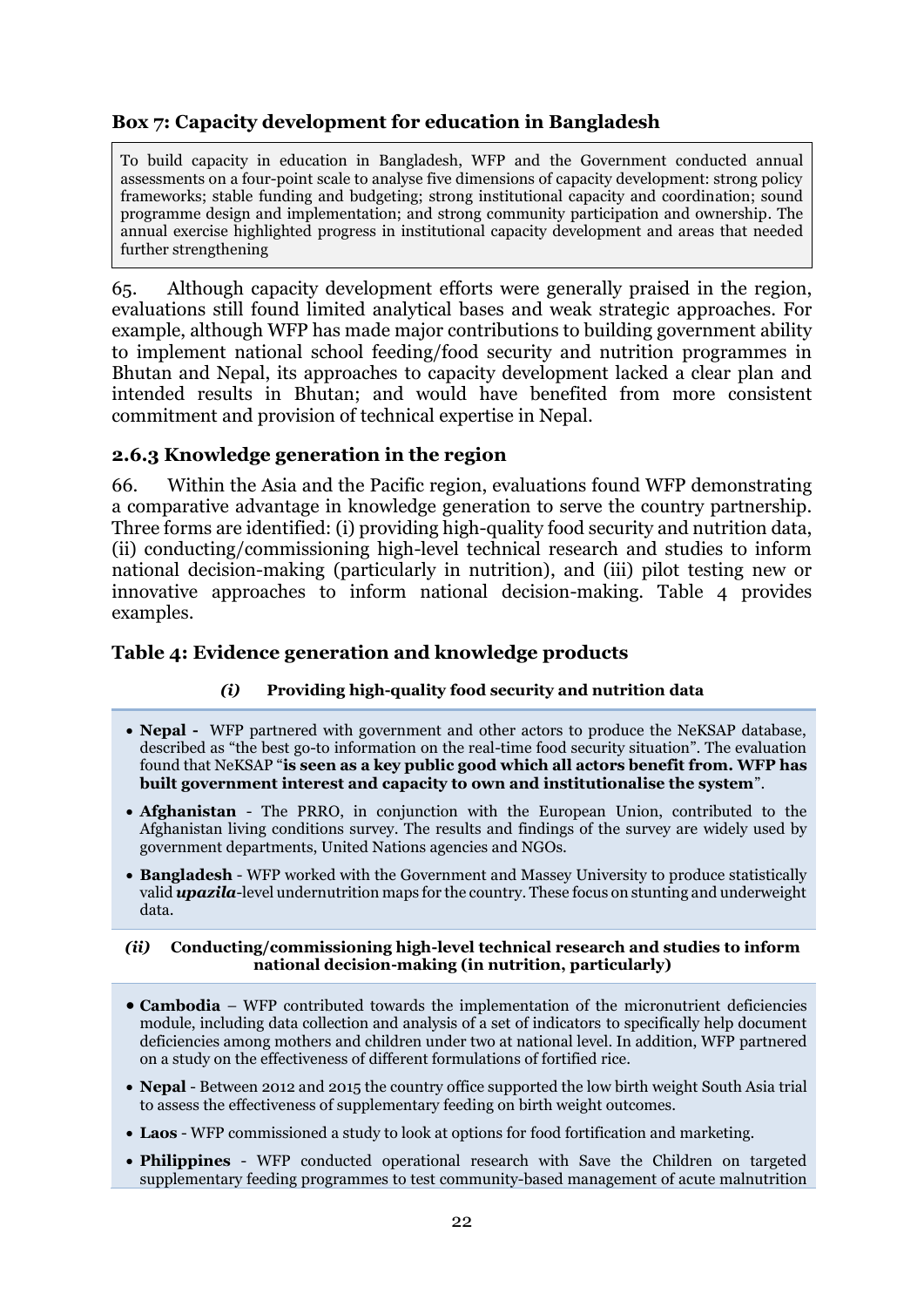**Box 7: Capacity development for education in Bangladesh**

To build capacity in education in Bangladesh, WFP and the Government conducted annual assessments on a four-point scale to analyse five dimensions of capacity development: strong policy frameworks; stable funding and budgeting; strong institutional capacity and coordination; sound programme design and implementation; and strong community participation and ownership. The annual exercise highlighted progress in institutional capacity development and areas that needed further strengthening

65. Although capacity development efforts were generally praised in the region, evaluations still found limited analytical bases and weak strategic approaches. For example, although WFP has made major contributions to building government ability to implement national school feeding/food security and nutrition programmes in Bhutan and Nepal, its approaches to capacity development lacked a clear plan and intended results in Bhutan; and would have benefited from more consistent commitment and provision of technical expertise in Nepal.

### 2.6.3 Knowledge generation in the region

66. Within the Asia and the Pacific region, evaluations found WFP demonstrating a comparative advantage in knowledge generation to serve the country partnership. Three forms are identified: (i) providing high-quality food security and nutrition data, (ii) conducting/commissioning high-level technical research and studies to inform national decision-making (particularly in nutrition), and (iii) pilot testing new or innovative approaches to inform national decision-making. Table 4 provides examples.

**Table 4: Evidence generation and knowledge products**

***(i)* Providing high-quality food security and nutrition data**

- **Nepal -** WFP partnered with government and other actors to produce the NeKSAP database, described as "the best go-to information on the real-time food security situation". The evaluation found that NeKSAP "**is seen as a key public good which all actors benefit from. WFP has built government interest and capacity to own and institutionalise the system**".
- **Afghanistan** - The PRRO, in conjunction with the European Union, contributed to the Afghanistan living conditions survey. The results and findings of the survey are widely used by government departments, United Nations agencies and NGOs.
- **Bangladesh** - WFP worked with the Government and Massey University to produce statistically valid ***upazila***-level undernutrition maps for the country. These focus on stunting and underweight data.

***(ii)* Conducting/commissioning high-level technical research and studies to inform national decision-making (in nutrition, particularly)**

- **Cambodia** – WFP contributed towards the implementation of the micronutrient deficiencies module, including data collection and analysis of a set of indicators to specifically help document deficiencies among mothers and children under two at national level. In addition, WFP partnered on a study on the effectiveness of different formulations of fortified rice.
- **Nepal** - Between 2012 and 2015 the country office supported the low birth weight South Asia trial to assess the effectiveness of supplementary feeding on birth weight outcomes.
- **Laos** - WFP commissioned a study to look at options for food fortification and marketing.
- **Philippines** - WFP conducted operational research with Save the Children on targeted supplementary feeding programmes to test community-based management of acute malnutrition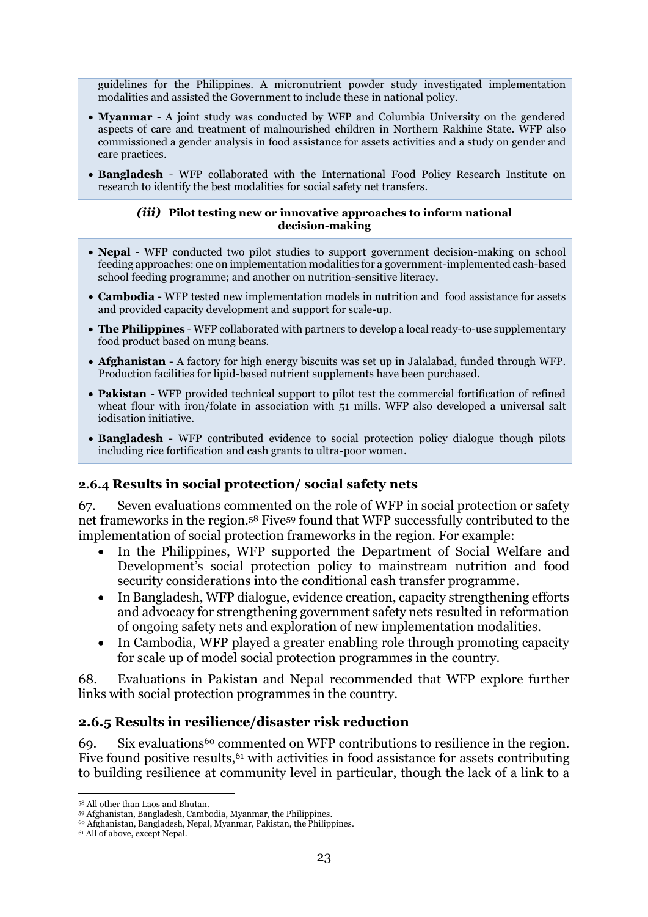guidelines for the Philippines. A micronutrient powder study investigated implementation modalities and assisted the Government to include these in national policy.

- **Myanmar** - A joint study was conducted by WFP and Columbia University on the gendered aspects of care and treatment of malnourished children in Northern Rakhine State. WFP also commissioned a gender analysis in food assistance for assets activities and a study on gender and care practices.
- **Bangladesh** - WFP collaborated with the International Food Policy Research Institute on research to identify the best modalities for social safety net transfers.

***(iii)* Pilot testing new or innovative approaches to inform national decision-making**

- **Nepal** - WFP conducted two pilot studies to support government decision-making on school feeding approaches: one on implementation modalities for a government-implemented cash-based school feeding programme; and another on nutrition-sensitive literacy.
- **Cambodia** - WFP tested new implementation models in nutrition and food assistance for assets and provided capacity development and support for scale-up.
- **The Philippines** - WFP collaborated with partners to develop a local ready-to-use supplementary food product based on mung beans.
- **Afghanistan** - A factory for high energy biscuits was set up in Jalalabad, funded through WFP. Production facilities for lipid-based nutrient supplements have been purchased.
- **Pakistan** - WFP provided technical support to pilot test the commercial fortification of refined wheat flour with iron/folate in association with 51 mills. WFP also developed a universal salt iodisation initiative.
- **Bangladesh** - WFP contributed evidence to social protection policy dialogue though pilots including rice fortification and cash grants to ultra-poor women.

### 2.6.4 Results in social protection/ social safety nets

67. Seven evaluations commented on the role of WFP in social protection or safety net frameworks in the region.[58] Five[59] found that WFP successfully contributed to the implementation of social protection frameworks in the region. For example:

- In the Philippines, WFP supported the Department of Social Welfare and Development's social protection policy to mainstream nutrition and food security considerations into the conditional cash transfer programme.
- In Bangladesh, WFP dialogue, evidence creation, capacity strengthening efforts and advocacy for strengthening government safety nets resulted in reformation of ongoing safety nets and exploration of new implementation modalities.
- In Cambodia, WFP played a greater enabling role through promoting capacity for scale up of model social protection programmes in the country.

68. Evaluations in Pakistan and Nepal recommended that WFP explore further links with social protection programmes in the country.

### 2.6.5 Results in resilience/disaster risk reduction

69. Six evaluations[60] commented on WFP contributions to resilience in the region. Five found positive results,[61] with activities in food assistance for assets contributing to building resilience at community level in particular, though the lack of a link to a

[58] All other than Laos and Bhutan.
[59] Afghanistan, Bangladesh, Cambodia, Myanmar, the Philippines.
[60] Afghanistan, Bangladesh, Nepal, Myanmar, Pakistan, the Philippines.
[61] All of above, except Nepal.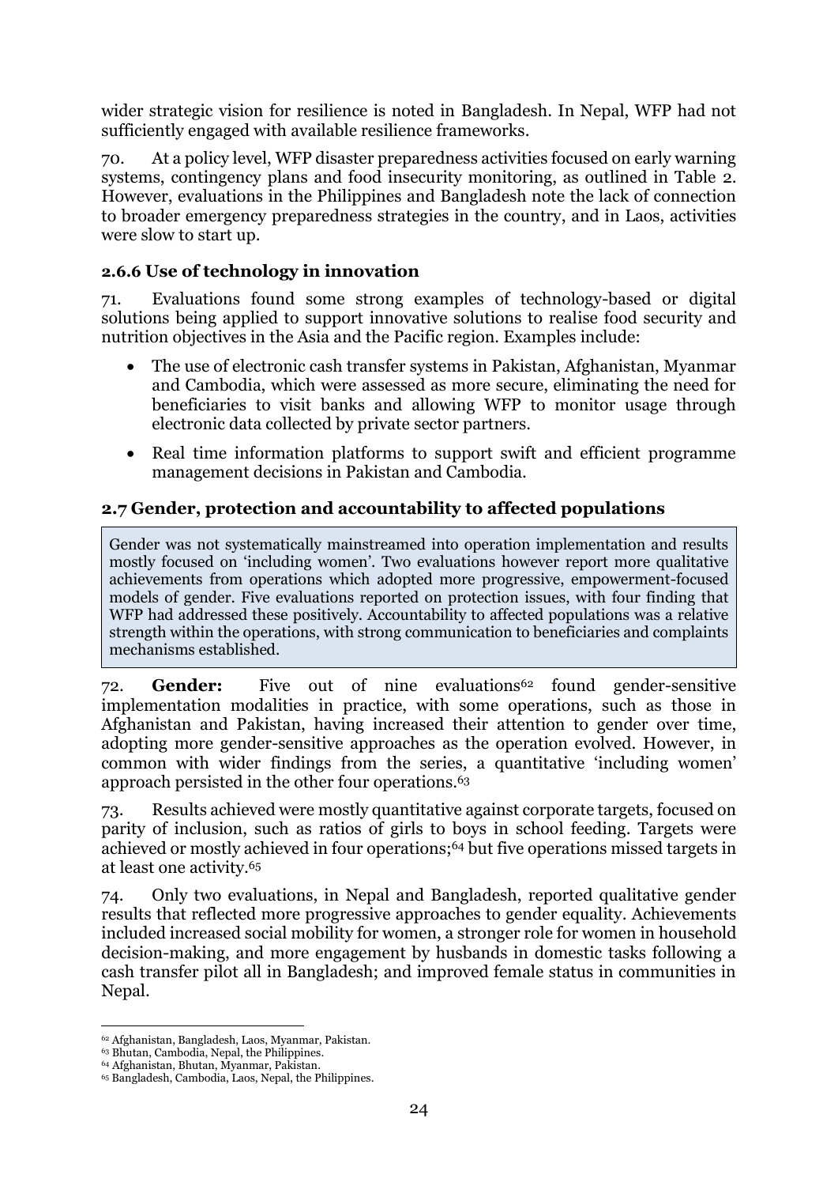wider strategic vision for resilience is noted in Bangladesh. In Nepal, WFP had not sufficiently engaged with available resilience frameworks.

70. At a policy level, WFP disaster preparedness activities focused on early warning systems, contingency plans and food insecurity monitoring, as outlined in Table 2. However, evaluations in the Philippines and Bangladesh note the lack of connection to broader emergency preparedness strategies in the country, and in Laos, activities were slow to start up.

### 2.6.6 Use of technology in innovation

71. Evaluations found some strong examples of technology-based or digital solutions being applied to support innovative solutions to realise food security and nutrition objectives in the Asia and the Pacific region. Examples include:

- The use of electronic cash transfer systems in Pakistan, Afghanistan, Myanmar and Cambodia, which were assessed as more secure, eliminating the need for beneficiaries to visit banks and allowing WFP to monitor usage through electronic data collected by private sector partners.
- Real time information platforms to support swift and efficient programme management decisions in Pakistan and Cambodia.

## 2.7 Gender, protection and accountability to affected populations

> Gender was not systematically mainstreamed into operation implementation and results mostly focused on 'including women'. Two evaluations however report more qualitative achievements from operations which adopted more progressive, empowerment-focused models of gender. Five evaluations reported on protection issues, with four finding that WFP had addressed these positively. Accountability to affected populations was a relative strength within the operations, with strong communication to beneficiaries and complaints mechanisms established.

72. **Gender:** Five out of nine evaluations[62] found gender-sensitive implementation modalities in practice, with some operations, such as those in Afghanistan and Pakistan, having increased their attention to gender over time, adopting more gender-sensitive approaches as the operation evolved. However, in common with wider findings from the series, a quantitative 'including women' approach persisted in the other four operations.[63]

73. Results achieved were mostly quantitative against corporate targets, focused on parity of inclusion, such as ratios of girls to boys in school feeding. Targets were achieved or mostly achieved in four operations;[64] but five operations missed targets in at least one activity.[65]

74. Only two evaluations, in Nepal and Bangladesh, reported qualitative gender results that reflected more progressive approaches to gender equality. Achievements included increased social mobility for women, a stronger role for women in household decision-making, and more engagement by husbands in domestic tasks following a cash transfer pilot all in Bangladesh; and improved female status in communities in Nepal.

---

[62] Afghanistan, Bangladesh, Laos, Myanmar, Pakistan.

[63] Bhutan, Cambodia, Nepal, the Philippines.

[64] Afghanistan, Bhutan, Myanmar, Pakistan.

[65] Bangladesh, Cambodia, Laos, Nepal, the Philippines.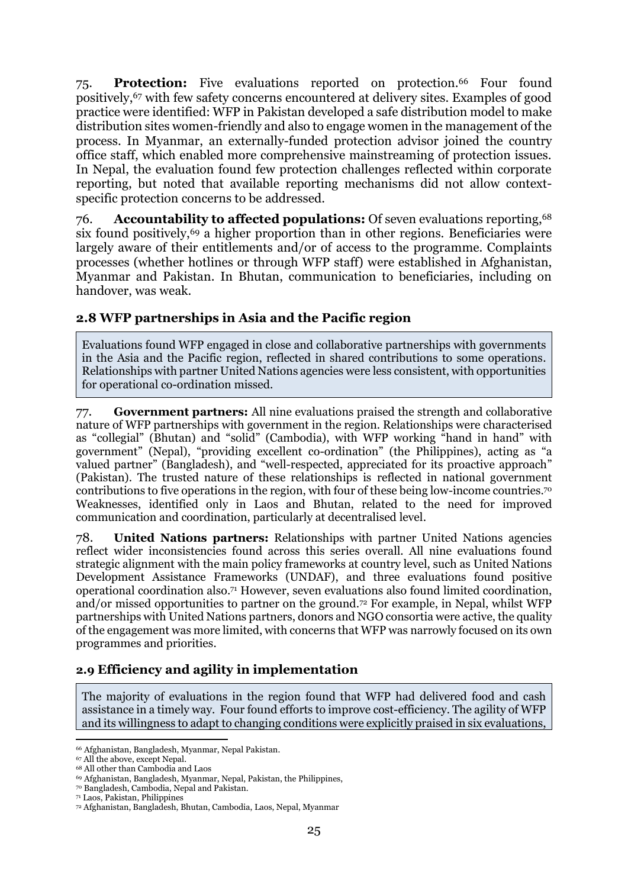75. **Protection:** Five evaluations reported on protection.[66] Four found positively,[67] with few safety concerns encountered at delivery sites. Examples of good practice were identified: WFP in Pakistan developed a safe distribution model to make distribution sites women-friendly and also to engage women in the management of the process. In Myanmar, an externally-funded protection advisor joined the country office staff, which enabled more comprehensive mainstreaming of protection issues. In Nepal, the evaluation found few protection challenges reflected within corporate reporting, but noted that available reporting mechanisms did not allow context-specific protection concerns to be addressed.

76. **Accountability to affected populations:** Of seven evaluations reporting,[68] six found positively,[69] a higher proportion than in other regions. Beneficiaries were largely aware of their entitlements and/or of access to the programme. Complaints processes (whether hotlines or through WFP staff) were established in Afghanistan, Myanmar and Pakistan. In Bhutan, communication to beneficiaries, including on handover, was weak.

## 2.8 WFP partnerships in Asia and the Pacific region

Evaluations found WFP engaged in close and collaborative partnerships with governments in the Asia and the Pacific region, reflected in shared contributions to some operations. Relationships with partner United Nations agencies were less consistent, with opportunities for operational co-ordination missed.

77. **Government partners:** All nine evaluations praised the strength and collaborative nature of WFP partnerships with government in the region. Relationships were characterised as "collegial" (Bhutan) and "solid" (Cambodia), with WFP working "hand in hand" with government" (Nepal), "providing excellent co-ordination" (the Philippines), acting as "a valued partner" (Bangladesh), and "well-respected, appreciated for its proactive approach" (Pakistan). The trusted nature of these relationships is reflected in national government contributions to five operations in the region, with four of these being low-income countries.[70] Weaknesses, identified only in Laos and Bhutan, related to the need for improved communication and coordination, particularly at decentralised level.

78. **United Nations partners:** Relationships with partner United Nations agencies reflect wider inconsistencies found across this series overall. All nine evaluations found strategic alignment with the main policy frameworks at country level, such as United Nations Development Assistance Frameworks (UNDAF), and three evaluations found positive operational coordination also.[71] However, seven evaluations also found limited coordination, and/or missed opportunities to partner on the ground.[72] For example, in Nepal, whilst WFP partnerships with United Nations partners, donors and NGO consortia were active, the quality of the engagement was more limited, with concerns that WFP was narrowly focused on its own programmes and priorities.

## 2.9 Efficiency and agility in implementation

The majority of evaluations in the region found that WFP had delivered food and cash assistance in a timely way. Four found efforts to improve cost-efficiency. The agility of WFP and its willingness to adapt to changing conditions were explicitly praised in six evaluations,

---

[66] Afghanistan, Bangladesh, Myanmar, Nepal Pakistan.

[67] All the above, except Nepal.

[68] All other than Cambodia and Laos

[69] Afghanistan, Bangladesh, Myanmar, Nepal, Pakistan, the Philippines,

[70] Bangladesh, Cambodia, Nepal and Pakistan.

[71] Laos, Pakistan, Philippines

[72] Afghanistan, Bangladesh, Bhutan, Cambodia, Laos, Nepal, Myanmar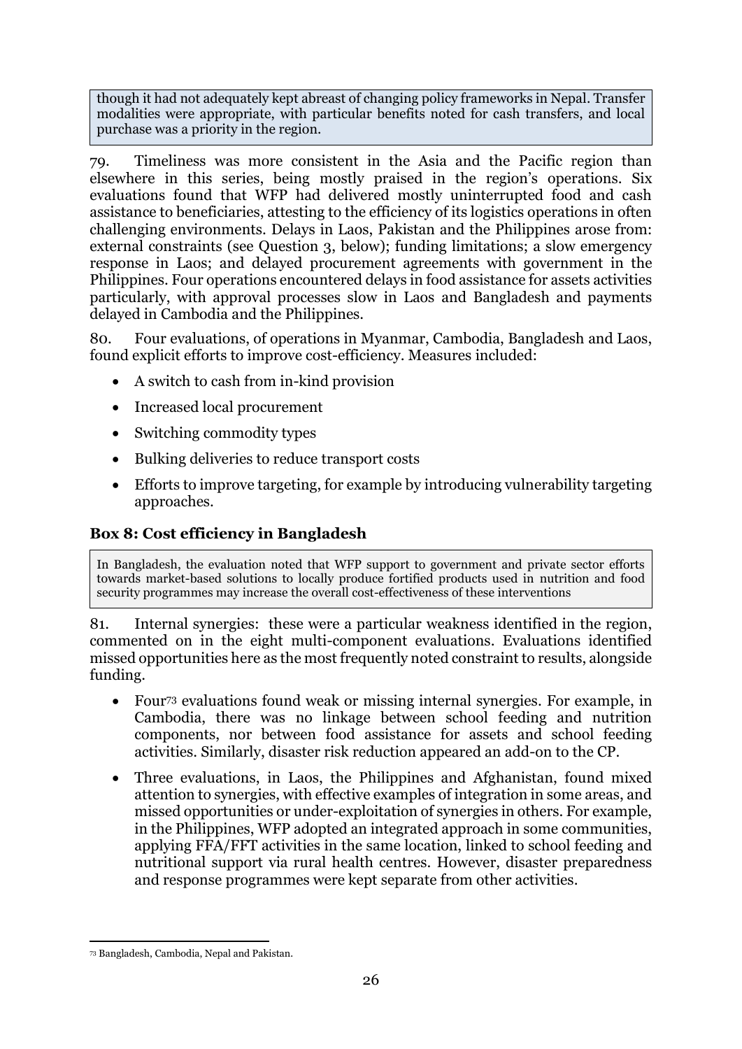though it had not adequately kept abreast of changing policy frameworks in Nepal. Transfer modalities were appropriate, with particular benefits noted for cash transfers, and local purchase was a priority in the region.

79. Timeliness was more consistent in the Asia and the Pacific region than elsewhere in this series, being mostly praised in the region's operations. Six evaluations found that WFP had delivered mostly uninterrupted food and cash assistance to beneficiaries, attesting to the efficiency of its logistics operations in often challenging environments. Delays in Laos, Pakistan and the Philippines arose from: external constraints (see Question 3, below); funding limitations; a slow emergency response in Laos; and delayed procurement agreements with government in the Philippines. Four operations encountered delays in food assistance for assets activities particularly, with approval processes slow in Laos and Bangladesh and payments delayed in Cambodia and the Philippines.

80. Four evaluations, of operations in Myanmar, Cambodia, Bangladesh and Laos, found explicit efforts to improve cost-efficiency. Measures included:

- A switch to cash from in-kind provision
- Increased local procurement
- Switching commodity types
- Bulking deliveries to reduce transport costs
- Efforts to improve targeting, for example by introducing vulnerability targeting approaches.

**Box 8: Cost efficiency in Bangladesh**

In Bangladesh, the evaluation noted that WFP support to government and private sector efforts towards market-based solutions to locally produce fortified products used in nutrition and food security programmes may increase the overall cost-effectiveness of these interventions

81. Internal synergies: these were a particular weakness identified in the region, commented on in the eight multi-component evaluations. Evaluations identified missed opportunities here as the most frequently noted constraint to results, alongside funding.

- Four[73] evaluations found weak or missing internal synergies. For example, in Cambodia, there was no linkage between school feeding and nutrition components, nor between food assistance for assets and school feeding activities. Similarly, disaster risk reduction appeared an add-on to the CP.
- Three evaluations, in Laos, the Philippines and Afghanistan, found mixed attention to synergies, with effective examples of integration in some areas, and missed opportunities or under-exploitation of synergies in others. For example, in the Philippines, WFP adopted an integrated approach in some communities, applying FFA/FFT activities in the same location, linked to school feeding and nutritional support via rural health centres. However, disaster preparedness and response programmes were kept separate from other activities.

[73] Bangladesh, Cambodia, Nepal and Pakistan.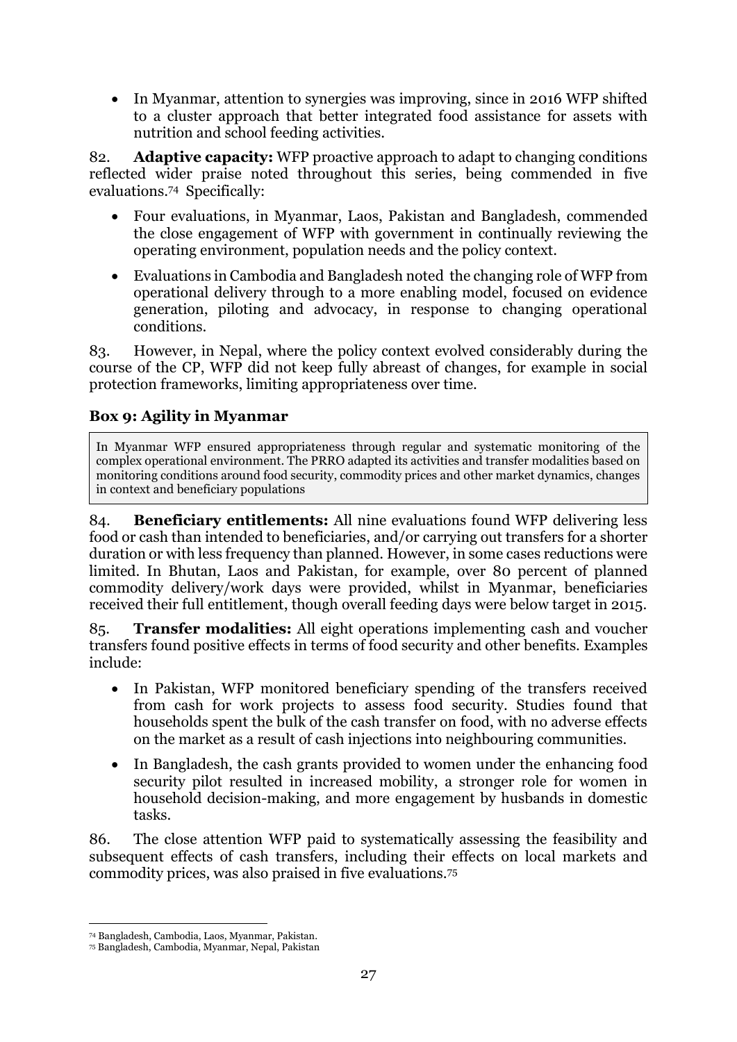- In Myanmar, attention to synergies was improving, since in 2016 WFP shifted to a cluster approach that better integrated food assistance for assets with nutrition and school feeding activities.

82. **Adaptive capacity:** WFP proactive approach to adapt to changing conditions reflected wider praise noted throughout this series, being commended in five evaluations.[74] Specifically:

- Four evaluations, in Myanmar, Laos, Pakistan and Bangladesh, commended the close engagement of WFP with government in continually reviewing the operating environment, population needs and the policy context.
- Evaluations in Cambodia and Bangladesh noted the changing role of WFP from operational delivery through to a more enabling model, focused on evidence generation, piloting and advocacy, in response to changing operational conditions.

83. However, in Nepal, where the policy context evolved considerably during the course of the CP, WFP did not keep fully abreast of changes, for example in social protection frameworks, limiting appropriateness over time.

**Box 9: Agility in Myanmar**

In Myanmar WFP ensured appropriateness through regular and systematic monitoring of the complex operational environment. The PRRO adapted its activities and transfer modalities based on monitoring conditions around food security, commodity prices and other market dynamics, changes in context and beneficiary populations

84. **Beneficiary entitlements:** All nine evaluations found WFP delivering less food or cash than intended to beneficiaries, and/or carrying out transfers for a shorter duration or with less frequency than planned. However, in some cases reductions were limited. In Bhutan, Laos and Pakistan, for example, over 80 percent of planned commodity delivery/work days were provided, whilst in Myanmar, beneficiaries received their full entitlement, though overall feeding days were below target in 2015.

85. **Transfer modalities:** All eight operations implementing cash and voucher transfers found positive effects in terms of food security and other benefits. Examples include:

- In Pakistan, WFP monitored beneficiary spending of the transfers received from cash for work projects to assess food security. Studies found that households spent the bulk of the cash transfer on food, with no adverse effects on the market as a result of cash injections into neighbouring communities.
- In Bangladesh, the cash grants provided to women under the enhancing food security pilot resulted in increased mobility, a stronger role for women in household decision-making, and more engagement by husbands in domestic tasks.

86. The close attention WFP paid to systematically assessing the feasibility and subsequent effects of cash transfers, including their effects on local markets and commodity prices, was also praised in five evaluations.[75]

---

[74] Bangladesh, Cambodia, Laos, Myanmar, Pakistan.

[75] Bangladesh, Cambodia, Myanmar, Nepal, Pakistan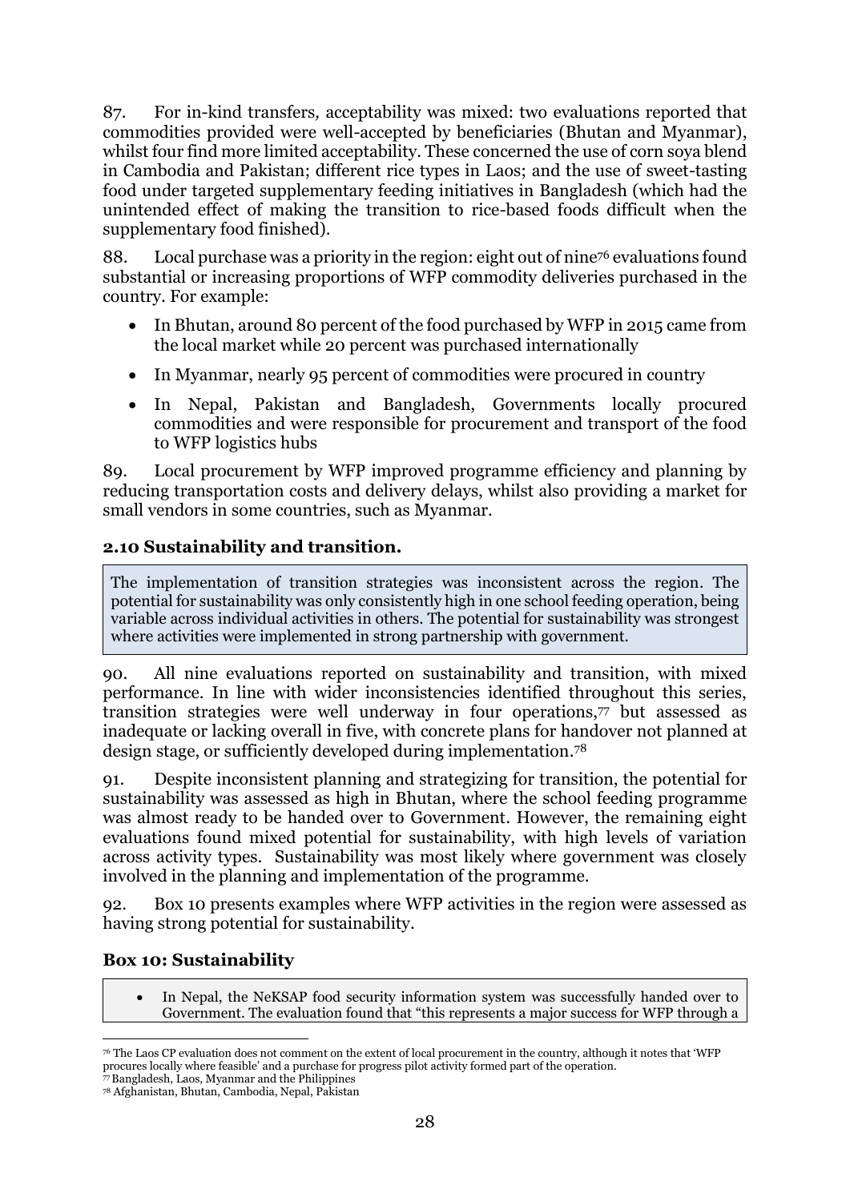87. For in-kind transfers*,* acceptability was mixed: two evaluations reported that commodities provided were well-accepted by beneficiaries (Bhutan and Myanmar), whilst four find more limited acceptability. These concerned the use of corn soya blend in Cambodia and Pakistan; different rice types in Laos; and the use of sweet-tasting food under targeted supplementary feeding initiatives in Bangladesh (which had the unintended effect of making the transition to rice-based foods difficult when the supplementary food finished).

88. Local purchase was a priority in the region: eight out of nine[76] evaluations found substantial or increasing proportions of WFP commodity deliveries purchased in the country. For example:

- In Bhutan, around 80 percent of the food purchased by WFP in 2015 came from the local market while 20 percent was purchased internationally
- In Myanmar, nearly 95 percent of commodities were procured in country
- In Nepal, Pakistan and Bangladesh, Governments locally procured commodities and were responsible for procurement and transport of the food to WFP logistics hubs

89. Local procurement by WFP improved programme efficiency and planning by reducing transportation costs and delivery delays, whilst also providing a market for small vendors in some countries, such as Myanmar.

### 2.10 Sustainability and transition.

> The implementation of transition strategies was inconsistent across the region. The potential for sustainability was only consistently high in one school feeding operation, being variable across individual activities in others. The potential for sustainability was strongest where activities were implemented in strong partnership with government.

90. All nine evaluations reported on sustainability and transition, with mixed performance. In line with wider inconsistencies identified throughout this series, transition strategies were well underway in four operations,[77] but assessed as inadequate or lacking overall in five, with concrete plans for handover not planned at design stage, or sufficiently developed during implementation.[78]

91. Despite inconsistent planning and strategizing for transition, the potential for sustainability was assessed as high in Bhutan, where the school feeding programme was almost ready to be handed over to Government. However, the remaining eight evaluations found mixed potential for sustainability, with high levels of variation across activity types. Sustainability was most likely where government was closely involved in the planning and implementation of the programme.

92. Box 10 presents examples where WFP activities in the region were assessed as having strong potential for sustainability.

### Box 10: Sustainability

- In Nepal, the NeKSAP food security information system was successfully handed over to Government. The evaluation found that "this represents a major success for WFP through a

---

[76] The Laos CP evaluation does not comment on the extent of local procurement in the country, although it notes that 'WFP procures locally where feasible' and a purchase for progress pilot activity formed part of the operation.

[77] Bangladesh, Laos, Myanmar and the Philippines

[78] Afghanistan, Bhutan, Cambodia, Nepal, Pakistan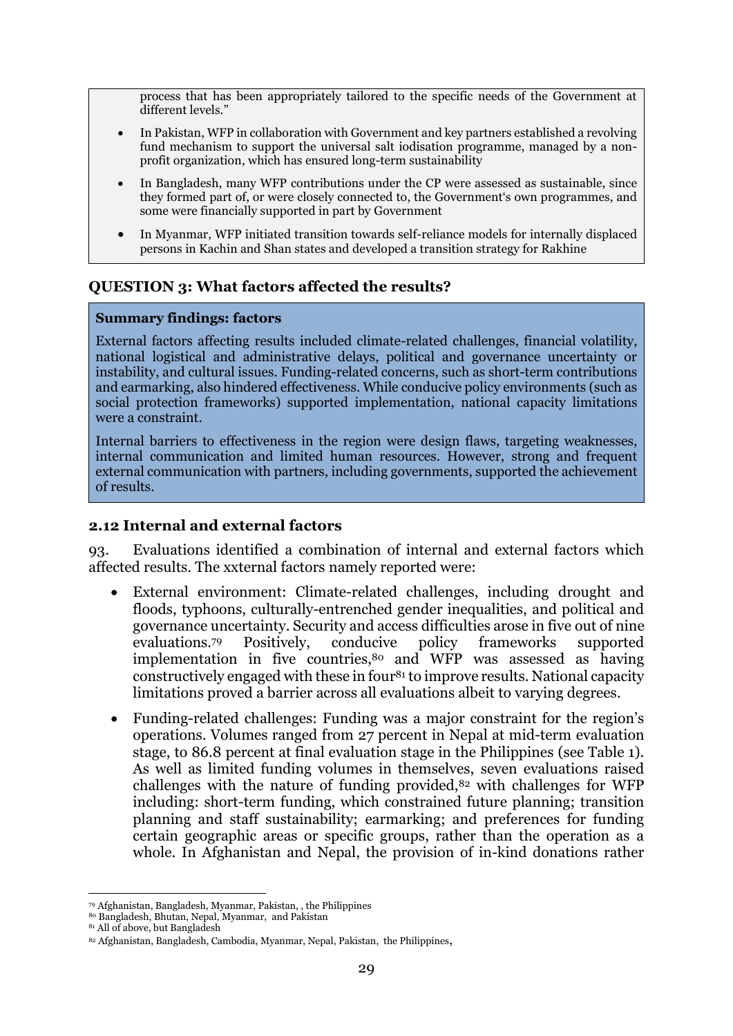process that has been appropriately tailored to the specific needs of the Government at different levels."

- In Pakistan, WFP in collaboration with Government and key partners established a revolving fund mechanism to support the universal salt iodisation programme, managed by a non-profit organization, which has ensured long-term sustainability
- In Bangladesh, many WFP contributions under the CP were assessed as sustainable, since they formed part of, or were closely connected to, the Government's own programmes, and some were financially supported in part by Government
- In Myanmar, WFP initiated transition towards self-reliance models for internally displaced persons in Kachin and Shan states and developed a transition strategy for Rakhine

## QUESTION 3: What factors affected the results?

**Summary findings: factors**

External factors affecting results included climate-related challenges, financial volatility, national logistical and administrative delays, political and governance uncertainty or instability, and cultural issues. Funding-related concerns, such as short-term contributions and earmarking, also hindered effectiveness. While conducive policy environments (such as social protection frameworks) supported implementation, national capacity limitations were a constraint.

Internal barriers to effectiveness in the region were design flaws, targeting weaknesses, internal communication and limited human resources. However, strong and frequent external communication with partners, including governments, supported the achievement of results.

### 2.12 Internal and external factors

93. Evaluations identified a combination of internal and external factors which affected results. The xxternal factors namely reported were:

- External environment: Climate-related challenges, including drought and floods, typhoons, culturally-entrenched gender inequalities, and political and governance uncertainty. Security and access difficulties arose in five out of nine evaluations.[79] Positively, conducive policy frameworks supported implementation in five countries,[80] and WFP was assessed as having constructively engaged with these in four[81] to improve results. National capacity limitations proved a barrier across all evaluations albeit to varying degrees.
- Funding-related challenges: Funding was a major constraint for the region's operations. Volumes ranged from 27 percent in Nepal at mid-term evaluation stage, to 86.8 percent at final evaluation stage in the Philippines (see Table 1). As well as limited funding volumes in themselves, seven evaluations raised challenges with the nature of funding provided,[82] with challenges for WFP including: short-term funding, which constrained future planning; transition planning and staff sustainability; earmarking; and preferences for funding certain geographic areas or specific groups, rather than the operation as a whole. In Afghanistan and Nepal, the provision of in-kind donations rather

[79] Afghanistan, Bangladesh, Myanmar, Pakistan, , the Philippines
[80] Bangladesh, Bhutan, Nepal, Myanmar, and Pakistan
[81] All of above, but Bangladesh
[82] Afghanistan, Bangladesh, Cambodia, Myanmar, Nepal, Pakistan, the Philippines,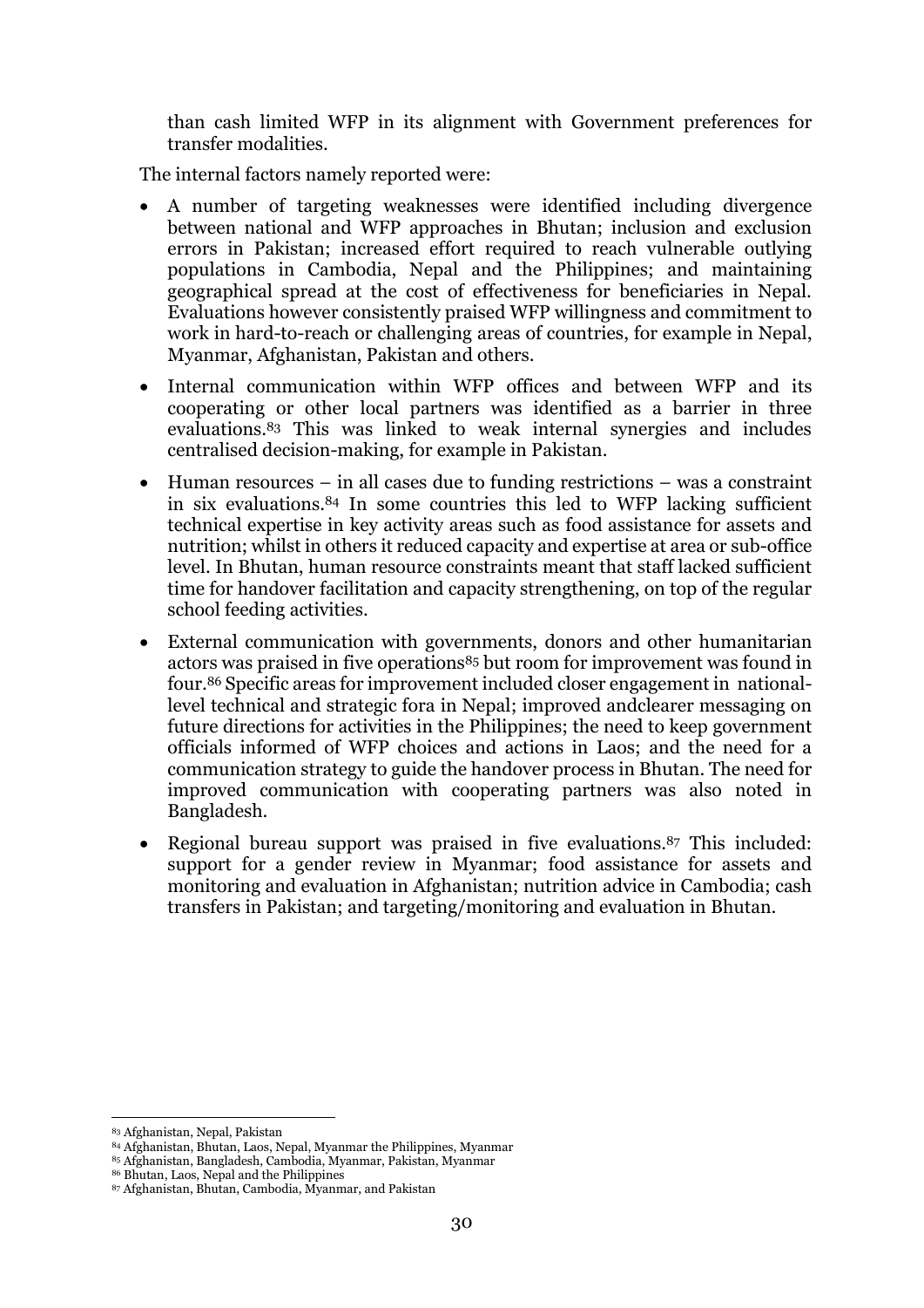than cash limited WFP in its alignment with Government preferences for transfer modalities.

The internal factors namely reported were:

- A number of targeting weaknesses were identified including divergence between national and WFP approaches in Bhutan; inclusion and exclusion errors in Pakistan; increased effort required to reach vulnerable outlying populations in Cambodia, Nepal and the Philippines; and maintaining geographical spread at the cost of effectiveness for beneficiaries in Nepal. Evaluations however consistently praised WFP willingness and commitment to work in hard-to-reach or challenging areas of countries, for example in Nepal, Myanmar, Afghanistan, Pakistan and others.
- Internal communication within WFP offices and between WFP and its cooperating or other local partners was identified as a barrier in three evaluations.[83] This was linked to weak internal synergies and includes centralised decision-making, for example in Pakistan.
- Human resources – in all cases due to funding restrictions – was a constraint in six evaluations.[84] In some countries this led to WFP lacking sufficient technical expertise in key activity areas such as food assistance for assets and nutrition; whilst in others it reduced capacity and expertise at area or sub-office level. In Bhutan, human resource constraints meant that staff lacked sufficient time for handover facilitation and capacity strengthening, on top of the regular school feeding activities.
- External communication with governments, donors and other humanitarian actors was praised in five operations[85] but room for improvement was found in four.[86] Specific areas for improvement included closer engagement in national-level technical and strategic fora in Nepal; improved andclearer messaging on future directions for activities in the Philippines; the need to keep government officials informed of WFP choices and actions in Laos; and the need for a communication strategy to guide the handover process in Bhutan. The need for improved communication with cooperating partners was also noted in Bangladesh.
- Regional bureau support was praised in five evaluations.[87] This included: support for a gender review in Myanmar; food assistance for assets and monitoring and evaluation in Afghanistan; nutrition advice in Cambodia; cash transfers in Pakistan; and targeting/monitoring and evaluation in Bhutan.

---

[83] Afghanistan, Nepal, Pakistan
[84] Afghanistan, Bhutan, Laos, Nepal, Myanmar the Philippines, Myanmar
[85] Afghanistan, Bangladesh, Cambodia, Myanmar, Pakistan, Myanmar
[86] Bhutan, Laos, Nepal and the Philippines
[87] Afghanistan, Bhutan, Cambodia, Myanmar, and Pakistan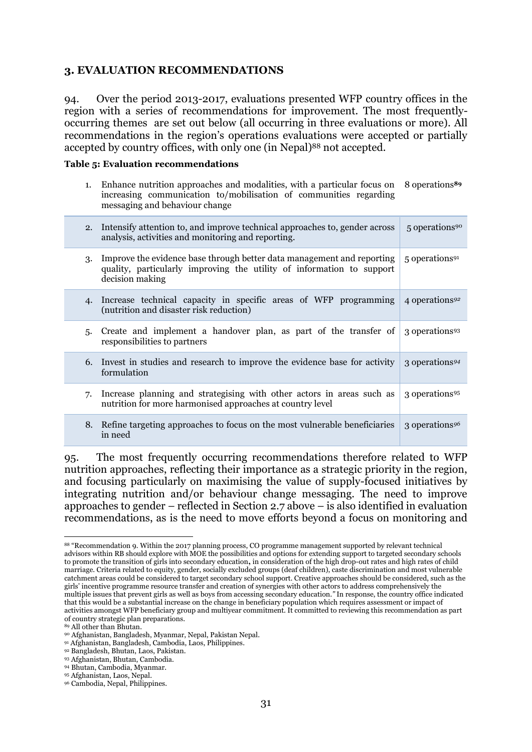## 3. EVALUATION RECOMMENDATIONS

94. Over the period 2013-2017, evaluations presented WFP country offices in the region with a series of recommendations for improvement. The most frequently-occurring themes are set out below (all occurring in three evaluations or more). All recommendations in the region's operations evaluations were accepted or partially accepted by country offices, with only one (in Nepal)[88] not accepted.

**Table 5: Evaluation recommendations**

| | Recommendation | Frequency |
|---|---|---|
| 1. | Enhance nutrition approaches and modalities, with a particular focus on increasing communication to/mobilisation of communities regarding messaging and behaviour change | 8 operations[89] |
| 2. | Intensify attention to, and improve technical approaches to, gender across analysis, activities and monitoring and reporting. | 5 operations[90] |
| 3. | Improve the evidence base through better data management and reporting quality, particularly improving the utility of information to support decision making | 5 operations[91] |
| 4. | Increase technical capacity in specific areas of WFP programming (nutrition and disaster risk reduction) | 4 operations[92] |
| 5. | Create and implement a handover plan, as part of the transfer of responsibilities to partners | 3 operations[93] |
| 6. | Invest in studies and research to improve the evidence base for activity formulation | 3 operations[94] |
| 7. | Increase planning and strategising with other actors in areas such as nutrition for more harmonised approaches at country level | 3 operations[95] |
| 8. | Refine targeting approaches to focus on the most vulnerable beneficiaries in need | 3 operations[96] |

95. The most frequently occurring recommendations therefore related to WFP nutrition approaches, reflecting their importance as a strategic priority in the region, and focusing particularly on maximising the value of supply-focused initiatives by integrating nutrition and/or behaviour change messaging. The need to improve approaches to gender – reflected in Section 2.7 above – is also identified in evaluation recommendations, as is the need to move efforts beyond a focus on monitoring and

---

[88] "Recommendation 9. Within the 2017 planning process, CO programme management supported by relevant technical advisors within RB should explore with MOE the possibilities and options for extending support to targeted secondary schools to promote the transition of girls into secondary education**,** in consideration of the high drop-out rates and high rates of child marriage. Criteria related to equity, gender, socially excluded groups (deaf children), caste discrimination and most vulnerable catchment areas could be considered to target secondary school support. Creative approaches should be considered, such as the girls' incentive programme resource transfer and creation of synergies with other actors to address comprehensively the multiple issues that prevent girls as well as boys from accessing secondary education.*"* In response, the country office indicated that this would be a substantial increase on the change in beneficiary population which requires assessment or impact of activities amongst WFP beneficiary group and multiyear commitment. It committed to reviewing this recommendation as part of country strategic plan preparations.

[89] All other than Bhutan.

[90] Afghanistan, Bangladesh, Myanmar, Nepal, Pakistan Nepal.

[91] Afghanistan, Bangladesh, Cambodia, Laos, Philippines.

[92] Bangladesh, Bhutan, Laos, Pakistan.

[93] Afghanistan, Bhutan, Cambodia.

[94] Bhutan, Cambodia, Myanmar.

[95] Afghanistan, Laos, Nepal.

[96] Cambodia, Nepal, Philippines.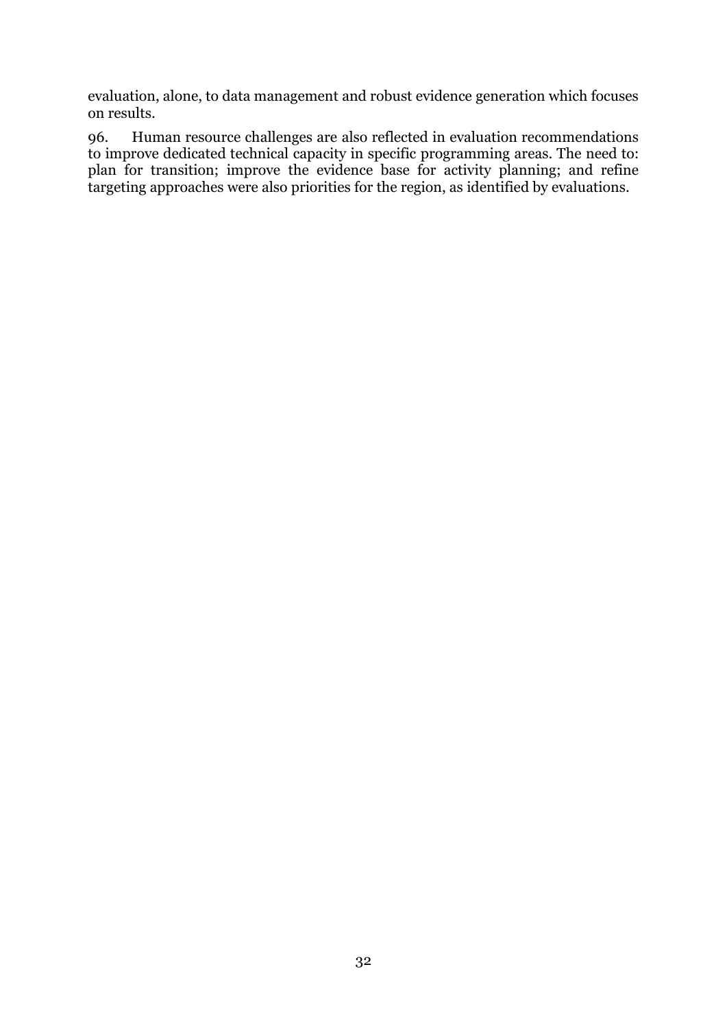evaluation, alone, to data management and robust evidence generation which focuses on results.

96. Human resource challenges are also reflected in evaluation recommendations to improve dedicated technical capacity in specific programming areas. The need to: plan for transition; improve the evidence base for activity planning; and refine targeting approaches were also priorities for the region, as identified by evaluations.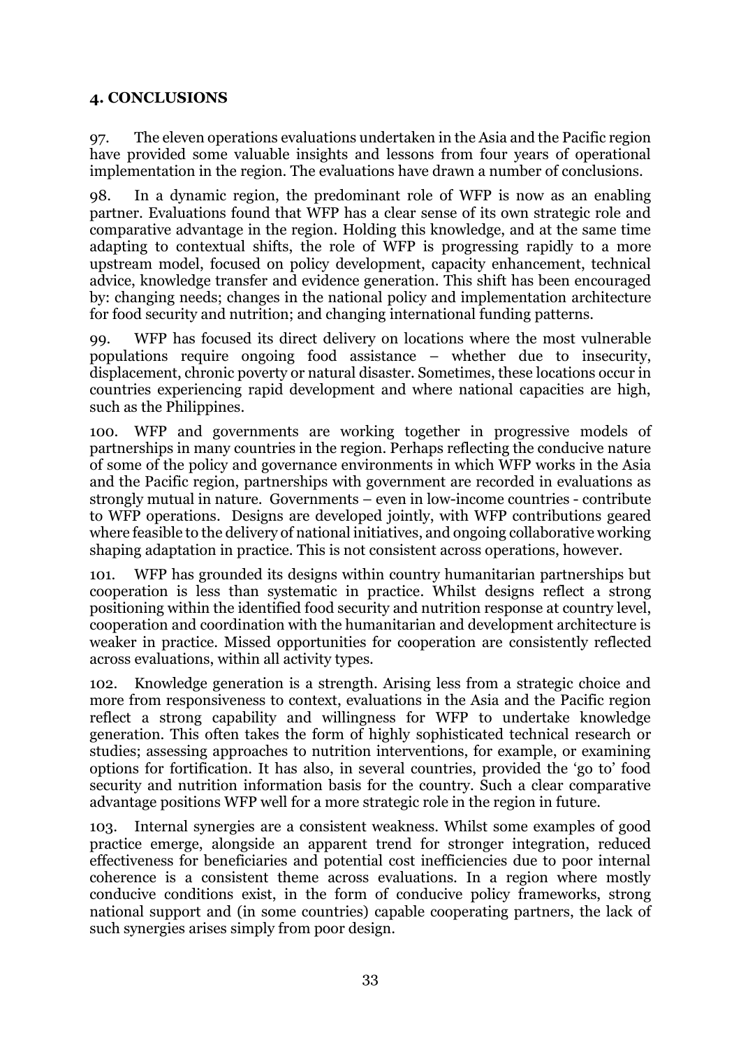## 4. CONCLUSIONS

97. The eleven operations evaluations undertaken in the Asia and the Pacific region have provided some valuable insights and lessons from four years of operational implementation in the region. The evaluations have drawn a number of conclusions.

98. In a dynamic region, the predominant role of WFP is now as an enabling partner. Evaluations found that WFP has a clear sense of its own strategic role and comparative advantage in the region. Holding this knowledge, and at the same time adapting to contextual shifts, the role of WFP is progressing rapidly to a more upstream model, focused on policy development, capacity enhancement, technical advice, knowledge transfer and evidence generation. This shift has been encouraged by: changing needs; changes in the national policy and implementation architecture for food security and nutrition; and changing international funding patterns.

99. WFP has focused its direct delivery on locations where the most vulnerable populations require ongoing food assistance – whether due to insecurity, displacement, chronic poverty or natural disaster. Sometimes, these locations occur in countries experiencing rapid development and where national capacities are high, such as the Philippines.

100. WFP and governments are working together in progressive models of partnerships in many countries in the region. Perhaps reflecting the conducive nature of some of the policy and governance environments in which WFP works in the Asia and the Pacific region, partnerships with government are recorded in evaluations as strongly mutual in nature. Governments – even in low-income countries - contribute to WFP operations. Designs are developed jointly, with WFP contributions geared where feasible to the delivery of national initiatives, and ongoing collaborative working shaping adaptation in practice. This is not consistent across operations, however.

101. WFP has grounded its designs within country humanitarian partnerships but cooperation is less than systematic in practice. Whilst designs reflect a strong positioning within the identified food security and nutrition response at country level, cooperation and coordination with the humanitarian and development architecture is weaker in practice. Missed opportunities for cooperation are consistently reflected across evaluations, within all activity types.

102. Knowledge generation is a strength. Arising less from a strategic choice and more from responsiveness to context, evaluations in the Asia and the Pacific region reflect a strong capability and willingness for WFP to undertake knowledge generation. This often takes the form of highly sophisticated technical research or studies; assessing approaches to nutrition interventions, for example, or examining options for fortification. It has also, in several countries, provided the 'go to' food security and nutrition information basis for the country. Such a clear comparative advantage positions WFP well for a more strategic role in the region in future.

103. Internal synergies are a consistent weakness. Whilst some examples of good practice emerge, alongside an apparent trend for stronger integration, reduced effectiveness for beneficiaries and potential cost inefficiencies due to poor internal coherence is a consistent theme across evaluations. In a region where mostly conducive conditions exist, in the form of conducive policy frameworks, strong national support and (in some countries) capable cooperating partners, the lack of such synergies arises simply from poor design.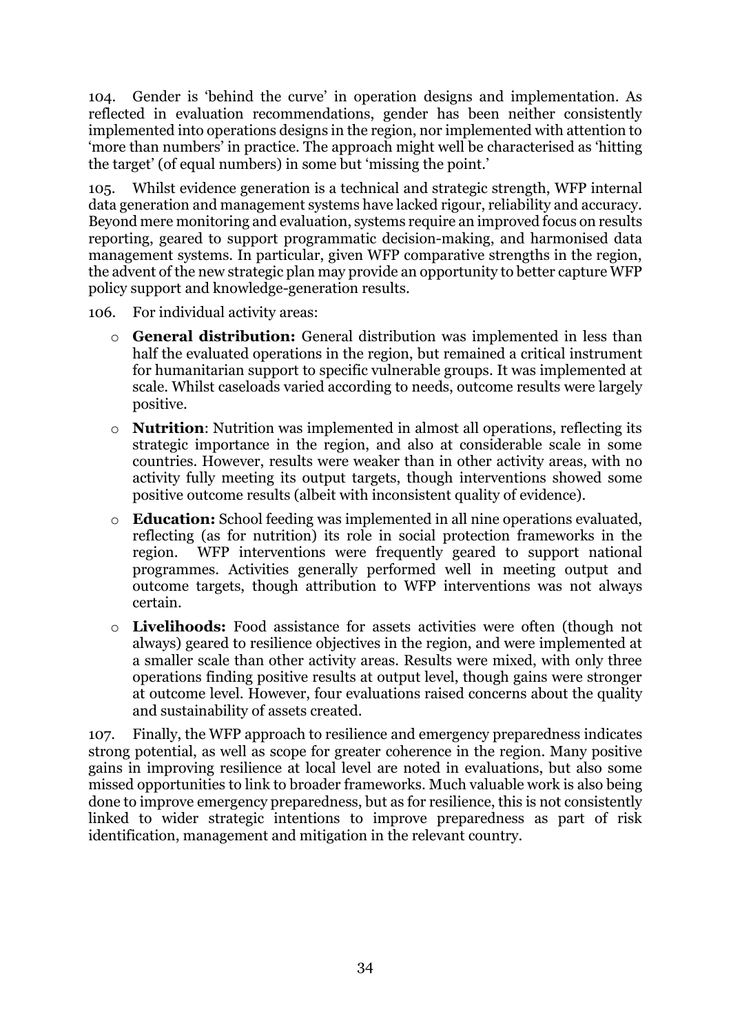104. Gender is 'behind the curve' in operation designs and implementation. As reflected in evaluation recommendations, gender has been neither consistently implemented into operations designs in the region, nor implemented with attention to 'more than numbers' in practice. The approach might well be characterised as 'hitting the target' (of equal numbers) in some but 'missing the point.'

105. Whilst evidence generation is a technical and strategic strength, WFP internal data generation and management systems have lacked rigour, reliability and accuracy. Beyond mere monitoring and evaluation, systems require an improved focus on results reporting, geared to support programmatic decision-making, and harmonised data management systems. In particular, given WFP comparative strengths in the region, the advent of the new strategic plan may provide an opportunity to better capture WFP policy support and knowledge-generation results.

106. For individual activity areas:

- **General distribution:** General distribution was implemented in less than half the evaluated operations in the region, but remained a critical instrument for humanitarian support to specific vulnerable groups. It was implemented at scale. Whilst caseloads varied according to needs, outcome results were largely positive.
- **Nutrition**: Nutrition was implemented in almost all operations, reflecting its strategic importance in the region, and also at considerable scale in some countries. However, results were weaker than in other activity areas, with no activity fully meeting its output targets, though interventions showed some positive outcome results (albeit with inconsistent quality of evidence).
- **Education:** School feeding was implemented in all nine operations evaluated, reflecting (as for nutrition) its role in social protection frameworks in the region. WFP interventions were frequently geared to support national programmes. Activities generally performed well in meeting output and outcome targets, though attribution to WFP interventions was not always certain.
- **Livelihoods:** Food assistance for assets activities were often (though not always) geared to resilience objectives in the region, and were implemented at a smaller scale than other activity areas. Results were mixed, with only three operations finding positive results at output level, though gains were stronger at outcome level. However, four evaluations raised concerns about the quality and sustainability of assets created.

107. Finally, the WFP approach to resilience and emergency preparedness indicates strong potential, as well as scope for greater coherence in the region. Many positive gains in improving resilience at local level are noted in evaluations, but also some missed opportunities to link to broader frameworks. Much valuable work is also being done to improve emergency preparedness, but as for resilience, this is not consistently linked to wider strategic intentions to improve preparedness as part of risk identification, management and mitigation in the relevant country.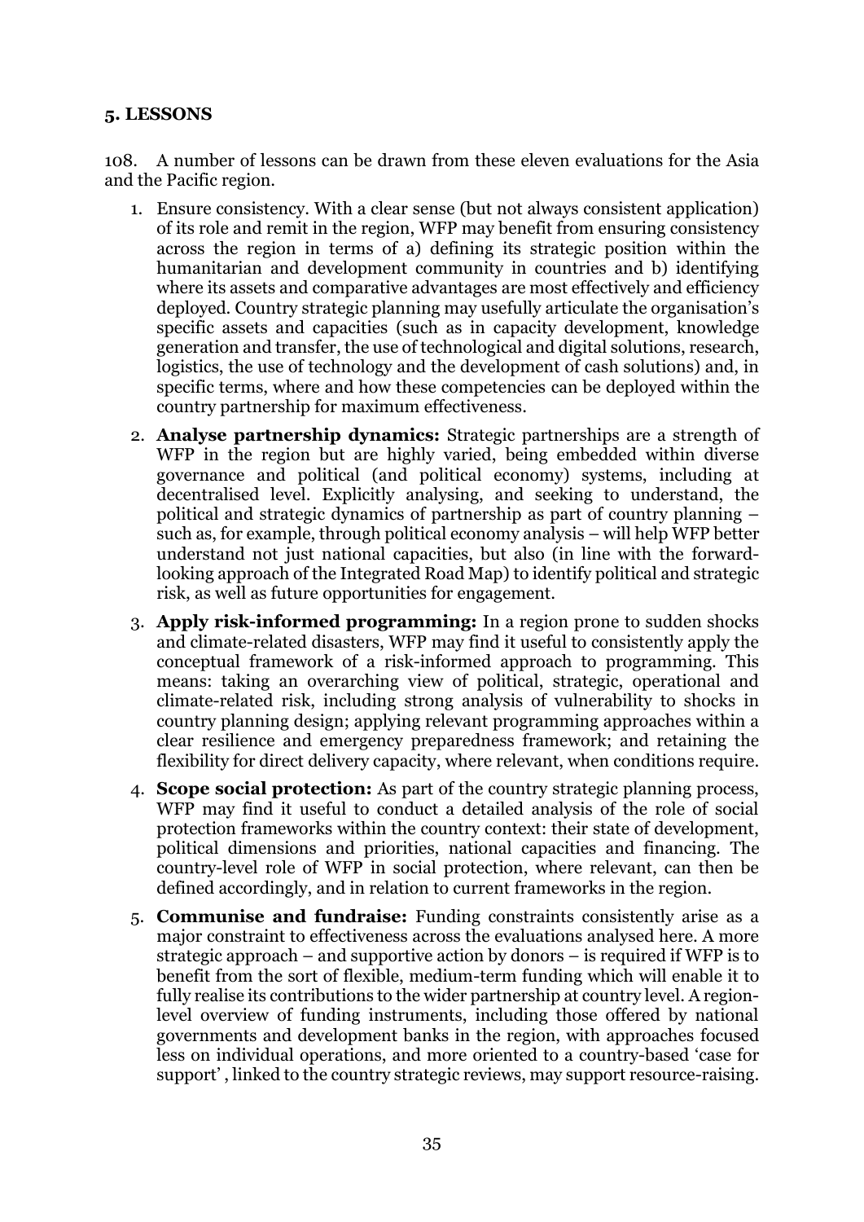## 5. LESSONS

108. A number of lessons can be drawn from these eleven evaluations for the Asia and the Pacific region.

1. Ensure consistency. With a clear sense (but not always consistent application) of its role and remit in the region, WFP may benefit from ensuring consistency across the region in terms of a) defining its strategic position within the humanitarian and development community in countries and b) identifying where its assets and comparative advantages are most effectively and efficiency deployed. Country strategic planning may usefully articulate the organisation's specific assets and capacities (such as in capacity development, knowledge generation and transfer, the use of technological and digital solutions, research, logistics, the use of technology and the development of cash solutions) and, in specific terms, where and how these competencies can be deployed within the country partnership for maximum effectiveness.
2. **Analyse partnership dynamics:** Strategic partnerships are a strength of WFP in the region but are highly varied, being embedded within diverse governance and political (and political economy) systems, including at decentralised level. Explicitly analysing, and seeking to understand, the political and strategic dynamics of partnership as part of country planning – such as, for example, through political economy analysis – will help WFP better understand not just national capacities, but also (in line with the forward-looking approach of the Integrated Road Map) to identify political and strategic risk, as well as future opportunities for engagement.
3. **Apply risk-informed programming:** In a region prone to sudden shocks and climate-related disasters, WFP may find it useful to consistently apply the conceptual framework of a risk-informed approach to programming. This means: taking an overarching view of political, strategic, operational and climate-related risk, including strong analysis of vulnerability to shocks in country planning design; applying relevant programming approaches within a clear resilience and emergency preparedness framework; and retaining the flexibility for direct delivery capacity, where relevant, when conditions require.
4. **Scope social protection:** As part of the country strategic planning process, WFP may find it useful to conduct a detailed analysis of the role of social protection frameworks within the country context: their state of development, political dimensions and priorities, national capacities and financing. The country-level role of WFP in social protection, where relevant, can then be defined accordingly, and in relation to current frameworks in the region.
5. **Communise and fundraise:** Funding constraints consistently arise as a major constraint to effectiveness across the evaluations analysed here. A more strategic approach – and supportive action by donors – is required if WFP is to benefit from the sort of flexible, medium-term funding which will enable it to fully realise its contributions to the wider partnership at country level. A region-level overview of funding instruments, including those offered by national governments and development banks in the region, with approaches focused less on individual operations, and more oriented to a country-based 'case for support', linked to the country strategic reviews, may support resource-raising.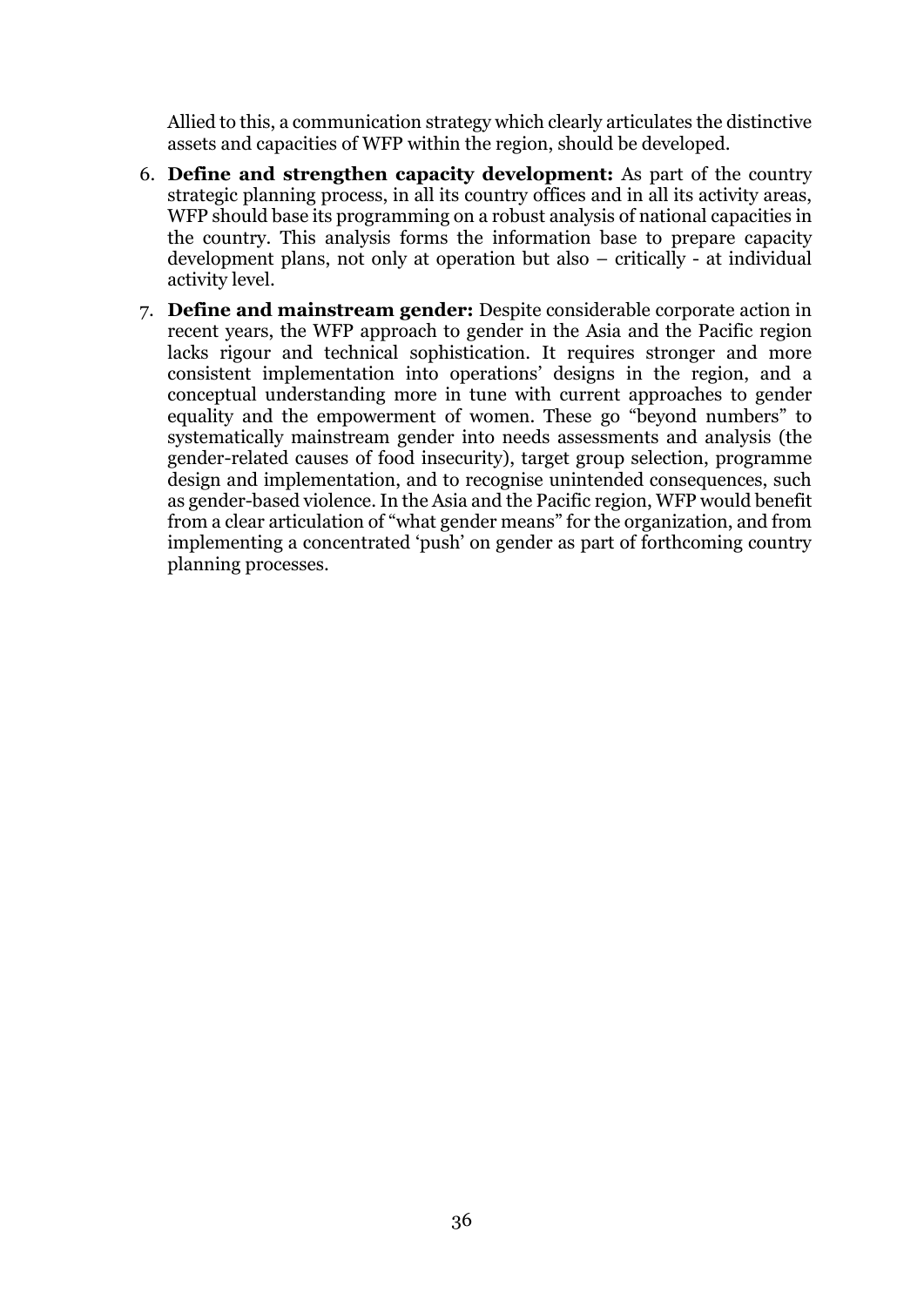Allied to this, a communication strategy which clearly articulates the distinctive assets and capacities of WFP within the region, should be developed.

6. **Define and strengthen capacity development:** As part of the country strategic planning process, in all its country offices and in all its activity areas, WFP should base its programming on a robust analysis of national capacities in the country. This analysis forms the information base to prepare capacity development plans, not only at operation but also – critically - at individual activity level.
7. **Define and mainstream gender:** Despite considerable corporate action in recent years, the WFP approach to gender in the Asia and the Pacific region lacks rigour and technical sophistication. It requires stronger and more consistent implementation into operations' designs in the region, and a conceptual understanding more in tune with current approaches to gender equality and the empowerment of women. These go "beyond numbers" to systematically mainstream gender into needs assessments and analysis (the gender-related causes of food insecurity), target group selection, programme design and implementation, and to recognise unintended consequences, such as gender-based violence. In the Asia and the Pacific region, WFP would benefit from a clear articulation of "what gender means" for the organization, and from implementing a concentrated 'push' on gender as part of forthcoming country planning processes.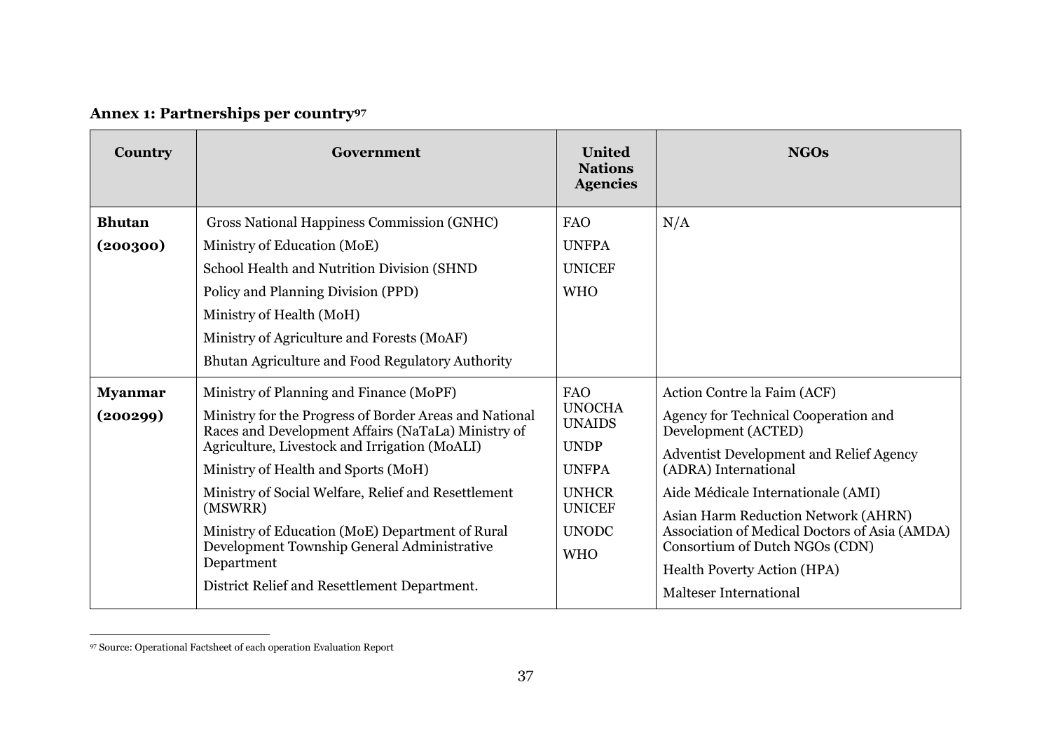**Annex 1: Partnerships per country[97]**

| Country | Government | United Nations Agencies | NGOs |
|---|---|---|---|
| **Bhutan (200300)** | Gross National Happiness Commission (GNHC)<br>Ministry of Education (MoE)<br>School Health and Nutrition Division (SHND<br>Policy and Planning Division (PPD)<br>Ministry of Health (MoH)<br>Ministry of Agriculture and Forests (MoAF)<br>Bhutan Agriculture and Food Regulatory Authority | FAO<br>UNFPA<br>UNICEF<br>WHO | N/A |
| **Myanmar (200299)** | Ministry of Planning and Finance (MoPF)<br>Ministry for the Progress of Border Areas and National Races and Development Affairs (NaTaLa) Ministry of Agriculture, Livestock and Irrigation (MoALI)<br>Ministry of Health and Sports (MoH)<br>Ministry of Social Welfare, Relief and Resettlement (MSWRR)<br>Ministry of Education (MoE) Department of Rural Development Township General Administrative Department<br>District Relief and Resettlement Department. | FAO<br>UNOCHA<br>UNAIDS<br>UNDP<br>UNFPA<br>UNHCR<br>UNICEF<br>UNODC<br>WHO | Action Contre la Faim (ACF)<br>Agency for Technical Cooperation and Development (ACTED)<br>Adventist Development and Relief Agency (ADRA) International<br>Aide Médicale Internationale (AMI)<br>Asian Harm Reduction Network (AHRN)<br>Association of Medical Doctors of Asia (AMDA)<br>Consortium of Dutch NGOs (CDN)<br>Health Poverty Action (HPA)<br>Malteser International |

[97] Source: Operational Factsheet of each operation Evaluation Report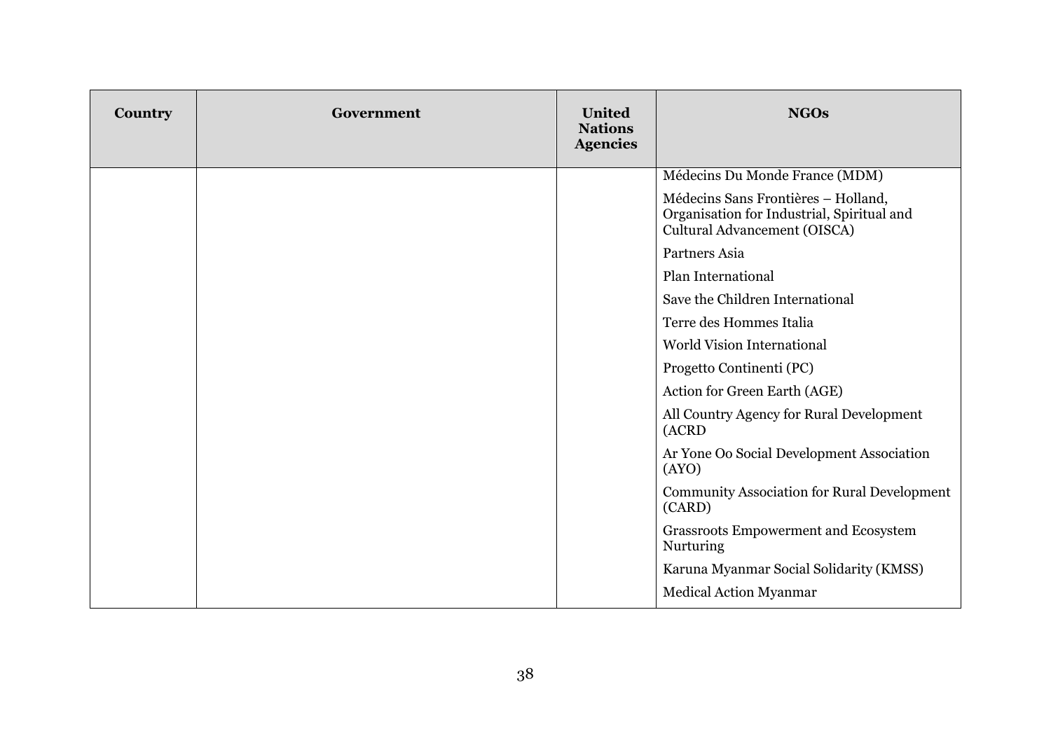| Country | Government | United Nations Agencies | NGOs |
|---|---|---|---|
| | | | Médecins Du Monde France (MDM) |
| | | | Médecins Sans Frontières – Holland, Organisation for Industrial, Spiritual and Cultural Advancement (OISCA) |
| | | | Partners Asia |
| | | | Plan International |
| | | | Save the Children International |
| | | | Terre des Hommes Italia |
| | | | World Vision International |
| | | | Progetto Continenti (PC) |
| | | | Action for Green Earth (AGE) |
| | | | All Country Agency for Rural Development (ACRD |
| | | | Ar Yone Oo Social Development Association (AYO) |
| | | | Community Association for Rural Development (CARD) |
| | | | Grassroots Empowerment and Ecosystem Nurturing |
| | | | Karuna Myanmar Social Solidarity (KMSS) |
| | | | Medical Action Myanmar |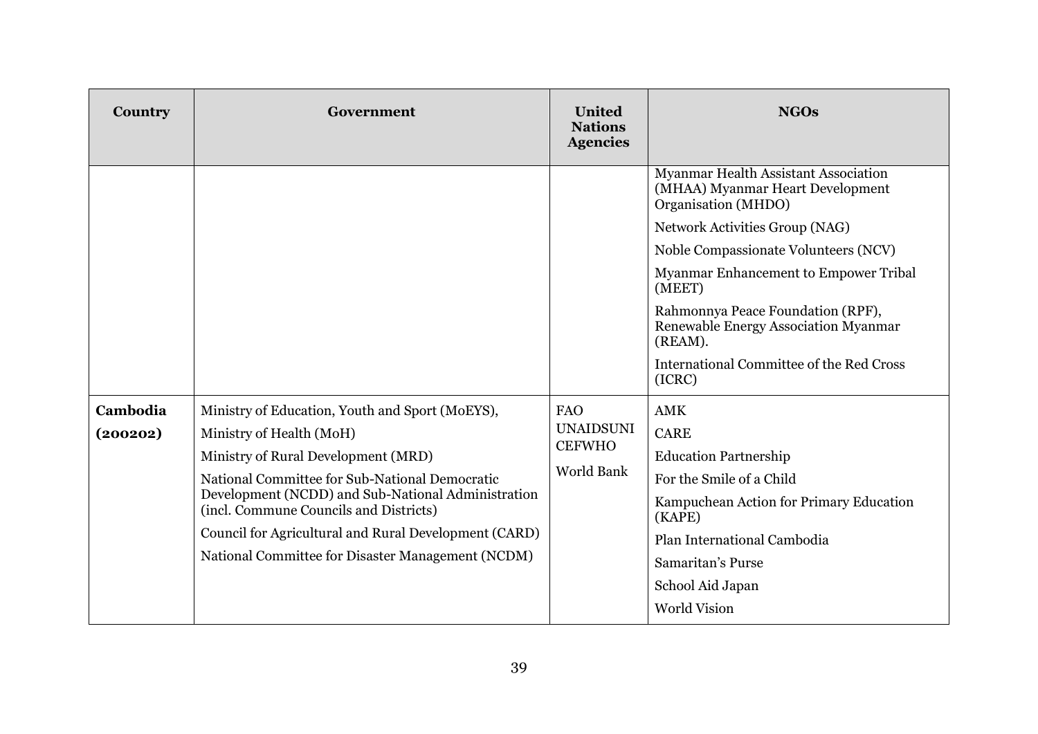| Country | Government | United Nations Agencies | NGOs |
|---|---|---|---|
| | | | Myanmar Health Assistant Association (MHAA) Myanmar Heart Development Organisation (MHDO)<br>Network Activities Group (NAG)<br>Noble Compassionate Volunteers (NCV)<br>Myanmar Enhancement to Empower Tribal (MEET)<br>Rahmonnya Peace Foundation (RPF), Renewable Energy Association Myanmar (REAM).<br>International Committee of the Red Cross (ICRC) |
| **Cambodia (200202)** | Ministry of Education, Youth and Sport (MoEYS),<br>Ministry of Health (MoH)<br>Ministry of Rural Development (MRD)<br>National Committee for Sub-National Democratic Development (NCDD) and Sub-National Administration (incl. Commune Councils and Districts)<br>Council for Agricultural and Rural Development (CARD)<br>National Committee for Disaster Management (NCDM) | FAO<br>UNAIDSUNI CEFWHO<br>World Bank | AMK<br>CARE<br>Education Partnership<br>For the Smile of a Child<br>Kampuchean Action for Primary Education (KAPE)<br>Plan International Cambodia<br>Samaritan's Purse<br>School Aid Japan<br>World Vision |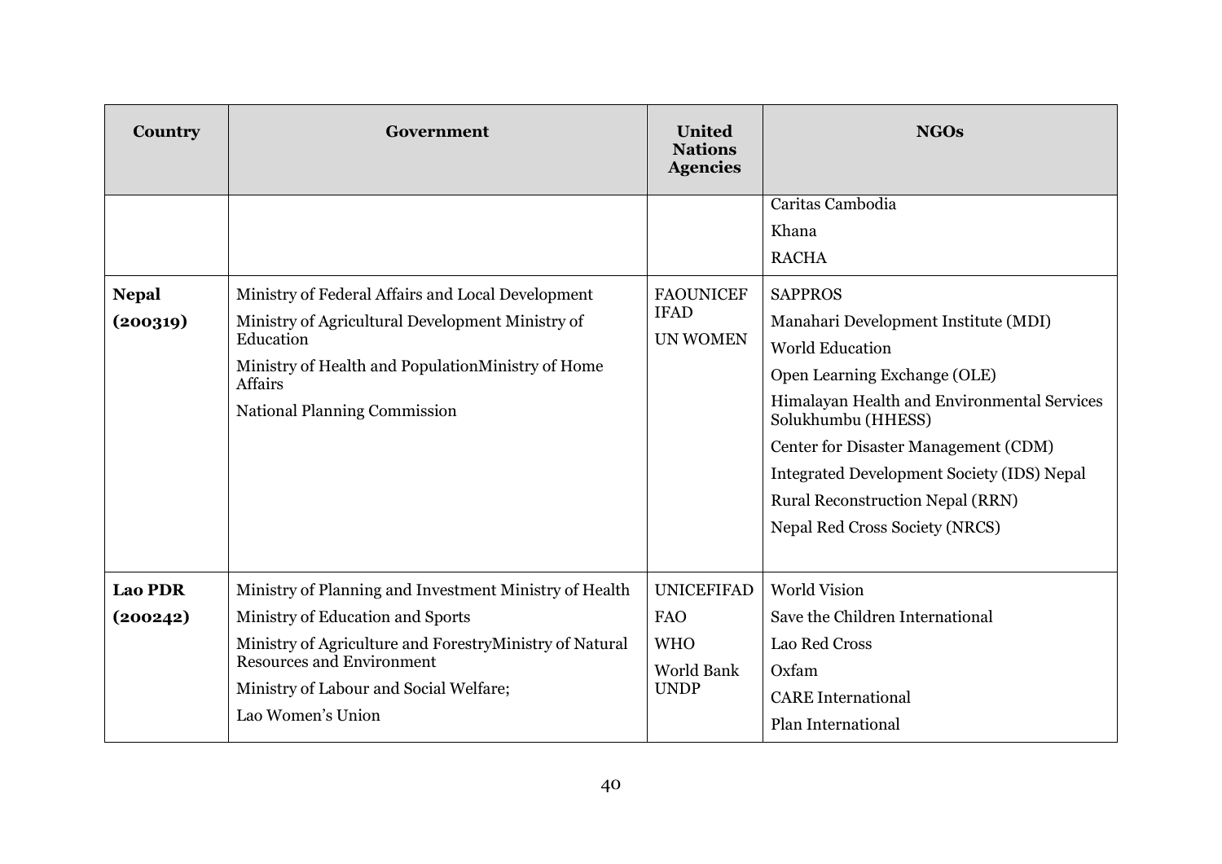| Country | Government | United Nations Agencies | NGOs |
|---|---|---|---|
| | | | Caritas Cambodia<br>Khana<br>RACHA |
| **Nepal**<br>**(200319)** | Ministry of Federal Affairs and Local Development<br>Ministry of Agricultural Development Ministry of Education<br>Ministry of Health and PopulationMinistry of Home Affairs<br>National Planning Commission | FAOUNICEF IFAD<br>UN WOMEN | SAPPROS<br>Manahari Development Institute (MDI)<br>World Education<br>Open Learning Exchange (OLE)<br>Himalayan Health and Environmental Services Solukhumbu (HHESS)<br>Center for Disaster Management (CDM)<br>Integrated Development Society (IDS) Nepal<br>Rural Reconstruction Nepal (RRN)<br>Nepal Red Cross Society (NRCS) |
| **Lao PDR**<br>**(200242)** | Ministry of Planning and Investment Ministry of Health<br>Ministry of Education and Sports<br>Ministry of Agriculture and ForestryMinistry of Natural Resources and Environment<br>Ministry of Labour and Social Welfare;<br>Lao Women's Union | UNICEFIFAD<br>FAO<br>WHO<br>World Bank UNDP | World Vision<br>Save the Children International<br>Lao Red Cross<br>Oxfam<br>CARE International<br>Plan International |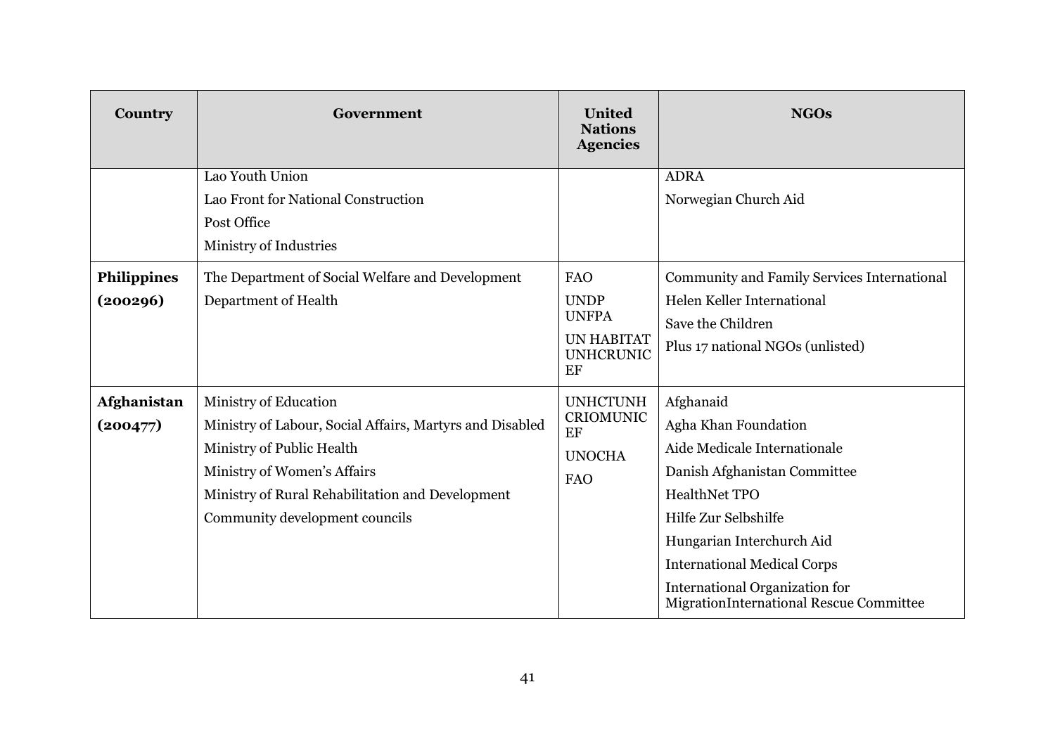| Country | Government | United Nations Agencies | NGOs |
|---|---|---|---|
| | Lao Youth Union<br>Lao Front for National Construction<br>Post Office<br>Ministry of Industries | | ADRA<br>Norwegian Church Aid |
| **Philippines (200296)** | The Department of Social Welfare and Development<br>Department of Health | FAO<br>UNDP<br>UNFPA<br>UN HABITAT<br>UNHCRUNICEF | Community and Family Services International<br>Helen Keller International<br>Save the Children<br>Plus 17 national NGOs (unlisted) |
| **Afghanistan (200477)** | Ministry of Education<br>Ministry of Labour, Social Affairs, Martyrs and Disabled<br>Ministry of Public Health<br>Ministry of Women's Affairs<br>Ministry of Rural Rehabilitation and Development<br>Community development councils | UNHCTUNHCRIOMUNICEF<br>UNOCHA<br>FAO | Afghanaid<br>Agha Khan Foundation<br>Aide Medicale Internationale<br>Danish Afghanistan Committee<br>HealthNet TPO<br>Hilfe Zur Selbshilfe<br>Hungarian Interchurch Aid<br>International Medical Corps<br>International Organization for MigrationInternational Rescue Committee |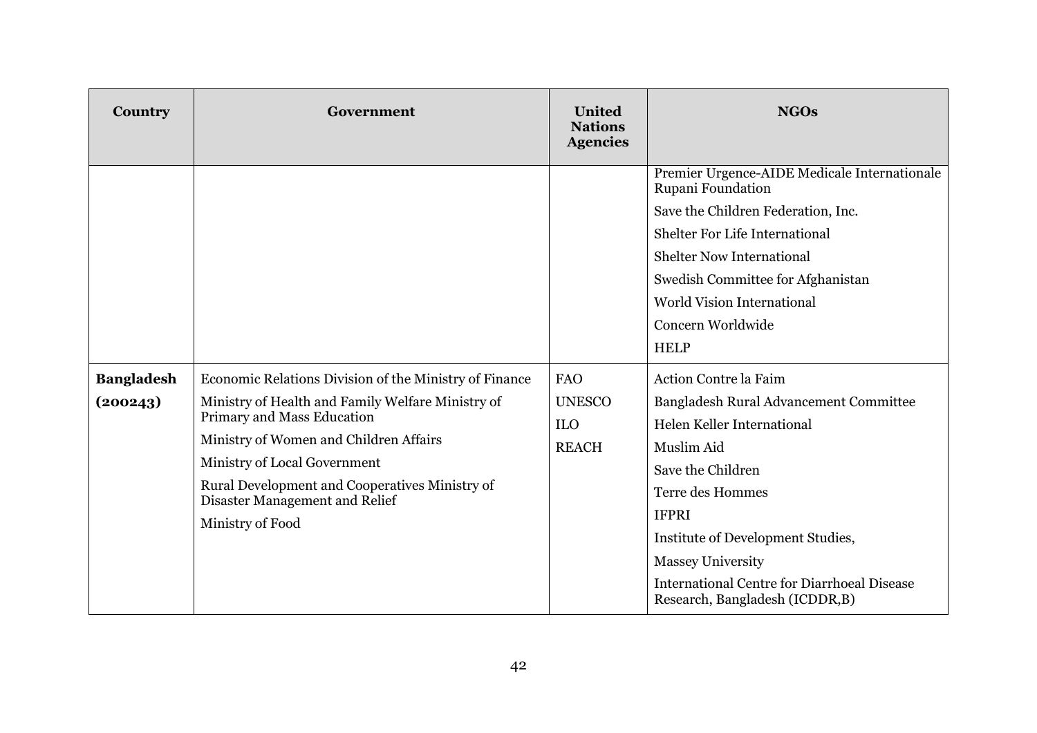| Country | Government | United Nations Agencies | NGOs |
|---|---|---|---|
| | | | Premier Urgence-AIDE Medicale Internationale Rupani Foundation<br>Save the Children Federation, Inc.<br>Shelter For Life International<br>Shelter Now International<br>Swedish Committee for Afghanistan<br>World Vision International<br>Concern Worldwide<br>HELP |
| **Bangladesh (200243)** | Economic Relations Division of the Ministry of Finance<br>Ministry of Health and Family Welfare Ministry of Primary and Mass Education<br>Ministry of Women and Children Affairs<br>Ministry of Local Government<br>Rural Development and Cooperatives Ministry of Disaster Management and Relief<br>Ministry of Food | FAO<br>UNESCO<br>ILO<br>REACH | Action Contre la Faim<br>Bangladesh Rural Advancement Committee<br>Helen Keller International<br>Muslim Aid<br>Save the Children<br>Terre des Hommes<br>IFPRI<br>Institute of Development Studies,<br>Massey University<br>International Centre for Diarrhoeal Disease Research, Bangladesh (ICDDR,B) |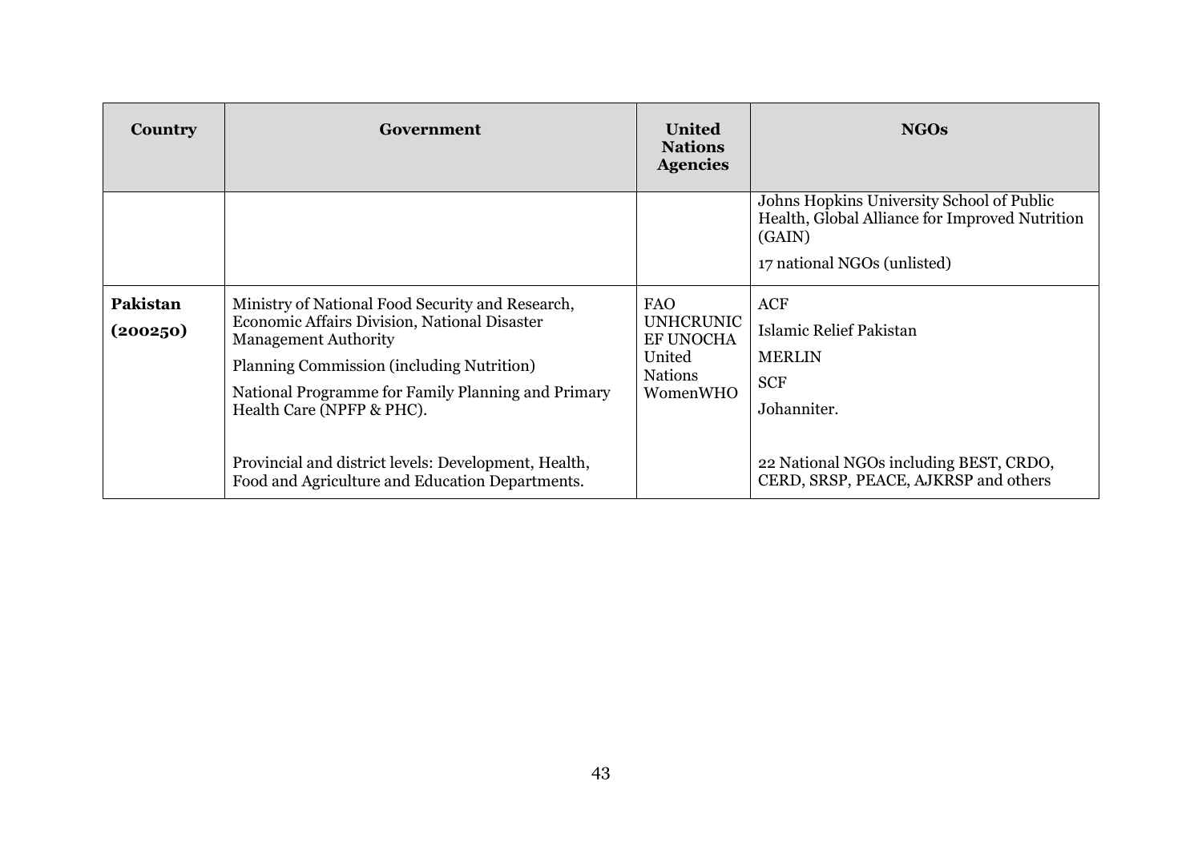| Country | Government | United Nations Agencies | NGOs |
|---|---|---|---|
| | | | Johns Hopkins University School of Public Health, Global Alliance for Improved Nutrition (GAIN)<br><br>17 national NGOs (unlisted) |
| **Pakistan (200250)** | Ministry of National Food Security and Research, Economic Affairs Division, National Disaster Management Authority<br><br>Planning Commission (including Nutrition)<br><br>National Programme for Family Planning and Primary Health Care (NPFP & PHC).<br><br>Provincial and district levels: Development, Health, Food and Agriculture and Education Departments. | FAO UNHCRUNICEF UNOCHA United Nations WomenWHO | ACF<br><br>Islamic Relief Pakistan<br><br>MERLIN<br><br>SCF<br><br>Johanniter.<br><br>22 National NGOs including BEST, CRDO, CERD, SRSP, PEACE, AJKRSP and others |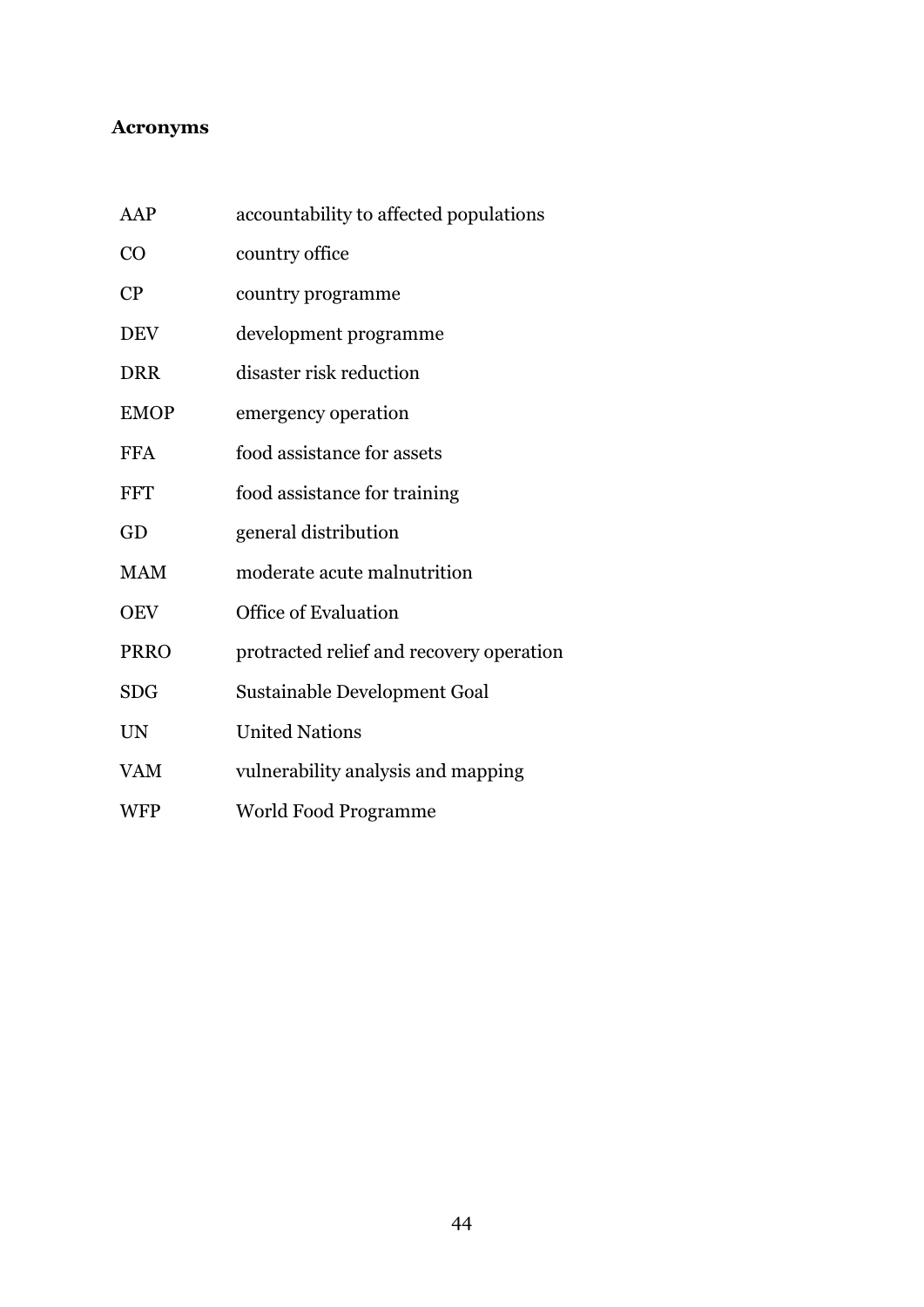## Acronyms

| | |
|---|---|
| AAP | accountability to affected populations |
| CO | country office |
| CP | country programme |
| DEV | development programme |
| DRR | disaster risk reduction |
| EMOP | emergency operation |
| FFA | food assistance for assets |
| FFT | food assistance for training |
| GD | general distribution |
| MAM | moderate acute malnutrition |
| OEV | Office of Evaluation |
| PRRO | protracted relief and recovery operation |
| SDG | Sustainable Development Goal |
| UN | United Nations |
| VAM | vulnerability analysis and mapping |
| WFP | World Food Programme |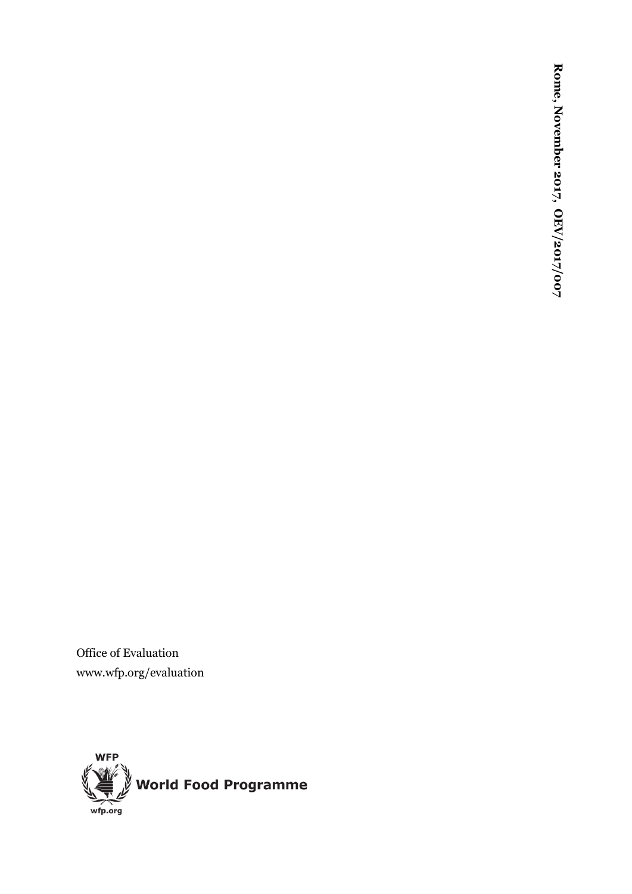**Rome, November 2017, OEV/2017/007**

Office of Evaluation
www.wfp.org/evaluation

WFP
World Food Programme
wfp.org